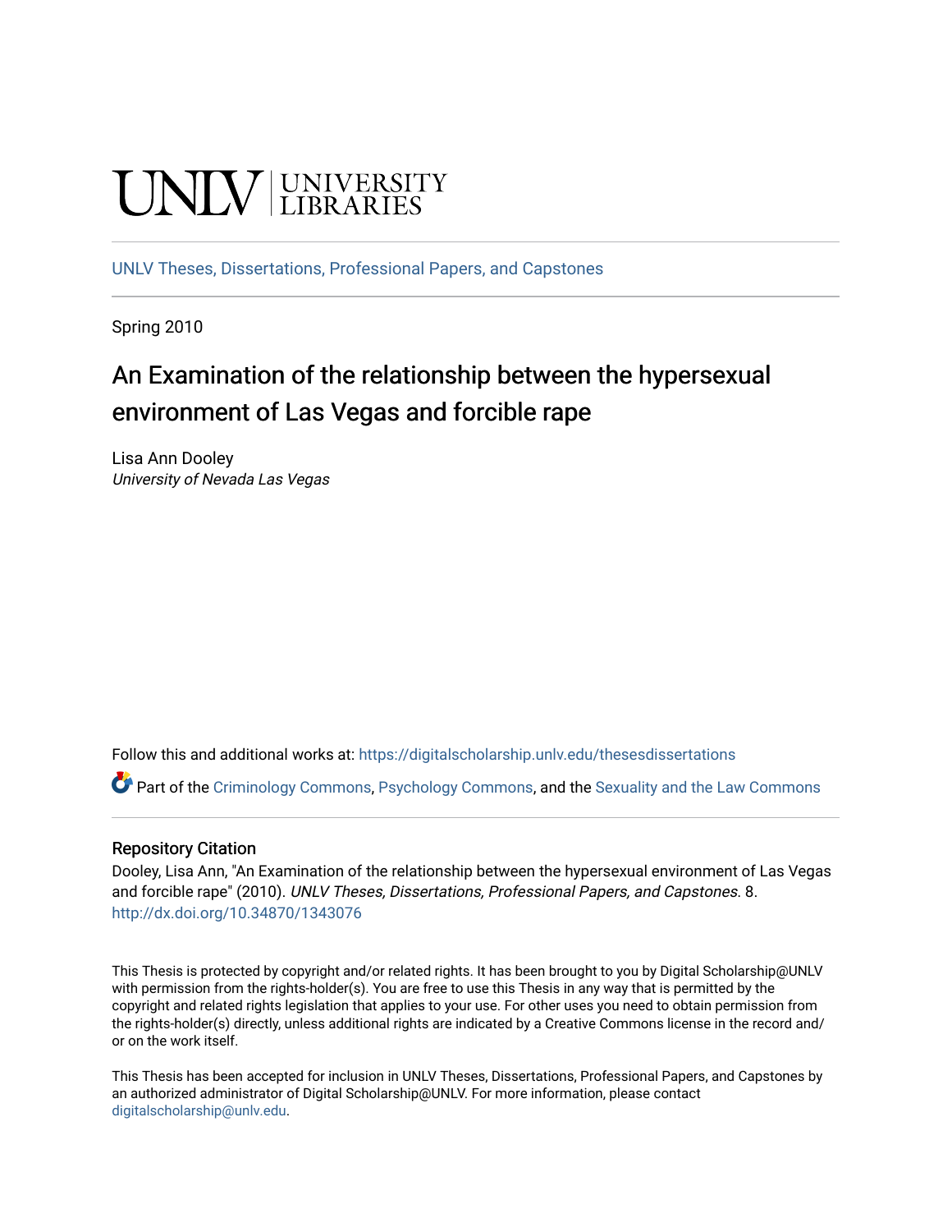UNLV | UNIVERSITY LIBRARIES

UNLV Theses, Dissertations, Professional Papers, and Capstones

Spring 2010

# An Examination of the relationship between the hypersexual environment of Las Vegas and forcible rape

Lisa Ann Dooley
*University of Nevada Las Vegas*

Follow this and additional works at: https://digitalscholarship.unlv.edu/thesesdissertations

Part of the Criminology Commons, Psychology Commons, and the Sexuality and the Law Commons

### Repository Citation

Dooley, Lisa Ann, "An Examination of the relationship between the hypersexual environment of Las Vegas and forcible rape" (2010). *UNLV Theses, Dissertations, Professional Papers, and Capstones*. 8. http://dx.doi.org/10.34870/1343076

This Thesis is protected by copyright and/or related rights. It has been brought to you by Digital Scholarship@UNLV with permission from the rights-holder(s). You are free to use this Thesis in any way that is permitted by the copyright and related rights legislation that applies to your use. For other uses you need to obtain permission from the rights-holder(s) directly, unless additional rights are indicated by a Creative Commons license in the record and/or on the work itself.

This Thesis has been accepted for inclusion in UNLV Theses, Dissertations, Professional Papers, and Capstones by an authorized administrator of Digital Scholarship@UNLV. For more information, please contact digitalscholarship@unlv.edu.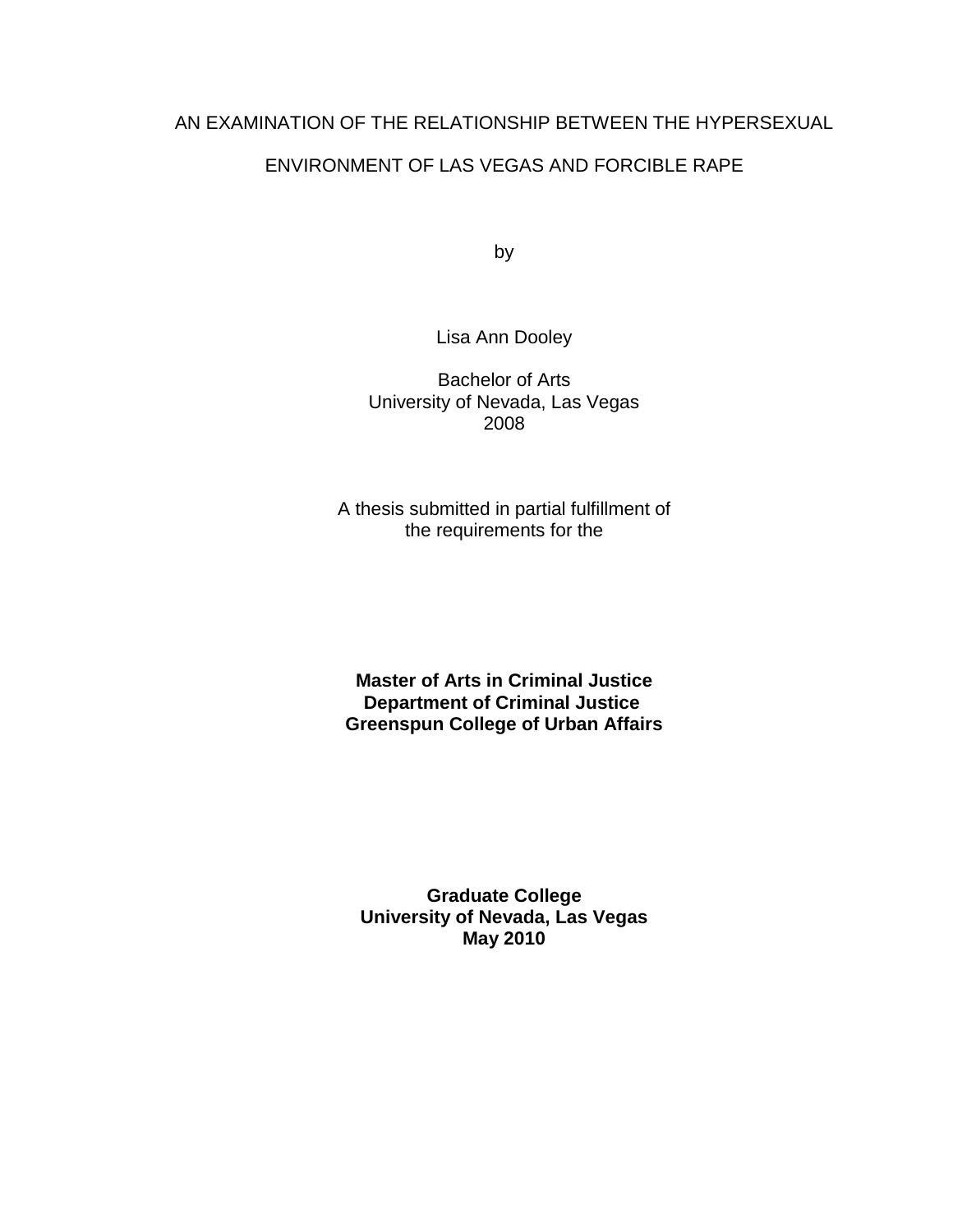AN EXAMINATION OF THE RELATIONSHIP BETWEEN THE HYPERSEXUAL ENVIRONMENT OF LAS VEGAS AND FORCIBLE RAPE

by

Lisa Ann Dooley

Bachelor of Arts
University of Nevada, Las Vegas
2008

A thesis submitted in partial fulfillment of
the requirements for the

**Master of Arts in Criminal Justice**
**Department of Criminal Justice**
**Greenspun College of Urban Affairs**

**Graduate College**
**University of Nevada, Las Vegas**
**May 2010**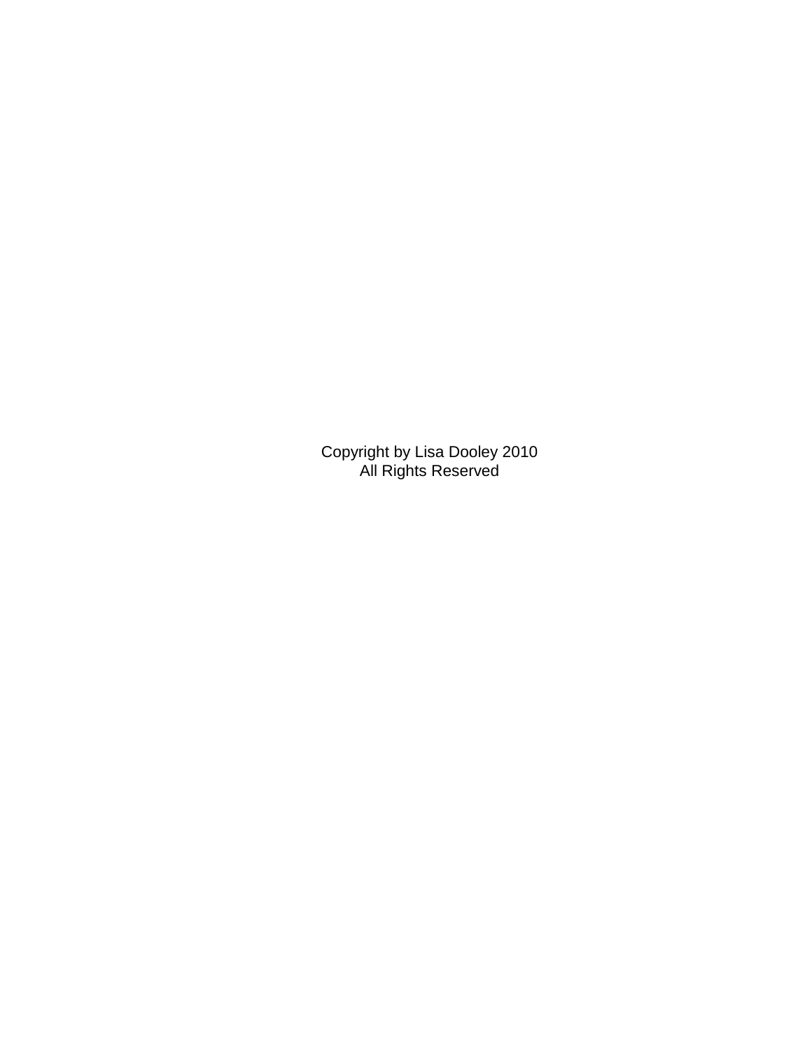Copyright by Lisa Dooley 2010
All Rights Reserved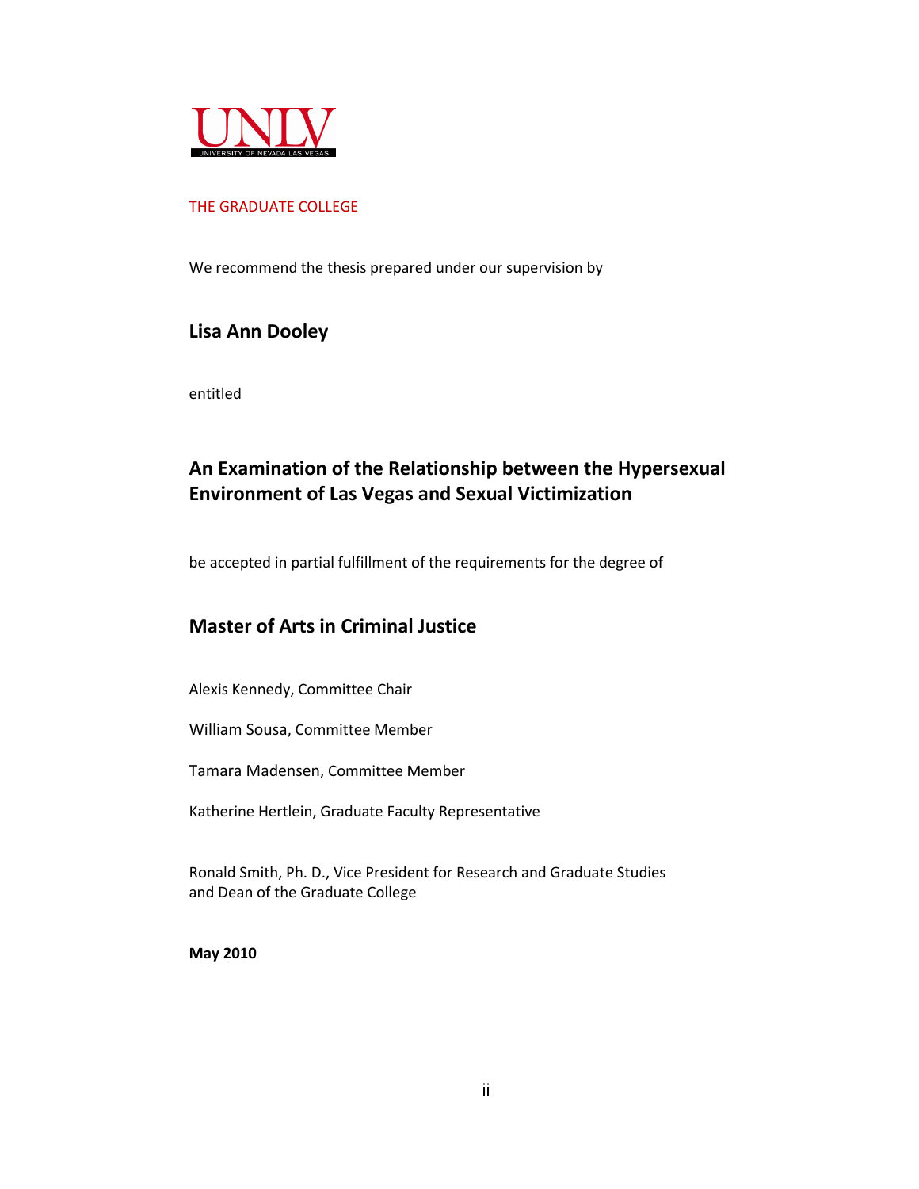UNLV
UNIVERSITY OF NEVADA LAS VEGAS

THE GRADUATE COLLEGE

We recommend the thesis prepared under our supervision by

**Lisa Ann Dooley**

entitled

**An Examination of the Relationship between the Hypersexual Environment of Las Vegas and Sexual Victimization**

be accepted in partial fulfillment of the requirements for the degree of

**Master of Arts in Criminal Justice**

Alexis Kennedy, Committee Chair

William Sousa, Committee Member

Tamara Madensen, Committee Member

Katherine Hertlein, Graduate Faculty Representative

Ronald Smith, Ph. D., Vice President for Research and Graduate Studies
and Dean of the Graduate College

**May 2010**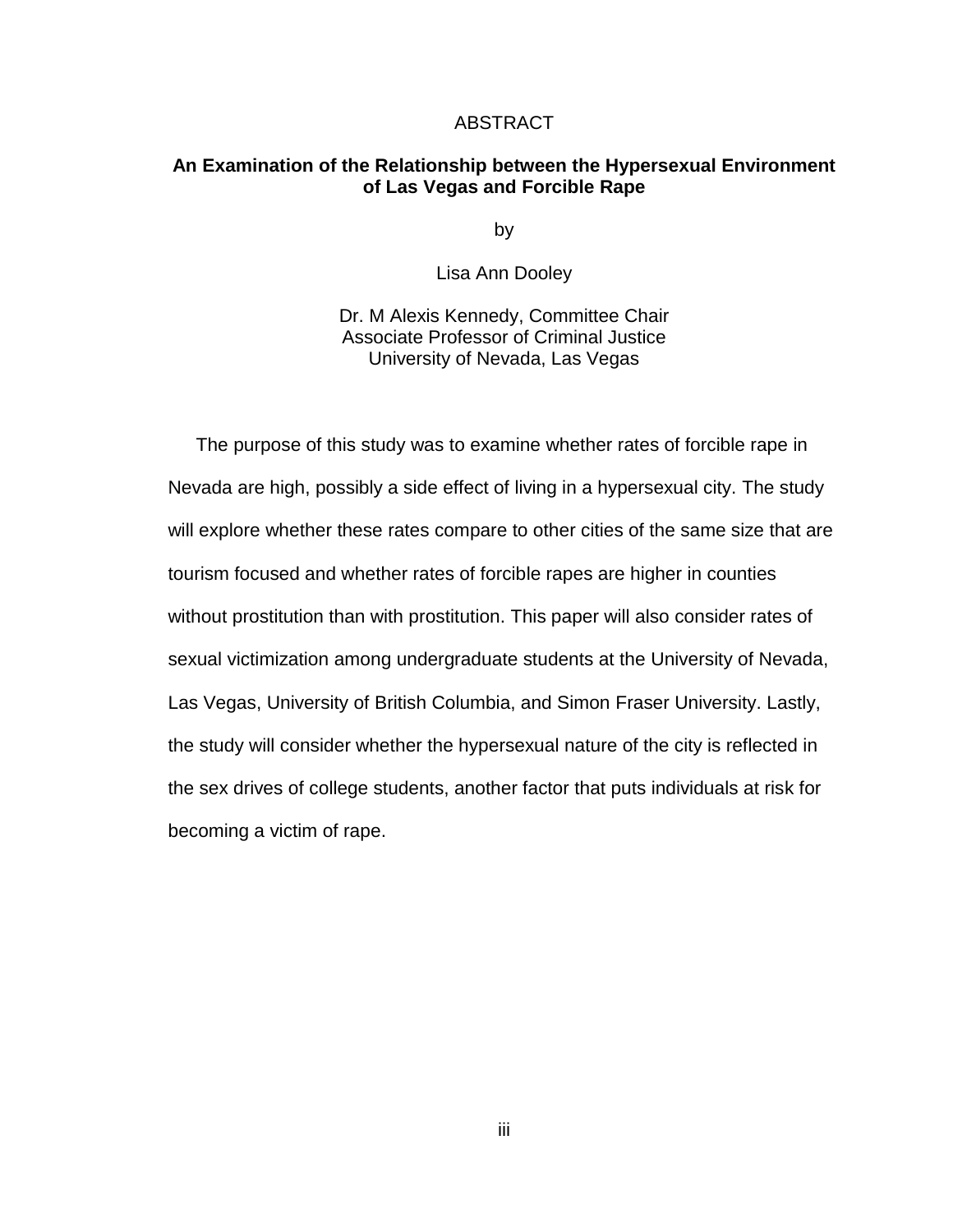# ABSTRACT

## An Examination of the Relationship between the Hypersexual Environment of Las Vegas and Forcible Rape

by

Lisa Ann Dooley

Dr. M Alexis Kennedy, Committee Chair
Associate Professor of Criminal Justice
University of Nevada, Las Vegas

The purpose of this study was to examine whether rates of forcible rape in Nevada are high, possibly a side effect of living in a hypersexual city. The study will explore whether these rates compare to other cities of the same size that are tourism focused and whether rates of forcible rapes are higher in counties without prostitution than with prostitution. This paper will also consider rates of sexual victimization among undergraduate students at the University of Nevada, Las Vegas, University of British Columbia, and Simon Fraser University. Lastly, the study will consider whether the hypersexual nature of the city is reflected in the sex drives of college students, another factor that puts individuals at risk for becoming a victim of rape.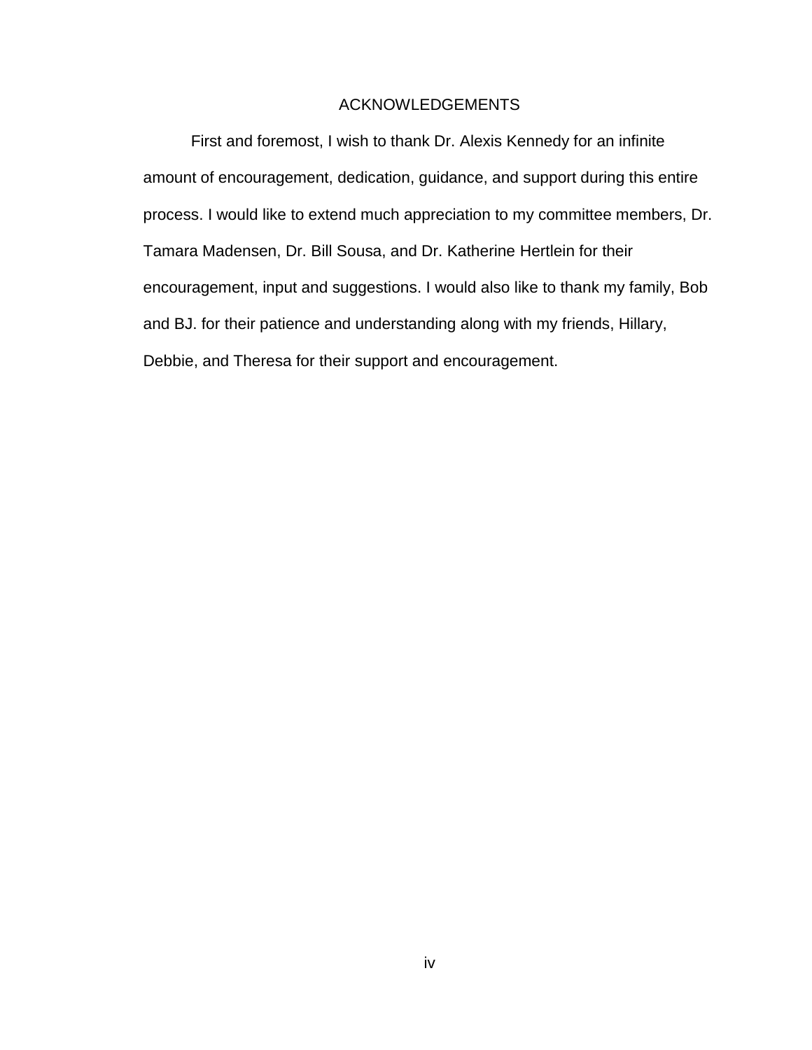# ACKNOWLEDGEMENTS

First and foremost, I wish to thank Dr. Alexis Kennedy for an infinite amount of encouragement, dedication, guidance, and support during this entire process. I would like to extend much appreciation to my committee members, Dr. Tamara Madensen, Dr. Bill Sousa, and Dr. Katherine Hertlein for their encouragement, input and suggestions. I would also like to thank my family, Bob and BJ. for their patience and understanding along with my friends, Hillary, Debbie, and Theresa for their support and encouragement.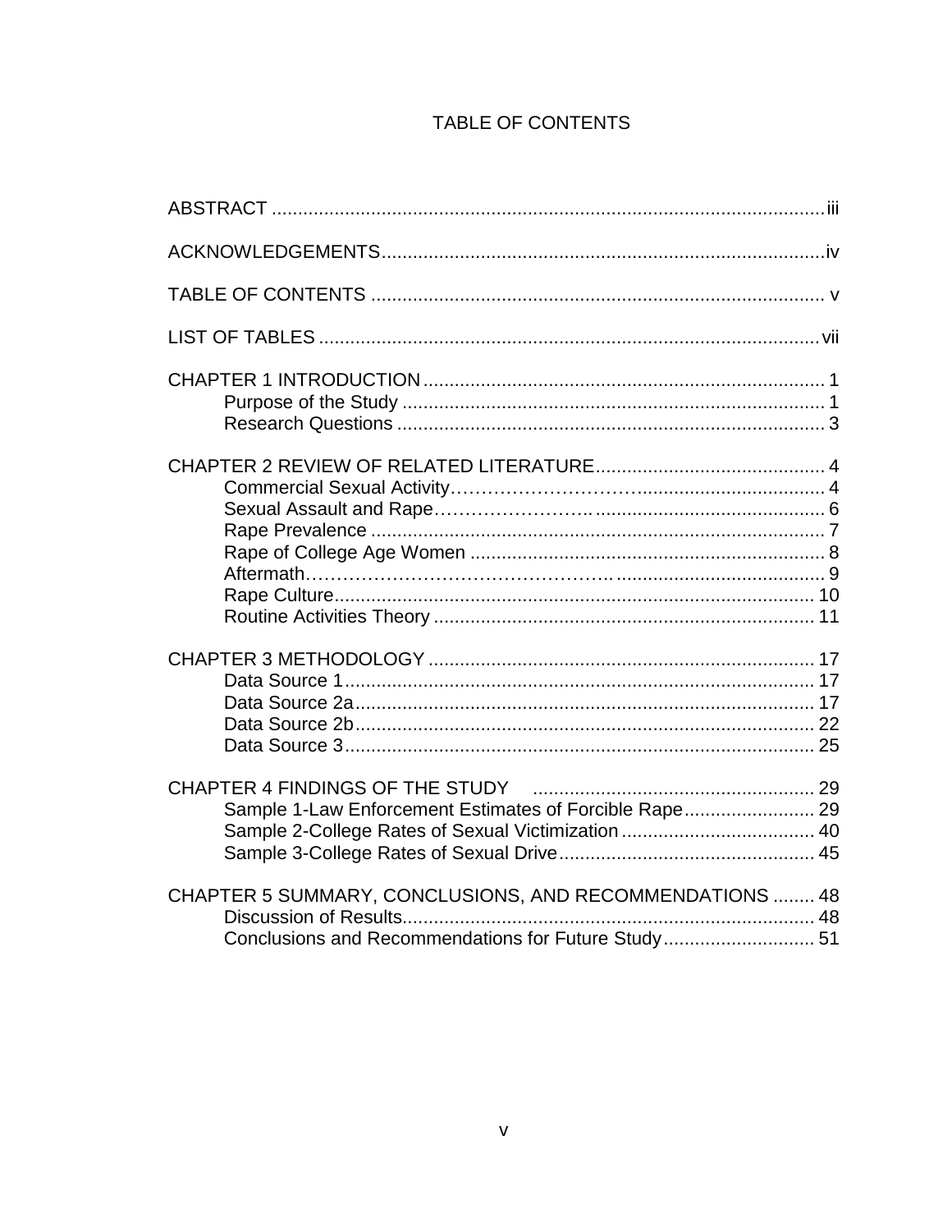# TABLE OF CONTENTS

ABSTRACT ..... iii

ACKNOWLEDGEMENTS ..... iv

TABLE OF CONTENTS ..... v

LIST OF TABLES ..... vii

CHAPTER 1 INTRODUCTION ..... 1
- Purpose of the Study ..... 1
- Research Questions ..... 3

CHAPTER 2 REVIEW OF RELATED LITERATURE ..... 4
- Commercial Sexual Activity ..... 4
- Sexual Assault and Rape ..... 6
- Rape Prevalence ..... 7
- Rape of College Age Women ..... 8
- Aftermath ..... 9
- Rape Culture ..... 10
- Routine Activities Theory ..... 11

CHAPTER 3 METHODOLOGY ..... 17
- Data Source 1 ..... 17
- Data Source 2a ..... 17
- Data Source 2b ..... 22
- Data Source 3 ..... 25

CHAPTER 4 FINDINGS OF THE STUDY ..... 29
- Sample 1-Law Enforcement Estimates of Forcible Rape ..... 29
- Sample 2-College Rates of Sexual Victimization ..... 40
- Sample 3-College Rates of Sexual Drive ..... 45

CHAPTER 5 SUMMARY, CONCLUSIONS, AND RECOMMENDATIONS ..... 48
- Discussion of Results ..... 48
- Conclusions and Recommendations for Future Study ..... 51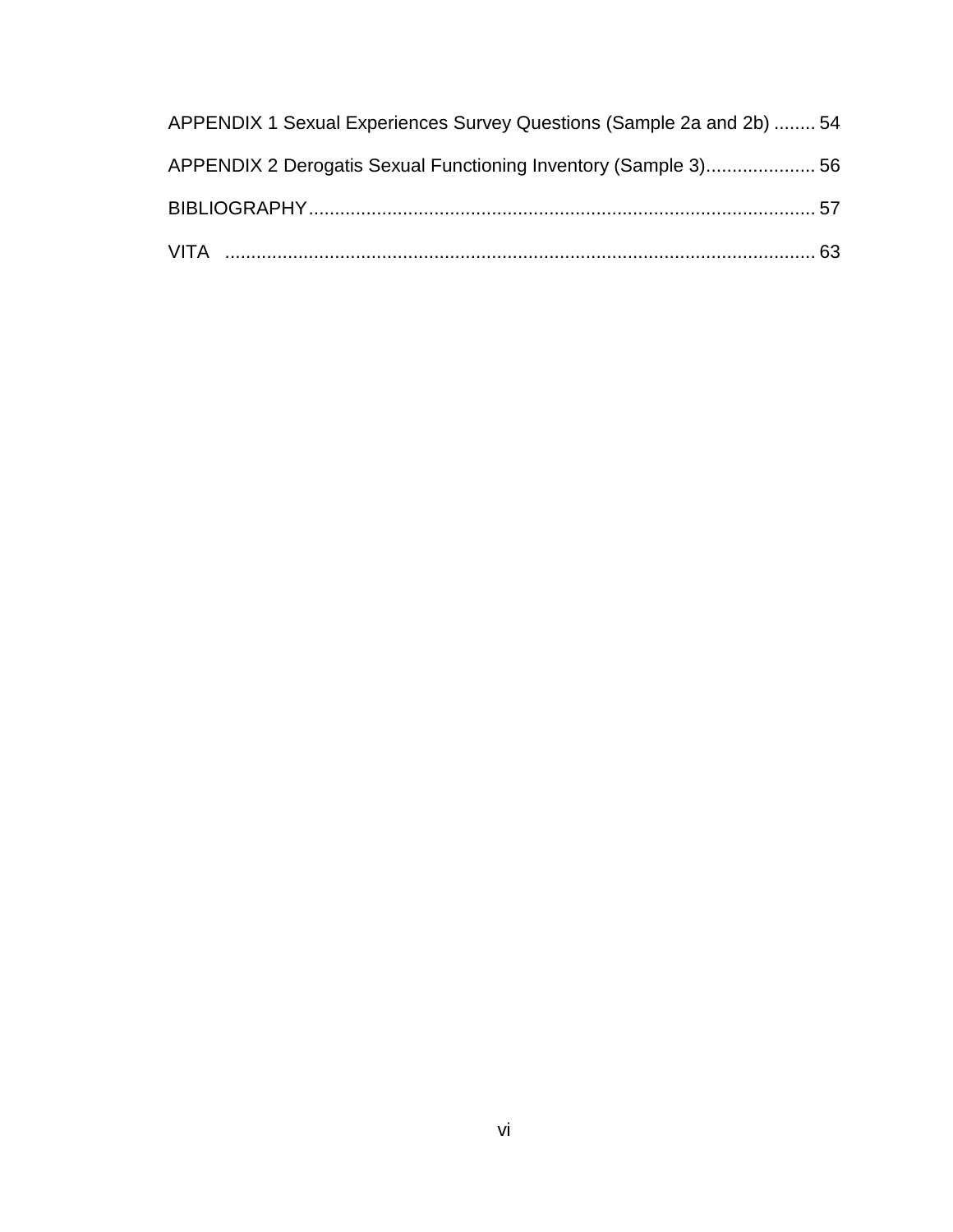APPENDIX 1 Sexual Experiences Survey Questions (Sample 2a and 2b) ........ 54

APPENDIX 2 Derogatis Sexual Functioning Inventory (Sample 3)..................... 56

BIBLIOGRAPHY................................................................................................ 57

VITA ................................................................................................................ 63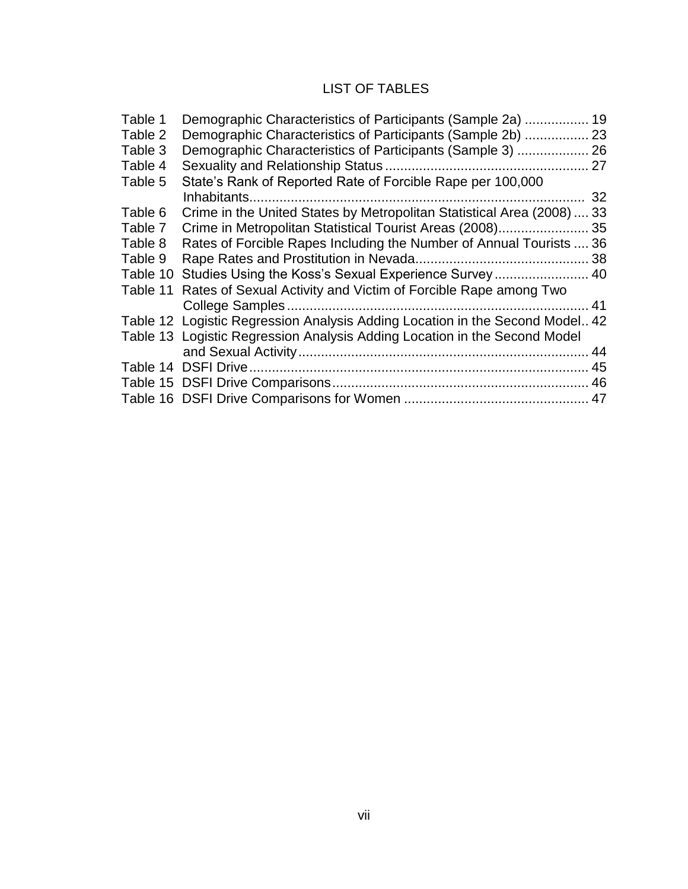# LIST OF TABLES

| | | |
|---|---|---|
| Table 1 | Demographic Characteristics of Participants (Sample 2a) | 19 |
| Table 2 | Demographic Characteristics of Participants (Sample 2b) | 23 |
| Table 3 | Demographic Characteristics of Participants (Sample 3) | 26 |
| Table 4 | Sexuality and Relationship Status | 27 |
| Table 5 | State's Rank of Reported Rate of Forcible Rape per 100,000 Inhabitants | 32 |
| Table 6 | Crime in the United States by Metropolitan Statistical Area (2008) | 33 |
| Table 7 | Crime in Metropolitan Statistical Tourist Areas (2008) | 35 |
| Table 8 | Rates of Forcible Rapes Including the Number of Annual Tourists | 36 |
| Table 9 | Rape Rates and Prostitution in Nevada | 38 |
| Table 10 | Studies Using the Koss's Sexual Experience Survey | 40 |
| Table 11 | Rates of Sexual Activity and Victim of Forcible Rape among Two College Samples | 41 |
| Table 12 | Logistic Regression Analysis Adding Location in the Second Model | 42 |
| Table 13 | Logistic Regression Analysis Adding Location in the Second Model and Sexual Activity | 44 |
| Table 14 | DSFI Drive | 45 |
| Table 15 | DSFI Drive Comparisons | 46 |
| Table 16 | DSFI Drive Comparisons for Women | 47 |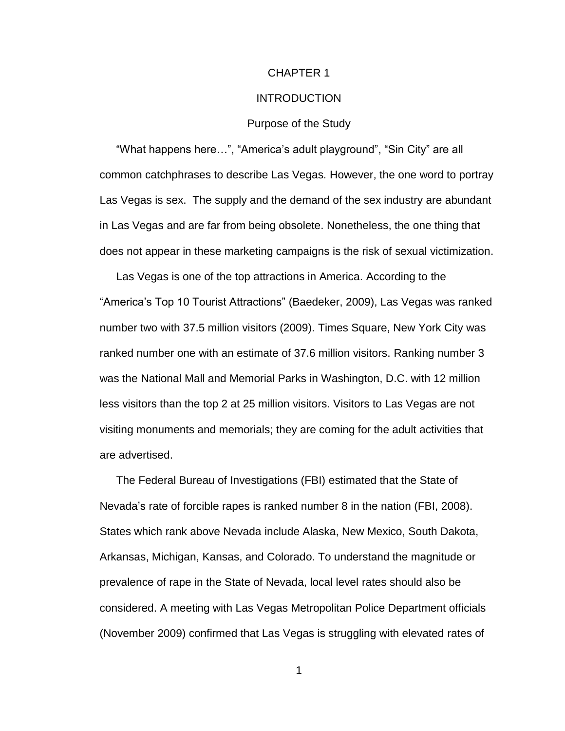# CHAPTER 1

# INTRODUCTION

## Purpose of the Study

"What happens here…", "America's adult playground", "Sin City" are all common catchphrases to describe Las Vegas. However, the one word to portray Las Vegas is sex. The supply and the demand of the sex industry are abundant in Las Vegas and are far from being obsolete. Nonetheless, the one thing that does not appear in these marketing campaigns is the risk of sexual victimization.

Las Vegas is one of the top attractions in America. According to the "America's Top 10 Tourist Attractions" (Baedeker, 2009), Las Vegas was ranked number two with 37.5 million visitors (2009). Times Square, New York City was ranked number one with an estimate of 37.6 million visitors. Ranking number 3 was the National Mall and Memorial Parks in Washington, D.C. with 12 million less visitors than the top 2 at 25 million visitors. Visitors to Las Vegas are not visiting monuments and memorials; they are coming for the adult activities that are advertised.

The Federal Bureau of Investigations (FBI) estimated that the State of Nevada's rate of forcible rapes is ranked number 8 in the nation (FBI, 2008). States which rank above Nevada include Alaska, New Mexico, South Dakota, Arkansas, Michigan, Kansas, and Colorado. To understand the magnitude or prevalence of rape in the State of Nevada, local level rates should also be considered. A meeting with Las Vegas Metropolitan Police Department officials (November 2009) confirmed that Las Vegas is struggling with elevated rates of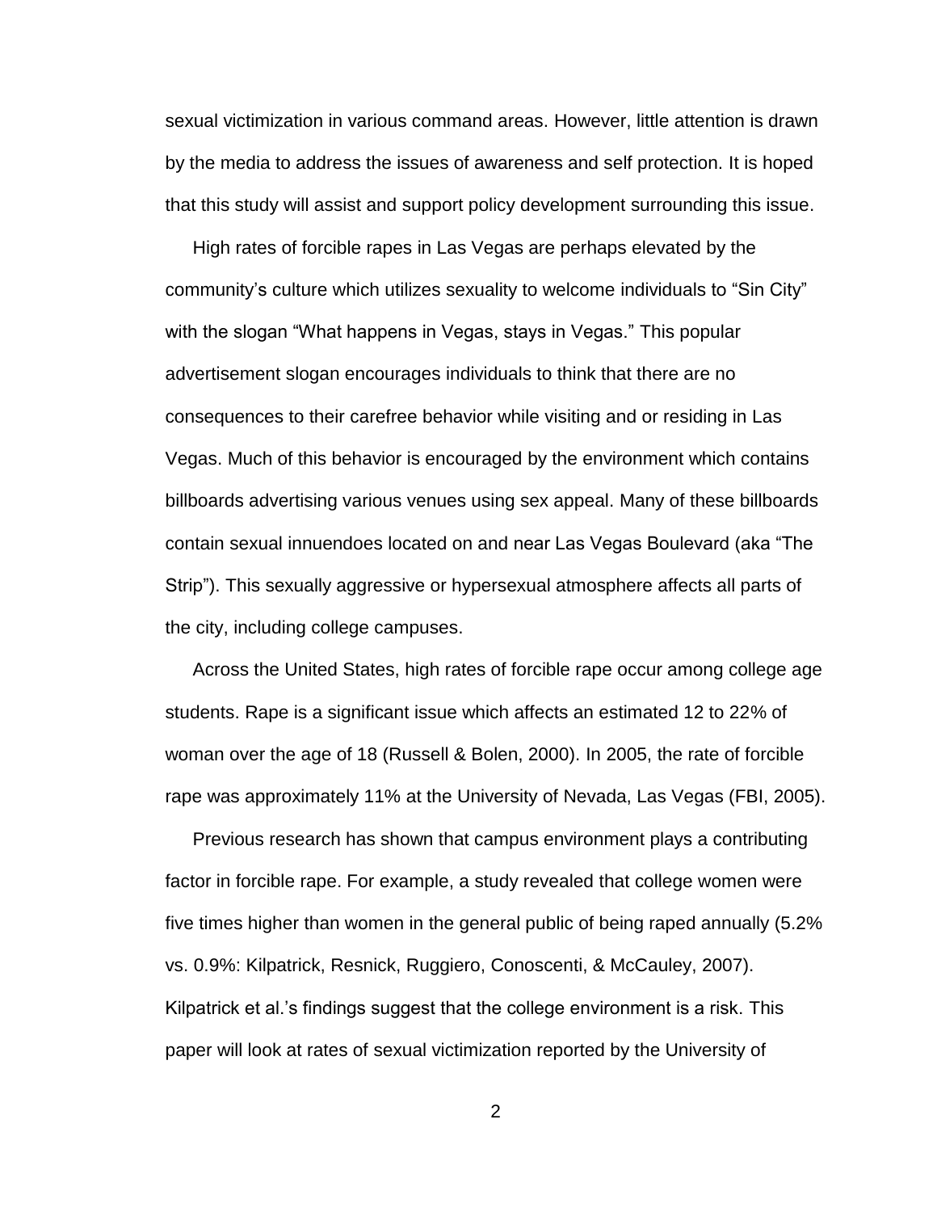sexual victimization in various command areas. However, little attention is drawn by the media to address the issues of awareness and self protection. It is hoped that this study will assist and support policy development surrounding this issue.

High rates of forcible rapes in Las Vegas are perhaps elevated by the community's culture which utilizes sexuality to welcome individuals to "Sin City" with the slogan "What happens in Vegas, stays in Vegas." This popular advertisement slogan encourages individuals to think that there are no consequences to their carefree behavior while visiting and or residing in Las Vegas. Much of this behavior is encouraged by the environment which contains billboards advertising various venues using sex appeal. Many of these billboards contain sexual innuendoes located on and near Las Vegas Boulevard (aka "The Strip"). This sexually aggressive or hypersexual atmosphere affects all parts of the city, including college campuses.

Across the United States, high rates of forcible rape occur among college age students. Rape is a significant issue which affects an estimated 12 to 22% of woman over the age of 18 (Russell & Bolen, 2000). In 2005, the rate of forcible rape was approximately 11% at the University of Nevada, Las Vegas (FBI, 2005).

Previous research has shown that campus environment plays a contributing factor in forcible rape. For example, a study revealed that college women were five times higher than women in the general public of being raped annually (5.2% vs. 0.9%: Kilpatrick, Resnick, Ruggiero, Conoscenti, & McCauley, 2007). Kilpatrick et al.'s findings suggest that the college environment is a risk. This paper will look at rates of sexual victimization reported by the University of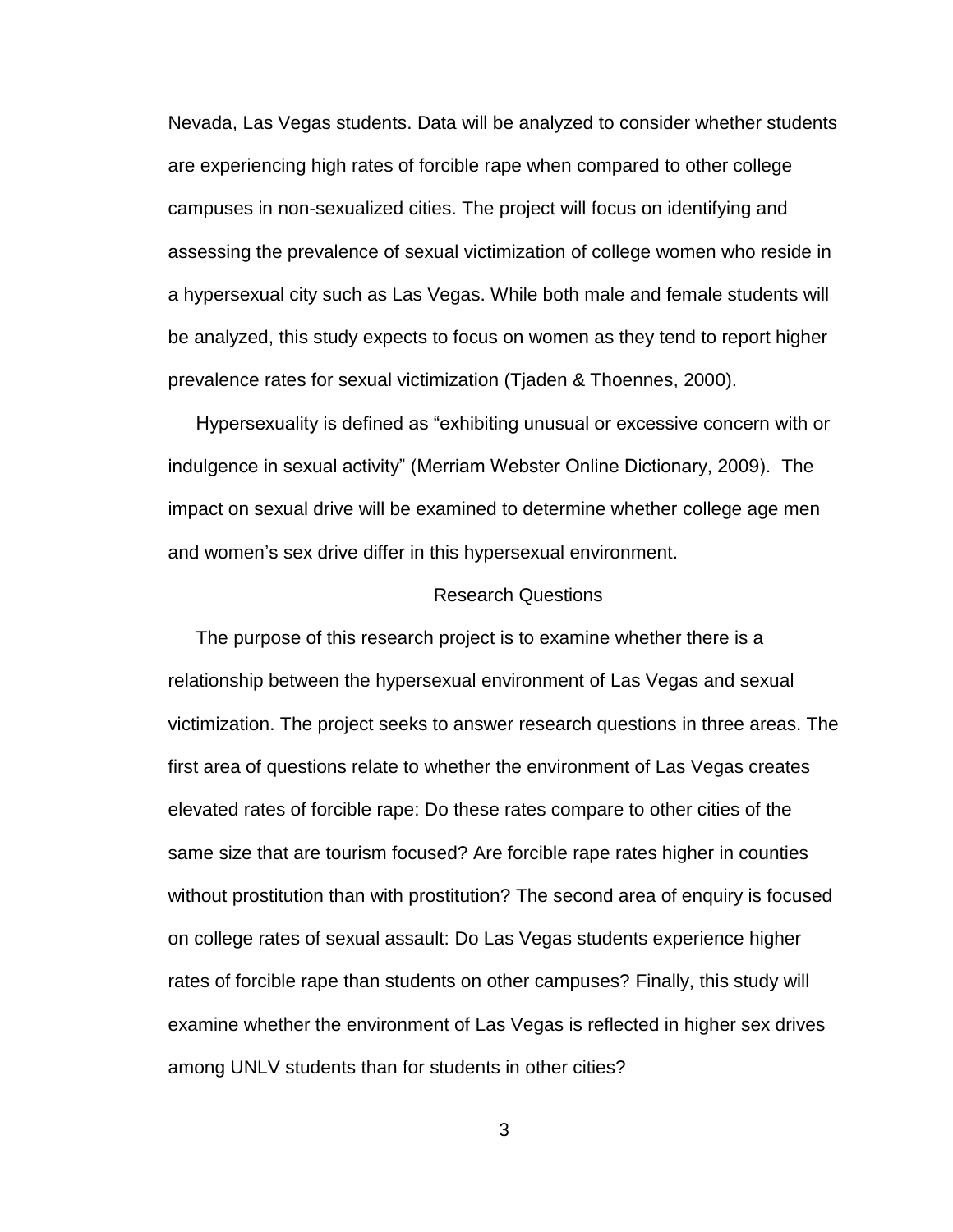Nevada, Las Vegas students. Data will be analyzed to consider whether students are experiencing high rates of forcible rape when compared to other college campuses in non-sexualized cities. The project will focus on identifying and assessing the prevalence of sexual victimization of college women who reside in a hypersexual city such as Las Vegas. While both male and female students will be analyzed, this study expects to focus on women as they tend to report higher prevalence rates for sexual victimization (Tjaden & Thoennes, 2000).

Hypersexuality is defined as "exhibiting unusual or excessive concern with or indulgence in sexual activity" (Merriam Webster Online Dictionary, 2009). The impact on sexual drive will be examined to determine whether college age men and women's sex drive differ in this hypersexual environment.

## Research Questions

The purpose of this research project is to examine whether there is a relationship between the hypersexual environment of Las Vegas and sexual victimization. The project seeks to answer research questions in three areas. The first area of questions relate to whether the environment of Las Vegas creates elevated rates of forcible rape: Do these rates compare to other cities of the same size that are tourism focused? Are forcible rape rates higher in counties without prostitution than with prostitution? The second area of enquiry is focused on college rates of sexual assault: Do Las Vegas students experience higher rates of forcible rape than students on other campuses? Finally, this study will examine whether the environment of Las Vegas is reflected in higher sex drives among UNLV students than for students in other cities?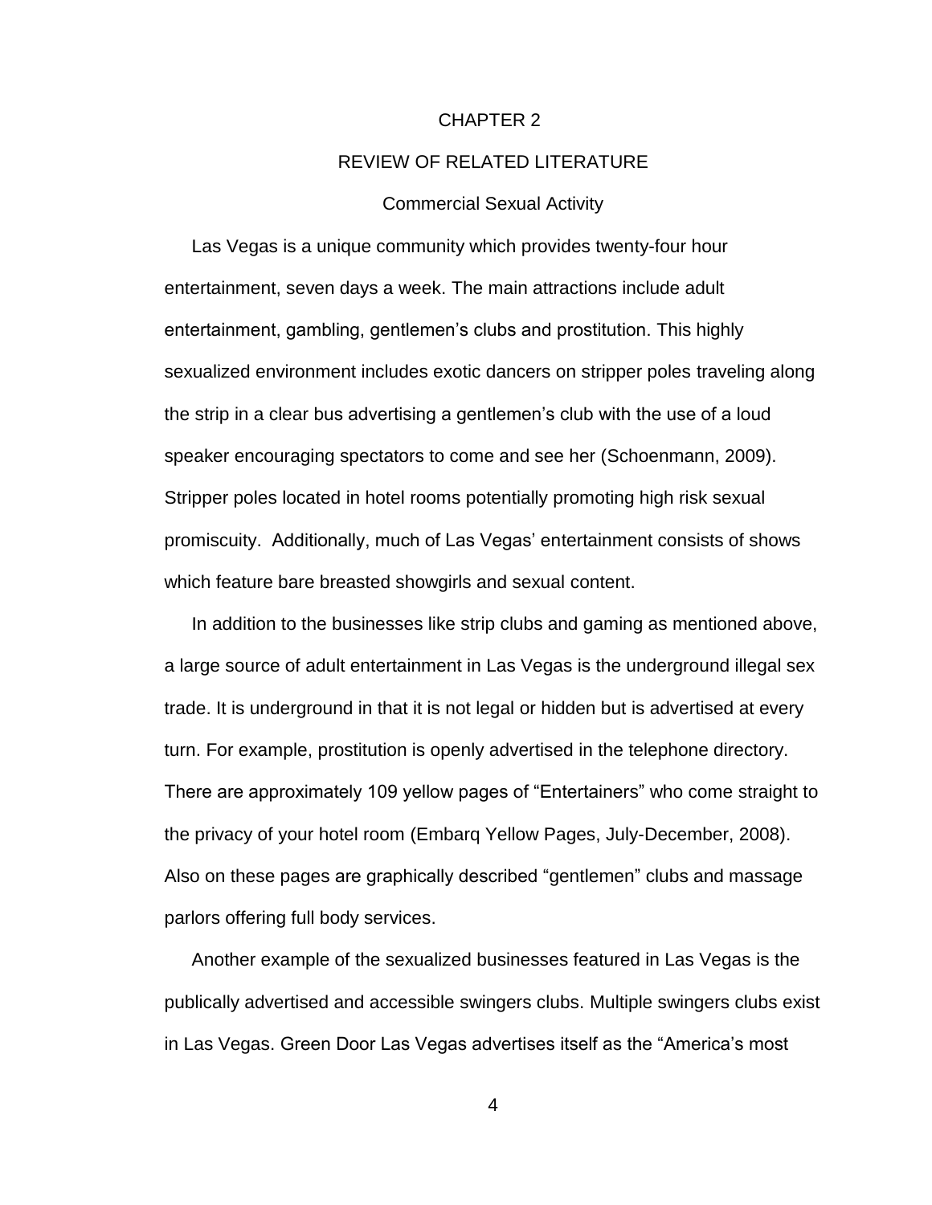# CHAPTER 2

# REVIEW OF RELATED LITERATURE

## Commercial Sexual Activity

Las Vegas is a unique community which provides twenty-four hour entertainment, seven days a week. The main attractions include adult entertainment, gambling, gentlemen's clubs and prostitution. This highly sexualized environment includes exotic dancers on stripper poles traveling along the strip in a clear bus advertising a gentlemen's club with the use of a loud speaker encouraging spectators to come and see her (Schoenmann, 2009). Stripper poles located in hotel rooms potentially promoting high risk sexual promiscuity. Additionally, much of Las Vegas' entertainment consists of shows which feature bare breasted showgirls and sexual content.

In addition to the businesses like strip clubs and gaming as mentioned above, a large source of adult entertainment in Las Vegas is the underground illegal sex trade. It is underground in that it is not legal or hidden but is advertised at every turn. For example, prostitution is openly advertised in the telephone directory. There are approximately 109 yellow pages of "Entertainers" who come straight to the privacy of your hotel room (Embarq Yellow Pages, July-December, 2008). Also on these pages are graphically described "gentlemen" clubs and massage parlors offering full body services.

Another example of the sexualized businesses featured in Las Vegas is the publically advertised and accessible swingers clubs. Multiple swingers clubs exist in Las Vegas. Green Door Las Vegas advertises itself as the "America's most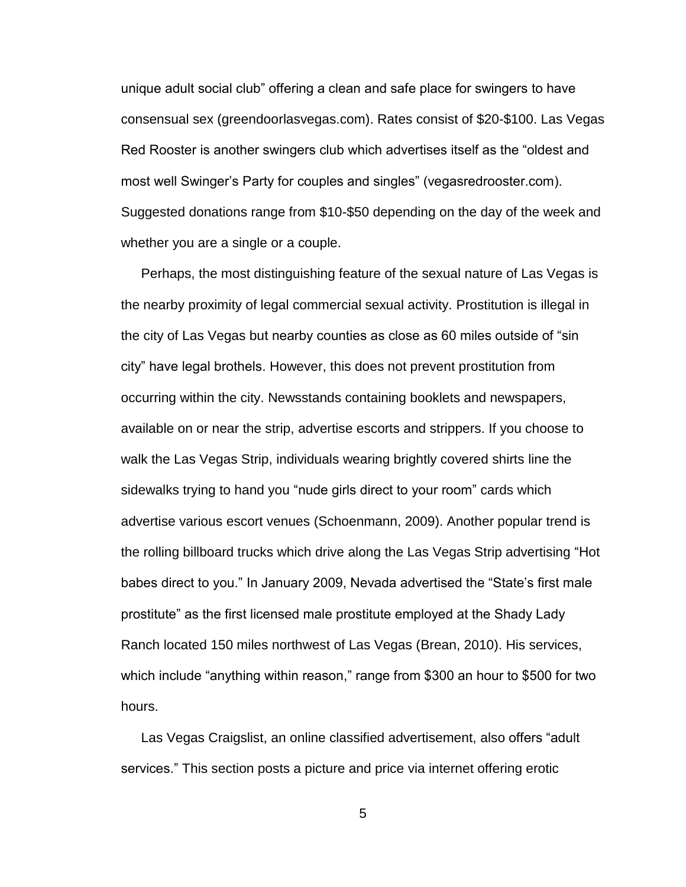unique adult social club" offering a clean and safe place for swingers to have consensual sex (greendoorlasvegas.com). Rates consist of $20-$100. Las Vegas Red Rooster is another swingers club which advertises itself as the "oldest and most well Swinger's Party for couples and singles" (vegasredrooster.com). Suggested donations range from $10-$50 depending on the day of the week and whether you are a single or a couple.

Perhaps, the most distinguishing feature of the sexual nature of Las Vegas is the nearby proximity of legal commercial sexual activity. Prostitution is illegal in the city of Las Vegas but nearby counties as close as 60 miles outside of "sin city" have legal brothels. However, this does not prevent prostitution from occurring within the city. Newsstands containing booklets and newspapers, available on or near the strip, advertise escorts and strippers. If you choose to walk the Las Vegas Strip, individuals wearing brightly covered shirts line the sidewalks trying to hand you "nude girls direct to your room" cards which advertise various escort venues (Schoenmann, 2009). Another popular trend is the rolling billboard trucks which drive along the Las Vegas Strip advertising "Hot babes direct to you." In January 2009, Nevada advertised the "State's first male prostitute" as the first licensed male prostitute employed at the Shady Lady Ranch located 150 miles northwest of Las Vegas (Brean, 2010). His services, which include "anything within reason," range from $300 an hour to $500 for two hours.

Las Vegas Craigslist, an online classified advertisement, also offers "adult services." This section posts a picture and price via internet offering erotic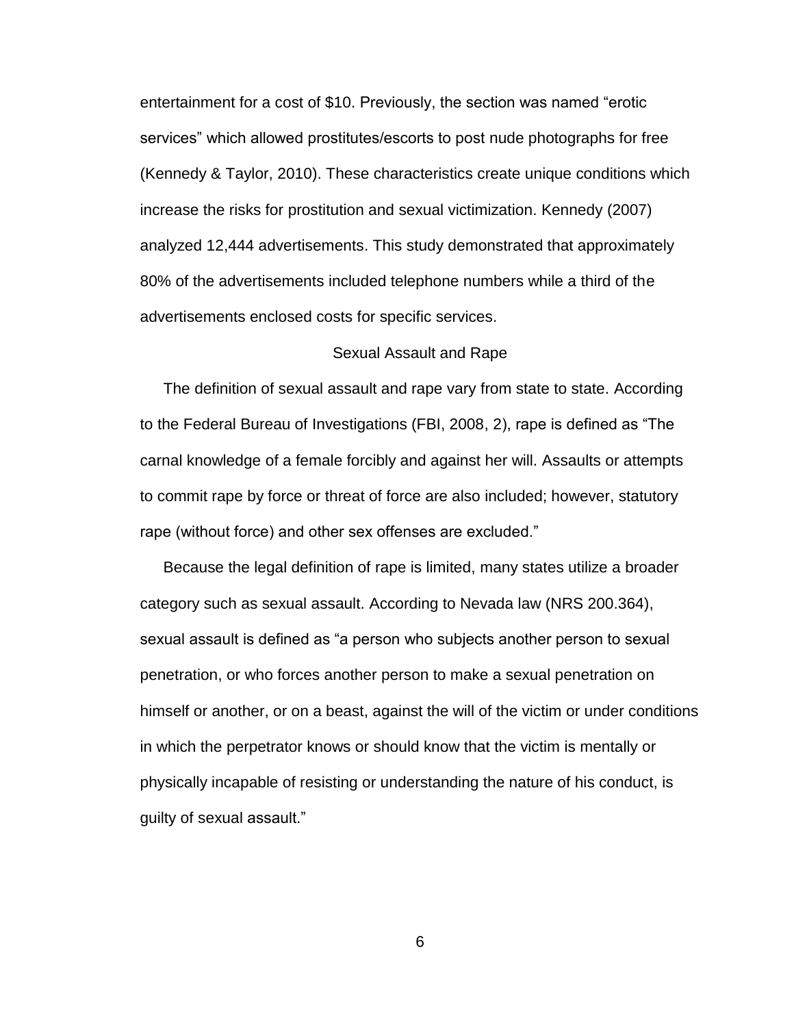entertainment for a cost of $10. Previously, the section was named “erotic services” which allowed prostitutes/escorts to post nude photographs for free (Kennedy & Taylor, 2010). These characteristics create unique conditions which increase the risks for prostitution and sexual victimization. Kennedy (2007) analyzed 12,444 advertisements. This study demonstrated that approximately 80% of the advertisements included telephone numbers while a third of the advertisements enclosed costs for specific services.

## Sexual Assault and Rape

The definition of sexual assault and rape vary from state to state. According to the Federal Bureau of Investigations (FBI, 2008, 2), rape is defined as “The carnal knowledge of a female forcibly and against her will. Assaults or attempts to commit rape by force or threat of force are also included; however, statutory rape (without force) and other sex offenses are excluded.”

Because the legal definition of rape is limited, many states utilize a broader category such as sexual assault. According to Nevada law (NRS 200.364), sexual assault is defined as “a person who subjects another person to sexual penetration, or who forces another person to make a sexual penetration on himself or another, or on a beast, against the will of the victim or under conditions in which the perpetrator knows or should know that the victim is mentally or physically incapable of resisting or understanding the nature of his conduct, is guilty of sexual assault.”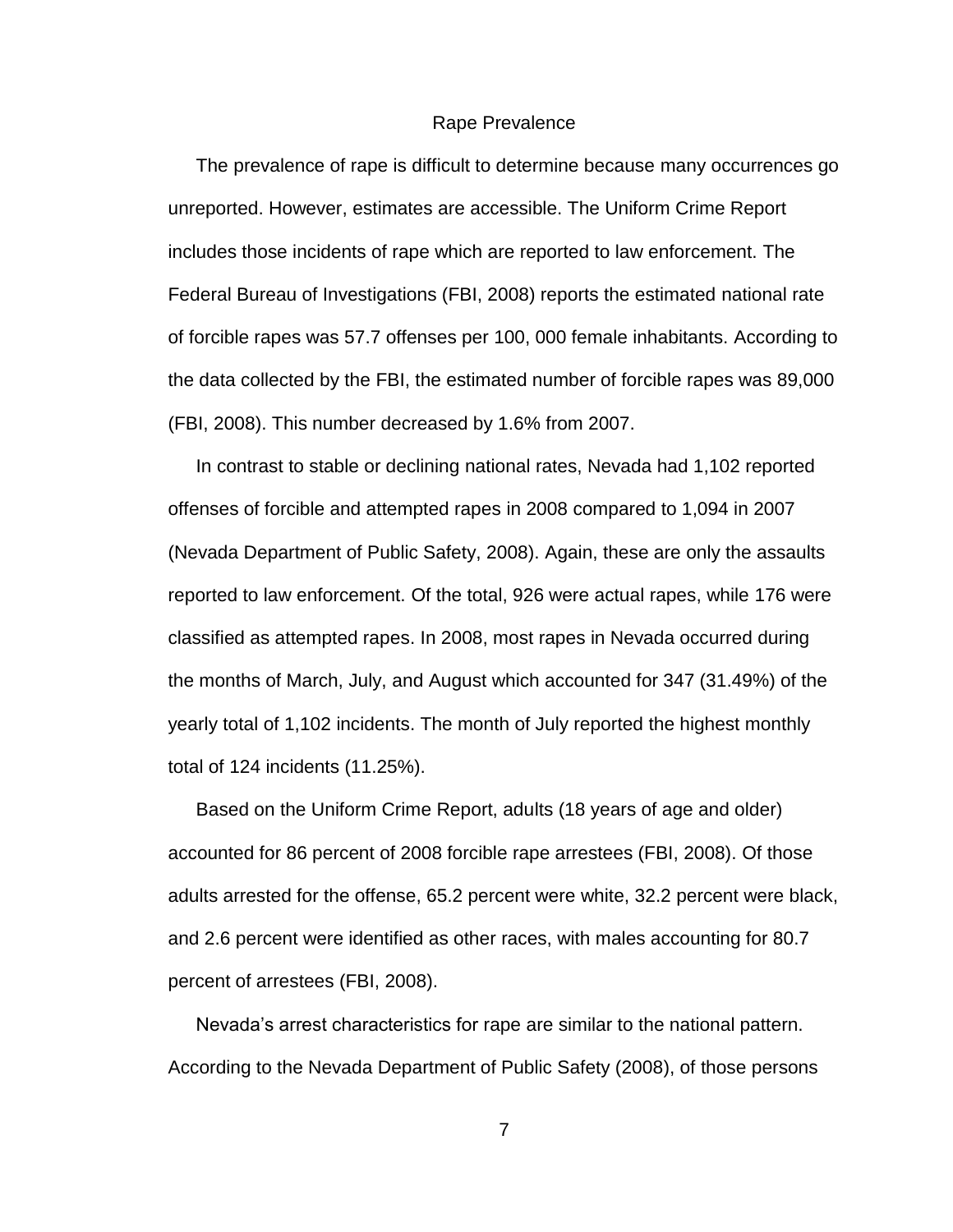## Rape Prevalence

The prevalence of rape is difficult to determine because many occurrences go unreported. However, estimates are accessible. The Uniform Crime Report includes those incidents of rape which are reported to law enforcement. The Federal Bureau of Investigations (FBI, 2008) reports the estimated national rate of forcible rapes was 57.7 offenses per 100, 000 female inhabitants. According to the data collected by the FBI, the estimated number of forcible rapes was 89,000 (FBI, 2008). This number decreased by 1.6% from 2007.

In contrast to stable or declining national rates, Nevada had 1,102 reported offenses of forcible and attempted rapes in 2008 compared to 1,094 in 2007 (Nevada Department of Public Safety, 2008). Again, these are only the assaults reported to law enforcement. Of the total, 926 were actual rapes, while 176 were classified as attempted rapes. In 2008, most rapes in Nevada occurred during the months of March, July, and August which accounted for 347 (31.49%) of the yearly total of 1,102 incidents. The month of July reported the highest monthly total of 124 incidents (11.25%).

Based on the Uniform Crime Report, adults (18 years of age and older) accounted for 86 percent of 2008 forcible rape arrestees (FBI, 2008). Of those adults arrested for the offense, 65.2 percent were white, 32.2 percent were black, and 2.6 percent were identified as other races, with males accounting for 80.7 percent of arrestees (FBI, 2008).

Nevada's arrest characteristics for rape are similar to the national pattern. According to the Nevada Department of Public Safety (2008), of those persons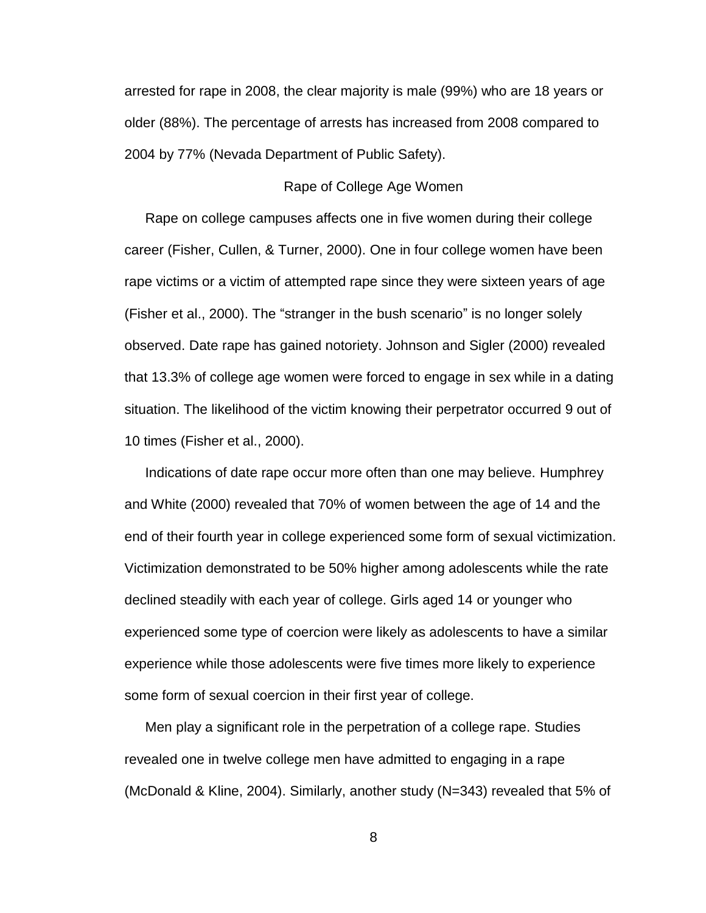arrested for rape in 2008, the clear majority is male (99%) who are 18 years or older (88%). The percentage of arrests has increased from 2008 compared to 2004 by 77% (Nevada Department of Public Safety).

## Rape of College Age Women

Rape on college campuses affects one in five women during their college career (Fisher, Cullen, & Turner, 2000). One in four college women have been rape victims or a victim of attempted rape since they were sixteen years of age (Fisher et al., 2000). The "stranger in the bush scenario" is no longer solely observed. Date rape has gained notoriety. Johnson and Sigler (2000) revealed that 13.3% of college age women were forced to engage in sex while in a dating situation. The likelihood of the victim knowing their perpetrator occurred 9 out of 10 times (Fisher et al., 2000).

Indications of date rape occur more often than one may believe. Humphrey and White (2000) revealed that 70% of women between the age of 14 and the end of their fourth year in college experienced some form of sexual victimization. Victimization demonstrated to be 50% higher among adolescents while the rate declined steadily with each year of college. Girls aged 14 or younger who experienced some type of coercion were likely as adolescents to have a similar experience while those adolescents were five times more likely to experience some form of sexual coercion in their first year of college.

Men play a significant role in the perpetration of a college rape. Studies revealed one in twelve college men have admitted to engaging in a rape (McDonald & Kline, 2004). Similarly, another study (N=343) revealed that 5% of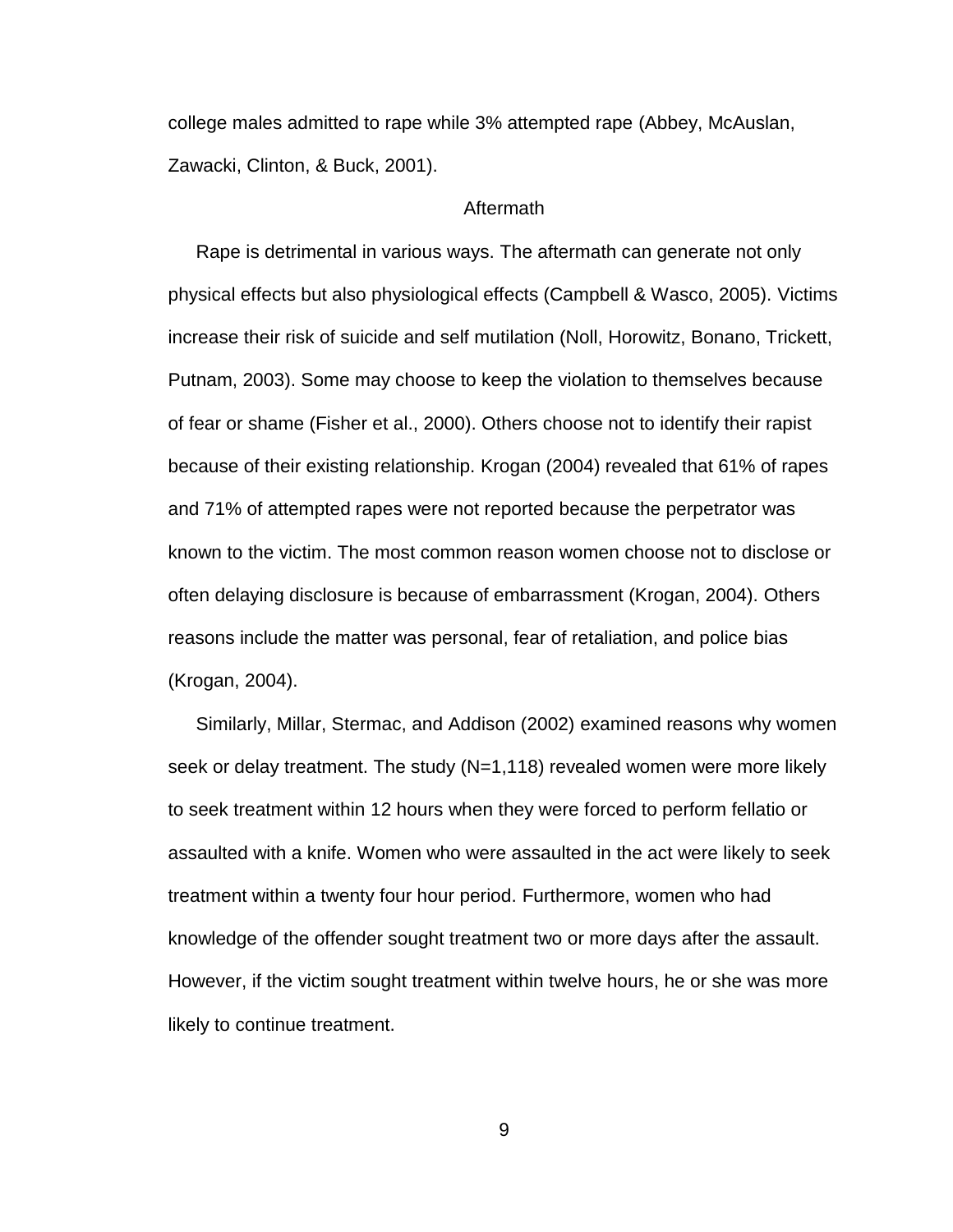college males admitted to rape while 3% attempted rape (Abbey, McAuslan, Zawacki, Clinton, & Buck, 2001).

## Aftermath

Rape is detrimental in various ways. The aftermath can generate not only physical effects but also physiological effects (Campbell & Wasco, 2005). Victims increase their risk of suicide and self mutilation (Noll, Horowitz, Bonano, Trickett, Putnam, 2003). Some may choose to keep the violation to themselves because of fear or shame (Fisher et al., 2000). Others choose not to identify their rapist because of their existing relationship. Krogan (2004) revealed that 61% of rapes and 71% of attempted rapes were not reported because the perpetrator was known to the victim. The most common reason women choose not to disclose or often delaying disclosure is because of embarrassment (Krogan, 2004). Others reasons include the matter was personal, fear of retaliation, and police bias (Krogan, 2004).

Similarly, Millar, Stermac, and Addison (2002) examined reasons why women seek or delay treatment. The study (N=1,118) revealed women were more likely to seek treatment within 12 hours when they were forced to perform fellatio or assaulted with a knife. Women who were assaulted in the act were likely to seek treatment within a twenty four hour period. Furthermore, women who had knowledge of the offender sought treatment two or more days after the assault. However, if the victim sought treatment within twelve hours, he or she was more likely to continue treatment.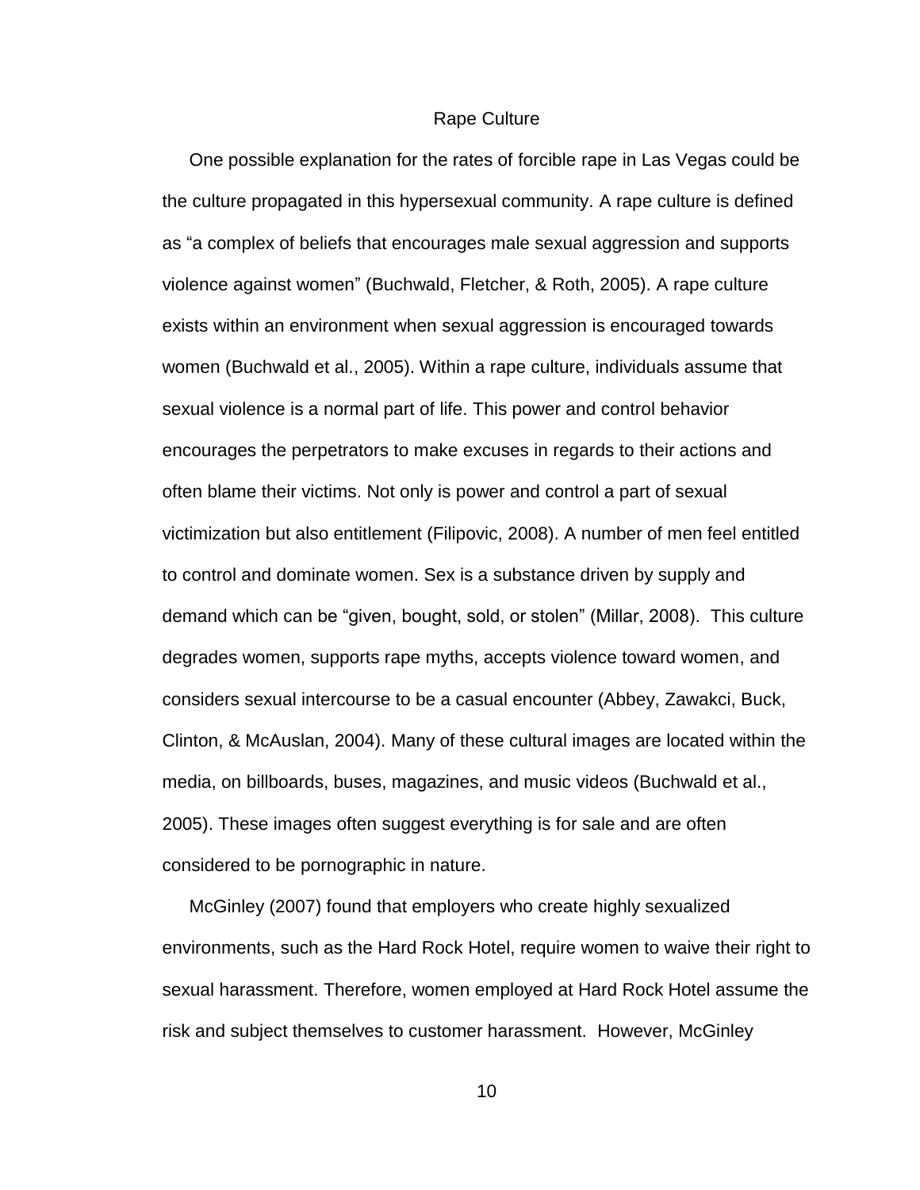## Rape Culture

One possible explanation for the rates of forcible rape in Las Vegas could be the culture propagated in this hypersexual community. A rape culture is defined as “a complex of beliefs that encourages male sexual aggression and supports violence against women” (Buchwald, Fletcher, & Roth, 2005). A rape culture exists within an environment when sexual aggression is encouraged towards women (Buchwald et al., 2005). Within a rape culture, individuals assume that sexual violence is a normal part of life. This power and control behavior encourages the perpetrators to make excuses in regards to their actions and often blame their victims. Not only is power and control a part of sexual victimization but also entitlement (Filipovic, 2008). A number of men feel entitled to control and dominate women. Sex is a substance driven by supply and demand which can be “given, bought, sold, or stolen” (Millar, 2008). This culture degrades women, supports rape myths, accepts violence toward women, and considers sexual intercourse to be a casual encounter (Abbey, Zawakci, Buck, Clinton, & McAuslan, 2004). Many of these cultural images are located within the media, on billboards, buses, magazines, and music videos (Buchwald et al., 2005). These images often suggest everything is for sale and are often considered to be pornographic in nature.

McGinley (2007) found that employers who create highly sexualized environments, such as the Hard Rock Hotel, require women to waive their right to sexual harassment. Therefore, women employed at Hard Rock Hotel assume the risk and subject themselves to customer harassment. However, McGinley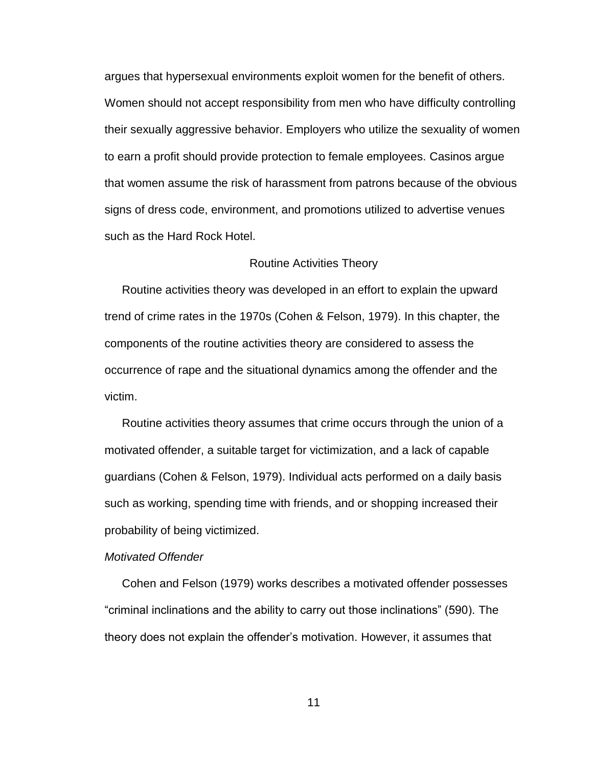argues that hypersexual environments exploit women for the benefit of others. Women should not accept responsibility from men who have difficulty controlling their sexually aggressive behavior. Employers who utilize the sexuality of women to earn a profit should provide protection to female employees. Casinos argue that women assume the risk of harassment from patrons because of the obvious signs of dress code, environment, and promotions utilized to advertise venues such as the Hard Rock Hotel.

## Routine Activities Theory

Routine activities theory was developed in an effort to explain the upward trend of crime rates in the 1970s (Cohen & Felson, 1979). In this chapter, the components of the routine activities theory are considered to assess the occurrence of rape and the situational dynamics among the offender and the victim.

Routine activities theory assumes that crime occurs through the union of a motivated offender, a suitable target for victimization, and a lack of capable guardians (Cohen & Felson, 1979). Individual acts performed on a daily basis such as working, spending time with friends, and or shopping increased their probability of being victimized.

### *Motivated Offender*

Cohen and Felson (1979) works describes a motivated offender possesses “criminal inclinations and the ability to carry out those inclinations” (590). The theory does not explain the offender’s motivation. However, it assumes that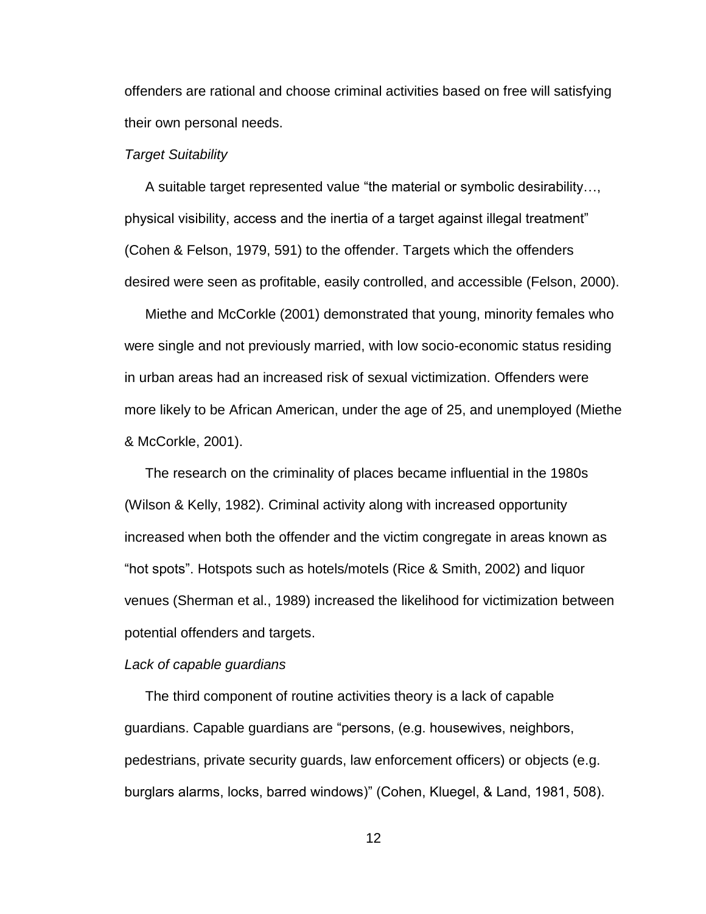offenders are rational and choose criminal activities based on free will satisfying their own personal needs.

*Target Suitability*

A suitable target represented value “the material or symbolic desirability…, physical visibility, access and the inertia of a target against illegal treatment” (Cohen & Felson, 1979, 591) to the offender. Targets which the offenders desired were seen as profitable, easily controlled, and accessible (Felson, 2000).

Miethe and McCorkle (2001) demonstrated that young, minority females who were single and not previously married, with low socio-economic status residing in urban areas had an increased risk of sexual victimization. Offenders were more likely to be African American, under the age of 25, and unemployed (Miethe & McCorkle, 2001).

The research on the criminality of places became influential in the 1980s (Wilson & Kelly, 1982). Criminal activity along with increased opportunity increased when both the offender and the victim congregate in areas known as “hot spots”. Hotspots such as hotels/motels (Rice & Smith, 2002) and liquor venues (Sherman et al., 1989) increased the likelihood for victimization between potential offenders and targets.

*Lack of capable guardians*

The third component of routine activities theory is a lack of capable guardians. Capable guardians are “persons, (e.g. housewives, neighbors, pedestrians, private security guards, law enforcement officers) or objects (e.g. burglars alarms, locks, barred windows)” (Cohen, Kluegel, & Land, 1981, 508).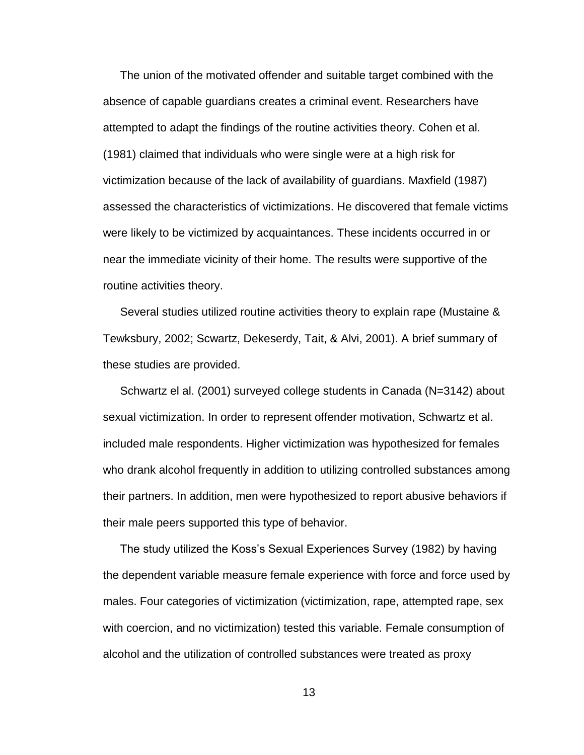The union of the motivated offender and suitable target combined with the absence of capable guardians creates a criminal event. Researchers have attempted to adapt the findings of the routine activities theory. Cohen et al. (1981) claimed that individuals who were single were at a high risk for victimization because of the lack of availability of guardians. Maxfield (1987) assessed the characteristics of victimizations. He discovered that female victims were likely to be victimized by acquaintances. These incidents occurred in or near the immediate vicinity of their home. The results were supportive of the routine activities theory.

Several studies utilized routine activities theory to explain rape (Mustaine & Tewksbury, 2002; Scwartz, Dekeserdy, Tait, & Alvi, 2001). A brief summary of these studies are provided.

Schwartz el al. (2001) surveyed college students in Canada (N=3142) about sexual victimization. In order to represent offender motivation, Schwartz et al. included male respondents. Higher victimization was hypothesized for females who drank alcohol frequently in addition to utilizing controlled substances among their partners. In addition, men were hypothesized to report abusive behaviors if their male peers supported this type of behavior.

The study utilized the Koss's Sexual Experiences Survey (1982) by having the dependent variable measure female experience with force and force used by males. Four categories of victimization (victimization, rape, attempted rape, sex with coercion, and no victimization) tested this variable. Female consumption of alcohol and the utilization of controlled substances were treated as proxy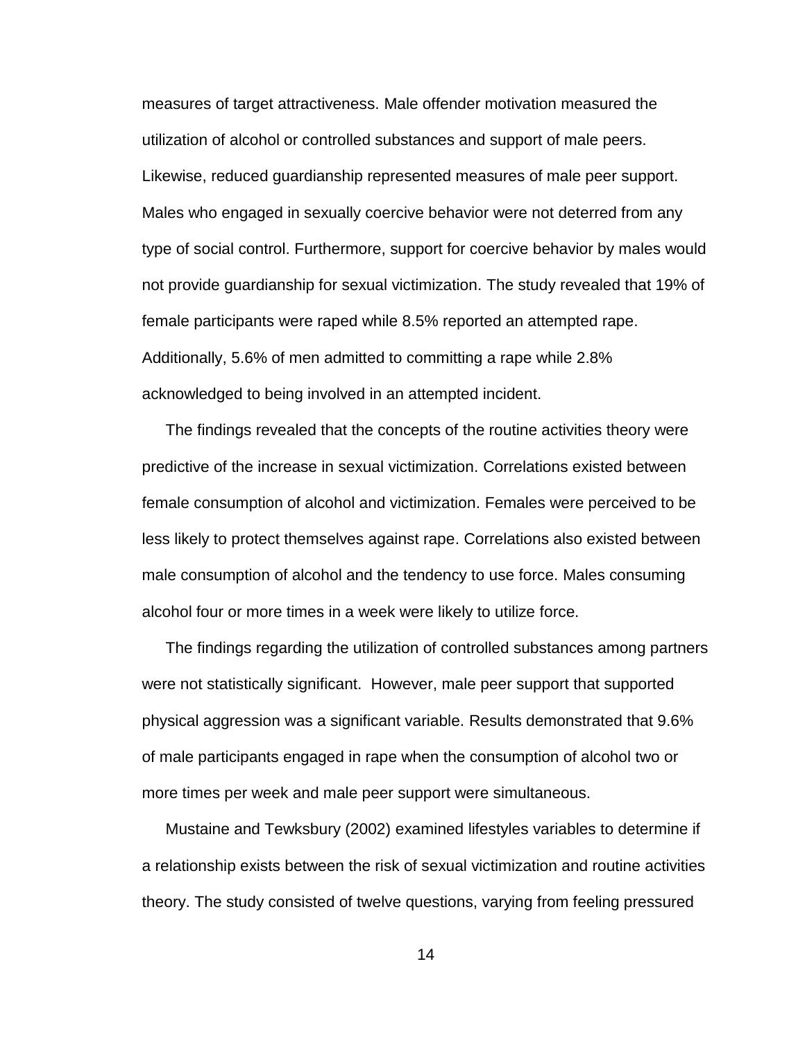measures of target attractiveness. Male offender motivation measured the utilization of alcohol or controlled substances and support of male peers. Likewise, reduced guardianship represented measures of male peer support. Males who engaged in sexually coercive behavior were not deterred from any type of social control. Furthermore, support for coercive behavior by males would not provide guardianship for sexual victimization. The study revealed that 19% of female participants were raped while 8.5% reported an attempted rape. Additionally, 5.6% of men admitted to committing a rape while 2.8% acknowledged to being involved in an attempted incident.

The findings revealed that the concepts of the routine activities theory were predictive of the increase in sexual victimization. Correlations existed between female consumption of alcohol and victimization. Females were perceived to be less likely to protect themselves against rape. Correlations also existed between male consumption of alcohol and the tendency to use force. Males consuming alcohol four or more times in a week were likely to utilize force.

The findings regarding the utilization of controlled substances among partners were not statistically significant. However, male peer support that supported physical aggression was a significant variable. Results demonstrated that 9.6% of male participants engaged in rape when the consumption of alcohol two or more times per week and male peer support were simultaneous.

Mustaine and Tewksbury (2002) examined lifestyles variables to determine if a relationship exists between the risk of sexual victimization and routine activities theory. The study consisted of twelve questions, varying from feeling pressured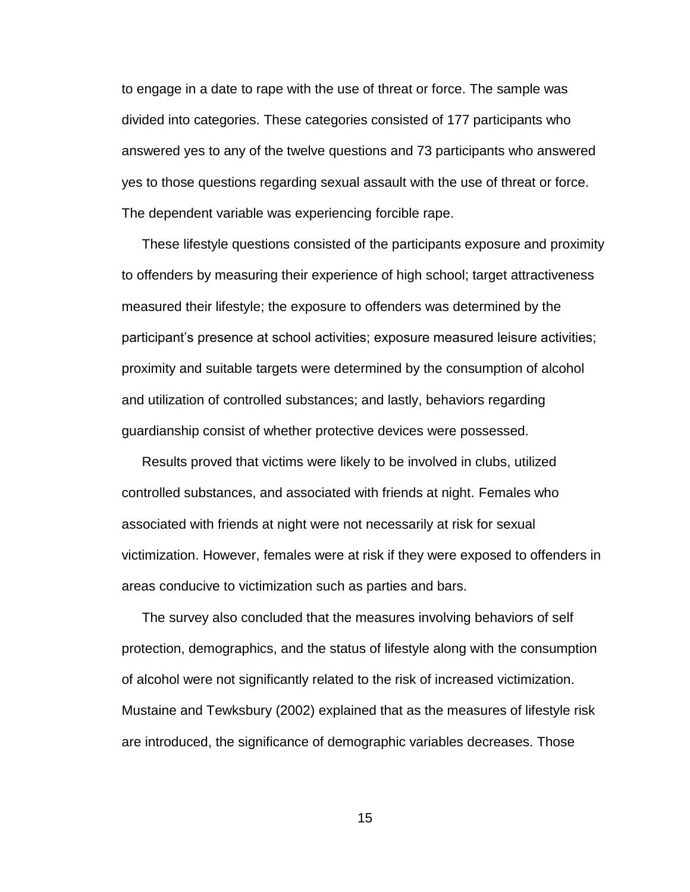to engage in a date to rape with the use of threat or force. The sample was divided into categories. These categories consisted of 177 participants who answered yes to any of the twelve questions and 73 participants who answered yes to those questions regarding sexual assault with the use of threat or force. The dependent variable was experiencing forcible rape.

These lifestyle questions consisted of the participants exposure and proximity to offenders by measuring their experience of high school; target attractiveness measured their lifestyle; the exposure to offenders was determined by the participant's presence at school activities; exposure measured leisure activities; proximity and suitable targets were determined by the consumption of alcohol and utilization of controlled substances; and lastly, behaviors regarding guardianship consist of whether protective devices were possessed.

Results proved that victims were likely to be involved in clubs, utilized controlled substances, and associated with friends at night. Females who associated with friends at night were not necessarily at risk for sexual victimization. However, females were at risk if they were exposed to offenders in areas conducive to victimization such as parties and bars.

The survey also concluded that the measures involving behaviors of self protection, demographics, and the status of lifestyle along with the consumption of alcohol were not significantly related to the risk of increased victimization. Mustaine and Tewksbury (2002) explained that as the measures of lifestyle risk are introduced, the significance of demographic variables decreases. Those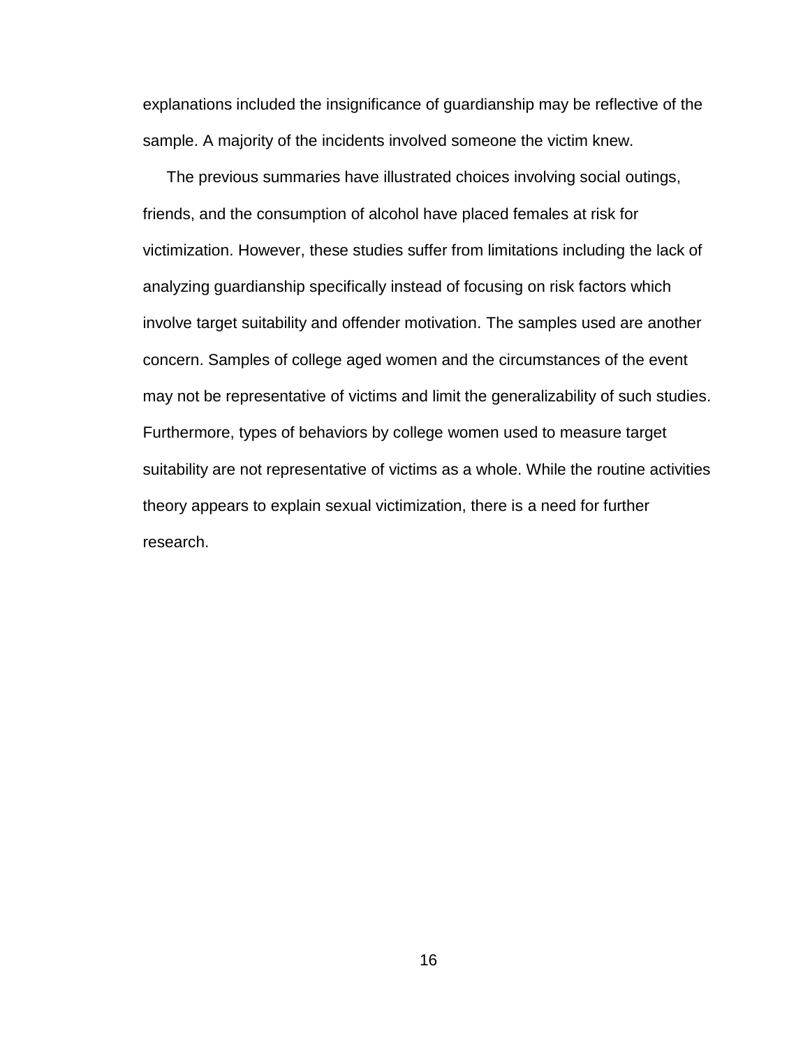explanations included the insignificance of guardianship may be reflective of the sample. A majority of the incidents involved someone the victim knew.

The previous summaries have illustrated choices involving social outings, friends, and the consumption of alcohol have placed females at risk for victimization. However, these studies suffer from limitations including the lack of analyzing guardianship specifically instead of focusing on risk factors which involve target suitability and offender motivation. The samples used are another concern. Samples of college aged women and the circumstances of the event may not be representative of victims and limit the generalizability of such studies. Furthermore, types of behaviors by college women used to measure target suitability are not representative of victims as a whole. While the routine activities theory appears to explain sexual victimization, there is a need for further research.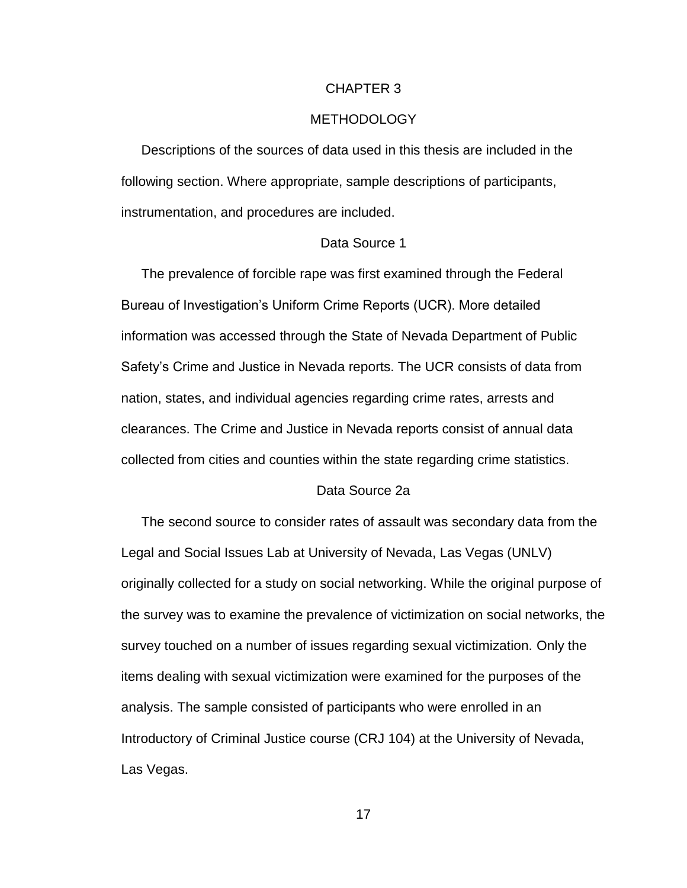# CHAPTER 3

# METHODOLOGY

Descriptions of the sources of data used in this thesis are included in the following section. Where appropriate, sample descriptions of participants, instrumentation, and procedures are included.

## Data Source 1

The prevalence of forcible rape was first examined through the Federal Bureau of Investigation's Uniform Crime Reports (UCR). More detailed information was accessed through the State of Nevada Department of Public Safety's Crime and Justice in Nevada reports. The UCR consists of data from nation, states, and individual agencies regarding crime rates, arrests and clearances. The Crime and Justice in Nevada reports consist of annual data collected from cities and counties within the state regarding crime statistics.

## Data Source 2a

The second source to consider rates of assault was secondary data from the Legal and Social Issues Lab at University of Nevada, Las Vegas (UNLV) originally collected for a study on social networking. While the original purpose of the survey was to examine the prevalence of victimization on social networks, the survey touched on a number of issues regarding sexual victimization. Only the items dealing with sexual victimization were examined for the purposes of the analysis. The sample consisted of participants who were enrolled in an Introductory of Criminal Justice course (CRJ 104) at the University of Nevada, Las Vegas.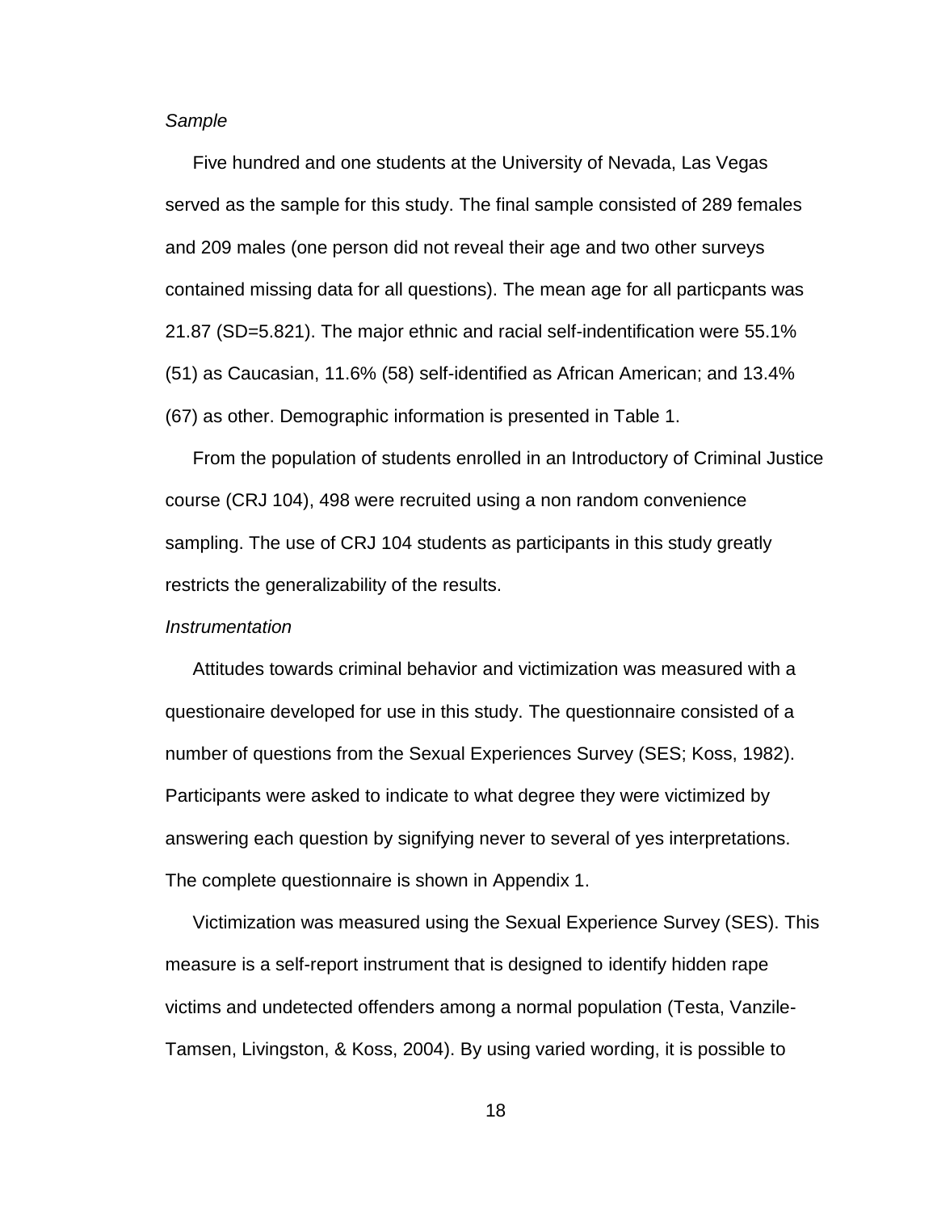*Sample*

Five hundred and one students at the University of Nevada, Las Vegas served as the sample for this study. The final sample consisted of 289 females and 209 males (one person did not reveal their age and two other surveys contained missing data for all questions). The mean age for all particpants was 21.87 (SD=5.821). The major ethnic and racial self-indentification were 55.1% (51) as Caucasian, 11.6% (58) self-identified as African American; and 13.4% (67) as other. Demographic information is presented in Table 1.

From the population of students enrolled in an Introductory of Criminal Justice course (CRJ 104), 498 were recruited using a non random convenience sampling. The use of CRJ 104 students as participants in this study greatly restricts the generalizability of the results.

*Instrumentation*

Attitudes towards criminal behavior and victimization was measured with a questionaire developed for use in this study. The questionnaire consisted of a number of questions from the Sexual Experiences Survey (SES; Koss, 1982). Participants were asked to indicate to what degree they were victimized by answering each question by signifying never to several of yes interpretations. The complete questionnaire is shown in Appendix 1.

Victimization was measured using the Sexual Experience Survey (SES). This measure is a self-report instrument that is designed to identify hidden rape victims and undetected offenders among a normal population (Testa, Vanzile-Tamsen, Livingston, & Koss, 2004). By using varied wording, it is possible to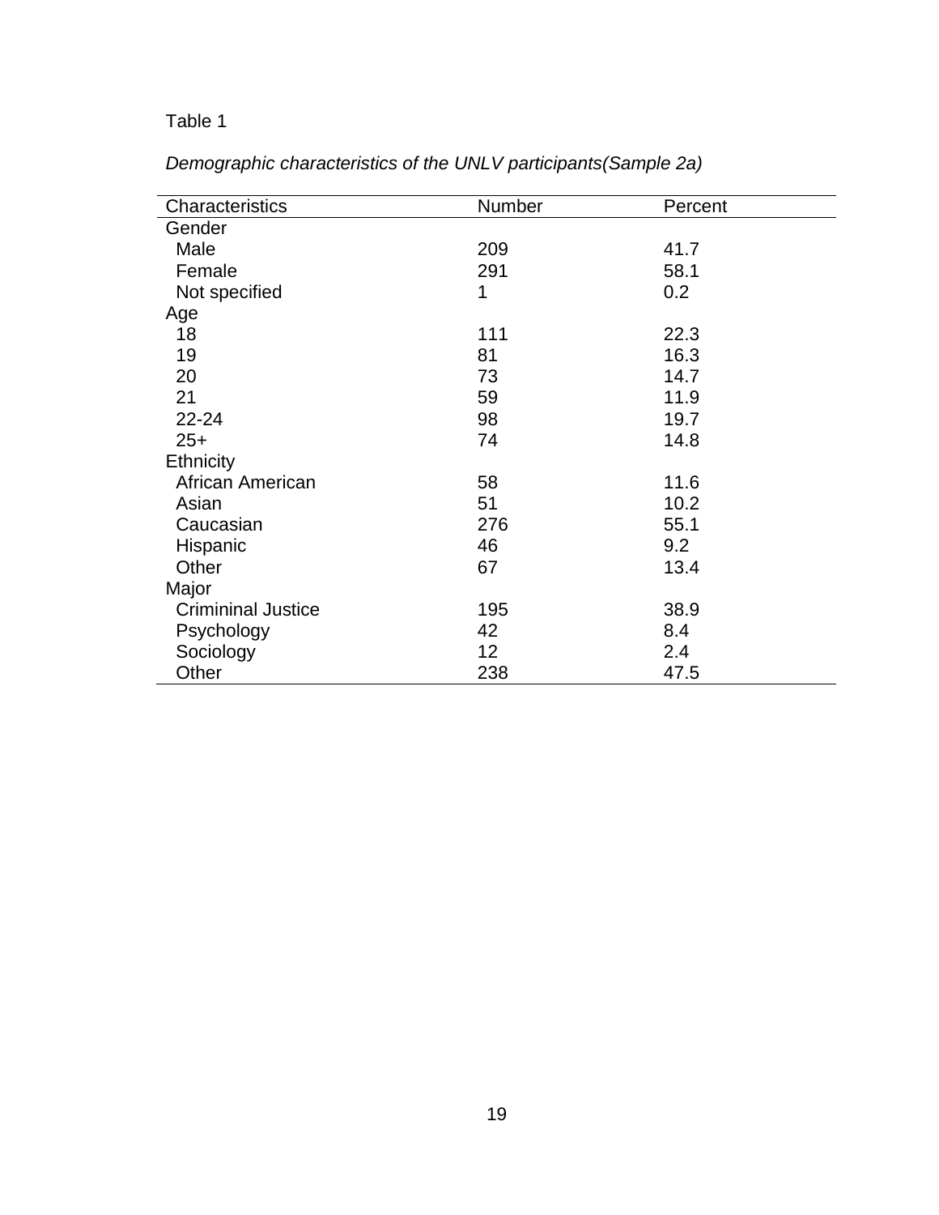Table 1

*Demographic characteristics of the UNLV participants(Sample 2a)*

| Characteristics | Number | Percent |
|---|---|---|
| Gender | | |
| Male | 209 | 41.7 |
| Female | 291 | 58.1 |
| Not specified | 1 | 0.2 |
| Age | | |
| 18 | 111 | 22.3 |
| 19 | 81 | 16.3 |
| 20 | 73 | 14.7 |
| 21 | 59 | 11.9 |
| 22-24 | 98 | 19.7 |
| 25+ | 74 | 14.8 |
| Ethnicity | | |
| African American | 58 | 11.6 |
| Asian | 51 | 10.2 |
| Caucasian | 276 | 55.1 |
| Hispanic | 46 | 9.2 |
| Other | 67 | 13.4 |
| Major | | |
| Crimininal Justice | 195 | 38.9 |
| Psychology | 42 | 8.4 |
| Sociology | 12 | 2.4 |
| Other | 238 | 47.5 |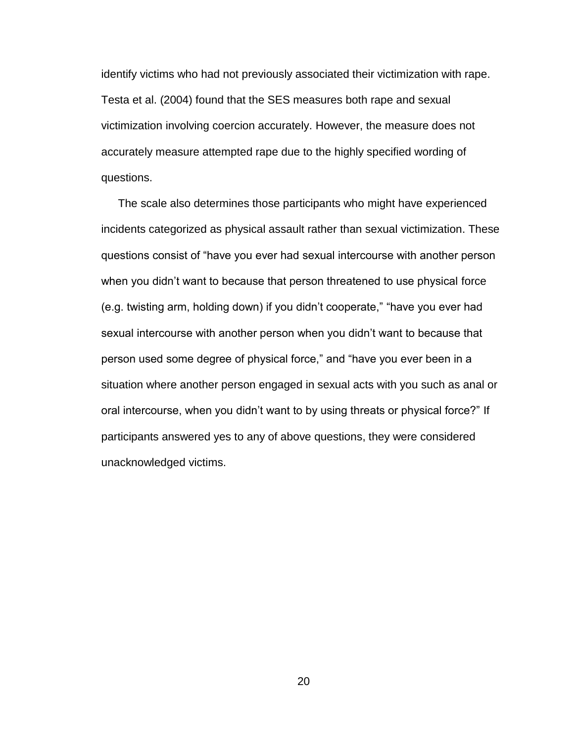identify victims who had not previously associated their victimization with rape. Testa et al. (2004) found that the SES measures both rape and sexual victimization involving coercion accurately. However, the measure does not accurately measure attempted rape due to the highly specified wording of questions.

The scale also determines those participants who might have experienced incidents categorized as physical assault rather than sexual victimization. These questions consist of "have you ever had sexual intercourse with another person when you didn't want to because that person threatened to use physical force (e.g. twisting arm, holding down) if you didn't cooperate," "have you ever had sexual intercourse with another person when you didn't want to because that person used some degree of physical force," and "have you ever been in a situation where another person engaged in sexual acts with you such as anal or oral intercourse, when you didn't want to by using threats or physical force?" If participants answered yes to any of above questions, they were considered unacknowledged victims.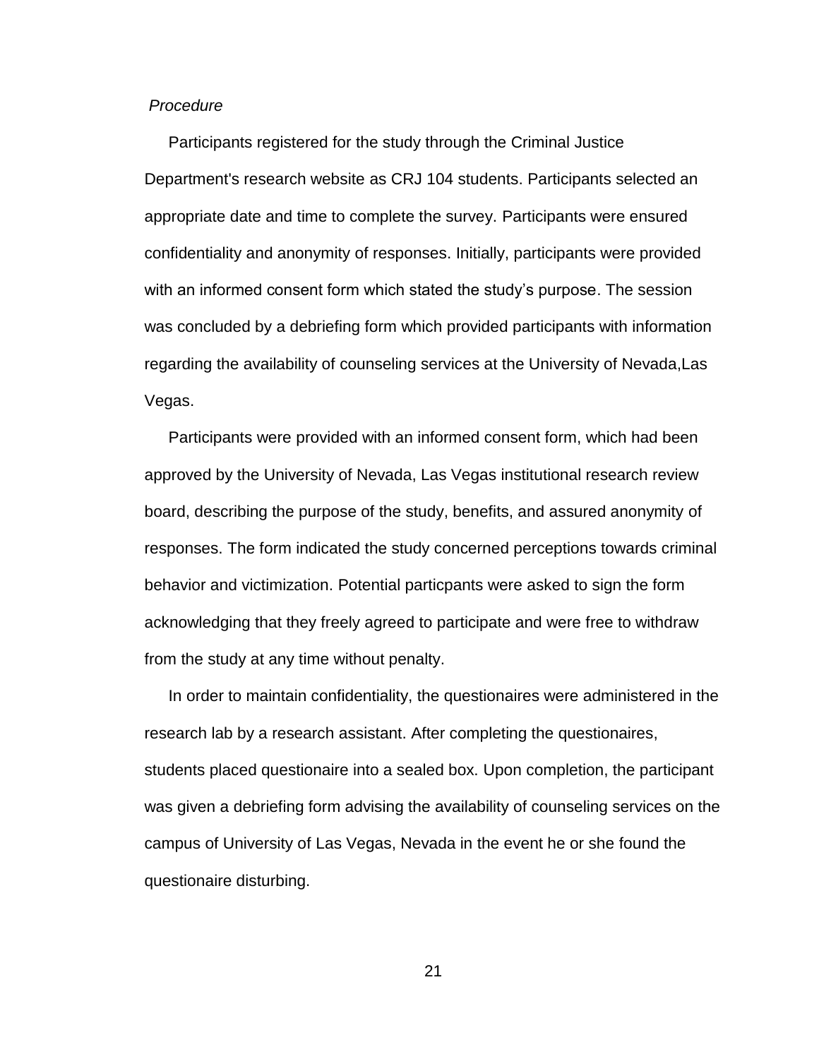*Procedure*

Participants registered for the study through the Criminal Justice Department's research website as CRJ 104 students. Participants selected an appropriate date and time to complete the survey. Participants were ensured confidentiality and anonymity of responses. Initially, participants were provided with an informed consent form which stated the study's purpose. The session was concluded by a debriefing form which provided participants with information regarding the availability of counseling services at the University of Nevada,Las Vegas.

Participants were provided with an informed consent form, which had been approved by the University of Nevada, Las Vegas institutional research review board, describing the purpose of the study, benefits, and assured anonymity of responses. The form indicated the study concerned perceptions towards criminal behavior and victimization. Potential particpants were asked to sign the form acknowledging that they freely agreed to participate and were free to withdraw from the study at any time without penalty.

In order to maintain confidentiality, the questionaires were administered in the research lab by a research assistant. After completing the questionaires, students placed questionaire into a sealed box. Upon completion, the participant was given a debriefing form advising the availability of counseling services on the campus of University of Las Vegas, Nevada in the event he or she found the questionaire disturbing.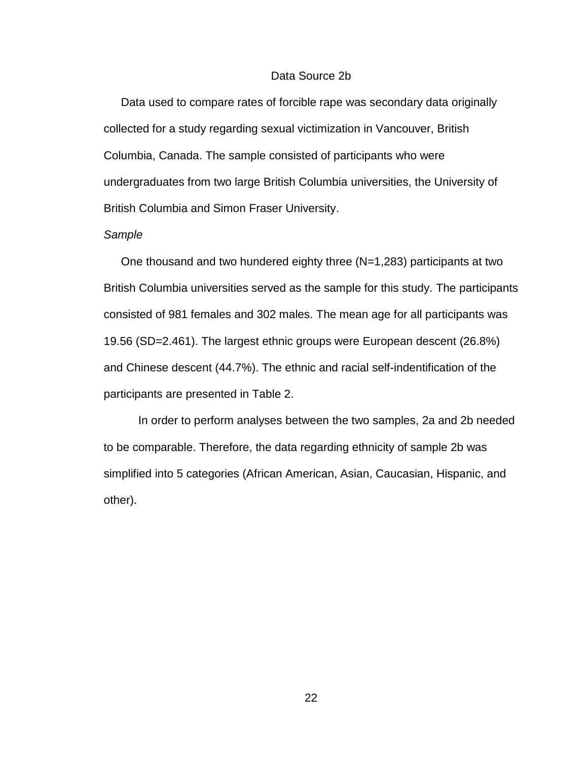## Data Source 2b

Data used to compare rates of forcible rape was secondary data originally collected for a study regarding sexual victimization in Vancouver, British Columbia, Canada. The sample consisted of participants who were undergraduates from two large British Columbia universities, the University of British Columbia and Simon Fraser University.

### *Sample*

One thousand and two hundered eighty three (N=1,283) participants at two British Columbia universities served as the sample for this study. The participants consisted of 981 females and 302 males. The mean age for all participants was 19.56 (SD=2.461). The largest ethnic groups were European descent (26.8%) and Chinese descent (44.7%). The ethnic and racial self-indentification of the participants are presented in Table 2.

In order to perform analyses between the two samples, 2a and 2b needed to be comparable. Therefore, the data regarding ethnicity of sample 2b was simplified into 5 categories (African American, Asian, Caucasian, Hispanic, and other).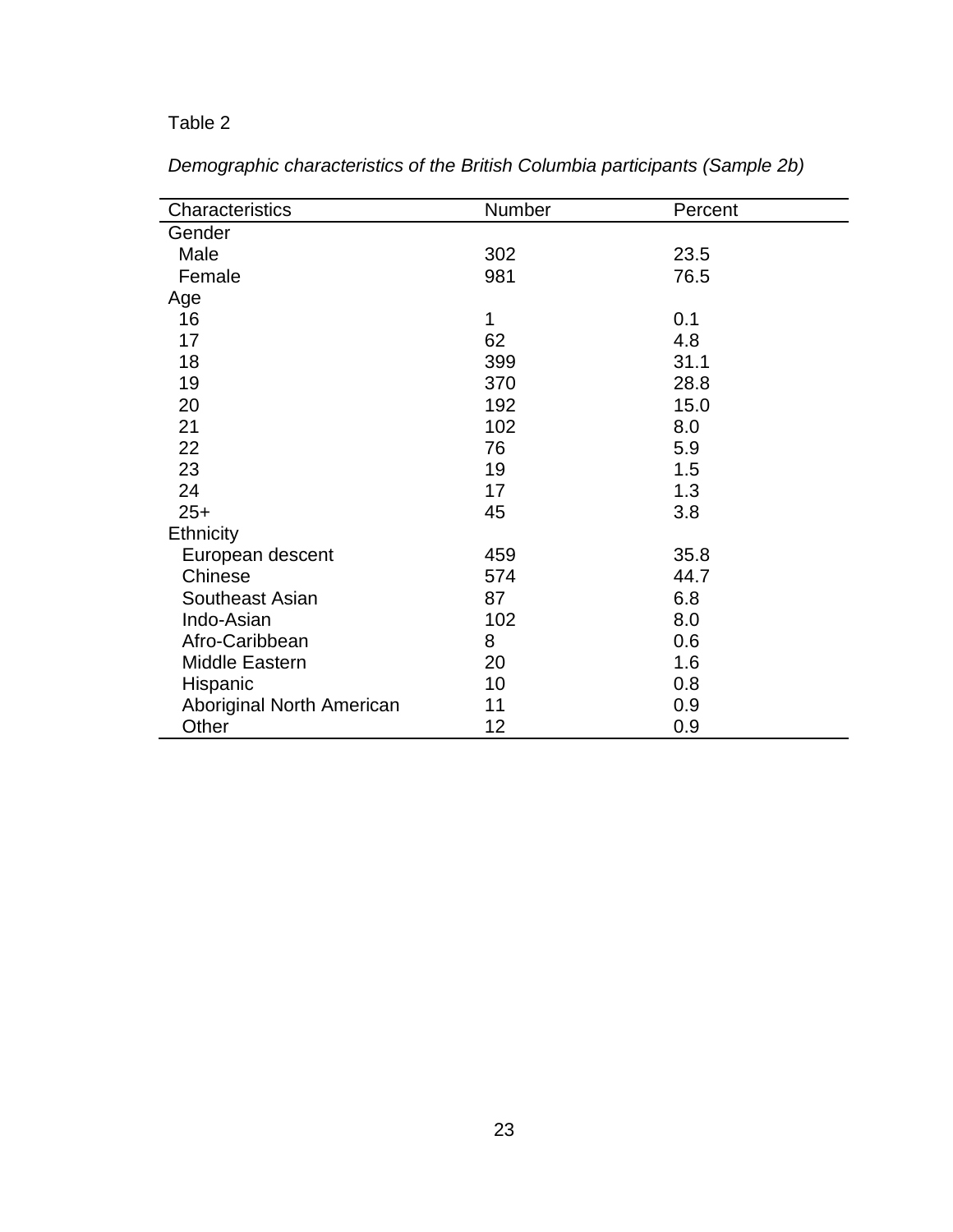Table 2

*Demographic characteristics of the British Columbia participants (Sample 2b)*

| Characteristics | Number | Percent |
| --- | --- | --- |
| Gender | | |
| Male | 302 | 23.5 |
| Female | 981 | 76.5 |
| Age | | |
| 16 | 1 | 0.1 |
| 17 | 62 | 4.8 |
| 18 | 399 | 31.1 |
| 19 | 370 | 28.8 |
| 20 | 192 | 15.0 |
| 21 | 102 | 8.0 |
| 22 | 76 | 5.9 |
| 23 | 19 | 1.5 |
| 24 | 17 | 1.3 |
| 25+ | 45 | 3.8 |
| Ethnicity | | |
| European descent | 459 | 35.8 |
| Chinese | 574 | 44.7 |
| Southeast Asian | 87 | 6.8 |
| Indo-Asian | 102 | 8.0 |
| Afro-Caribbean | 8 | 0.6 |
| Middle Eastern | 20 | 1.6 |
| Hispanic | 10 | 0.8 |
| Aboriginal North American | 11 | 0.9 |
| Other | 12 | 0.9 |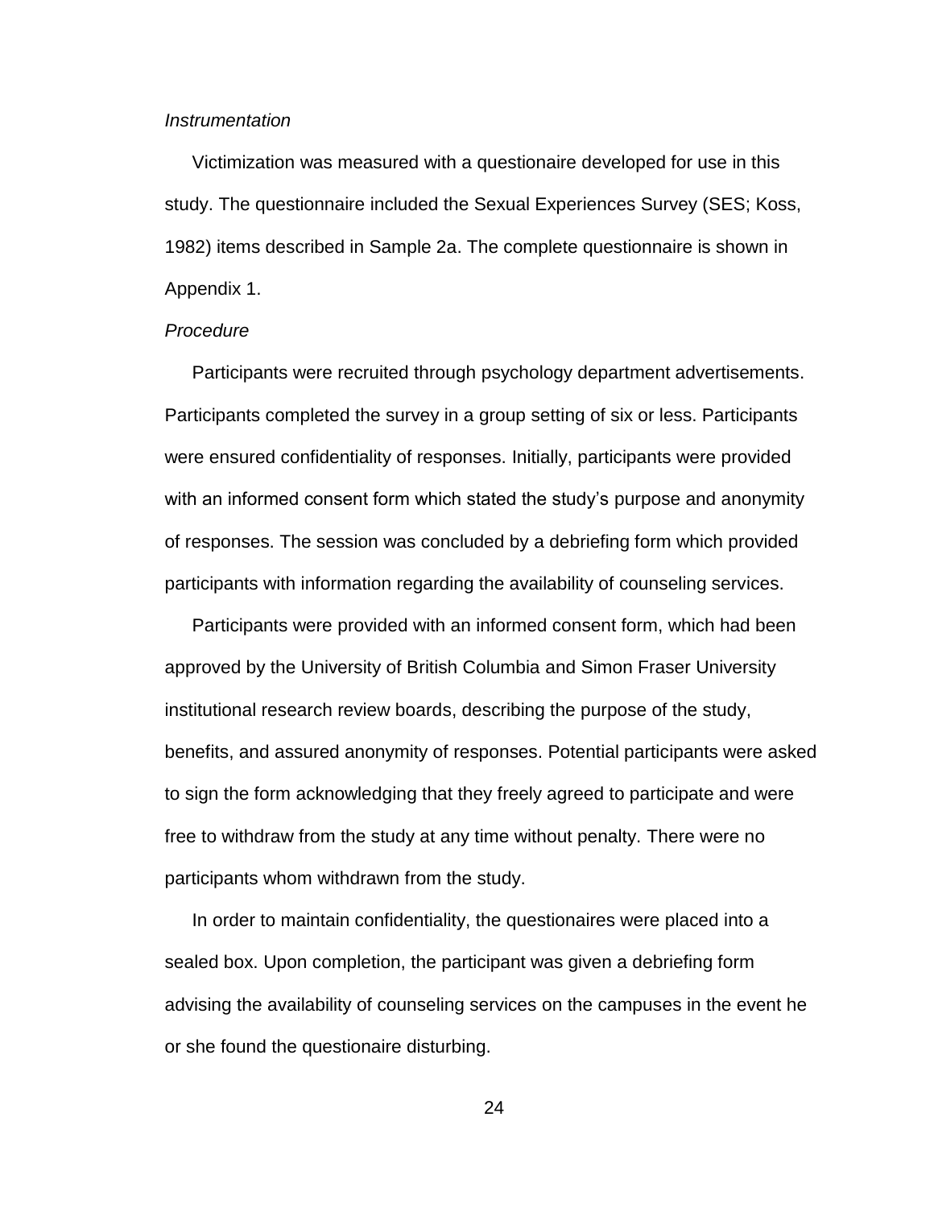*Instrumentation*

Victimization was measured with a questionaire developed for use in this study. The questionnaire included the Sexual Experiences Survey (SES; Koss, 1982) items described in Sample 2a. The complete questionnaire is shown in Appendix 1.

*Procedure*

Participants were recruited through psychology department advertisements. Participants completed the survey in a group setting of six or less. Participants were ensured confidentiality of responses. Initially, participants were provided with an informed consent form which stated the study's purpose and anonymity of responses. The session was concluded by a debriefing form which provided participants with information regarding the availability of counseling services.

Participants were provided with an informed consent form, which had been approved by the University of British Columbia and Simon Fraser University institutional research review boards, describing the purpose of the study, benefits, and assured anonymity of responses. Potential participants were asked to sign the form acknowledging that they freely agreed to participate and were free to withdraw from the study at any time without penalty. There were no participants whom withdrawn from the study.

In order to maintain confidentiality, the questionaires were placed into a sealed box. Upon completion, the participant was given a debriefing form advising the availability of counseling services on the campuses in the event he or she found the questionaire disturbing.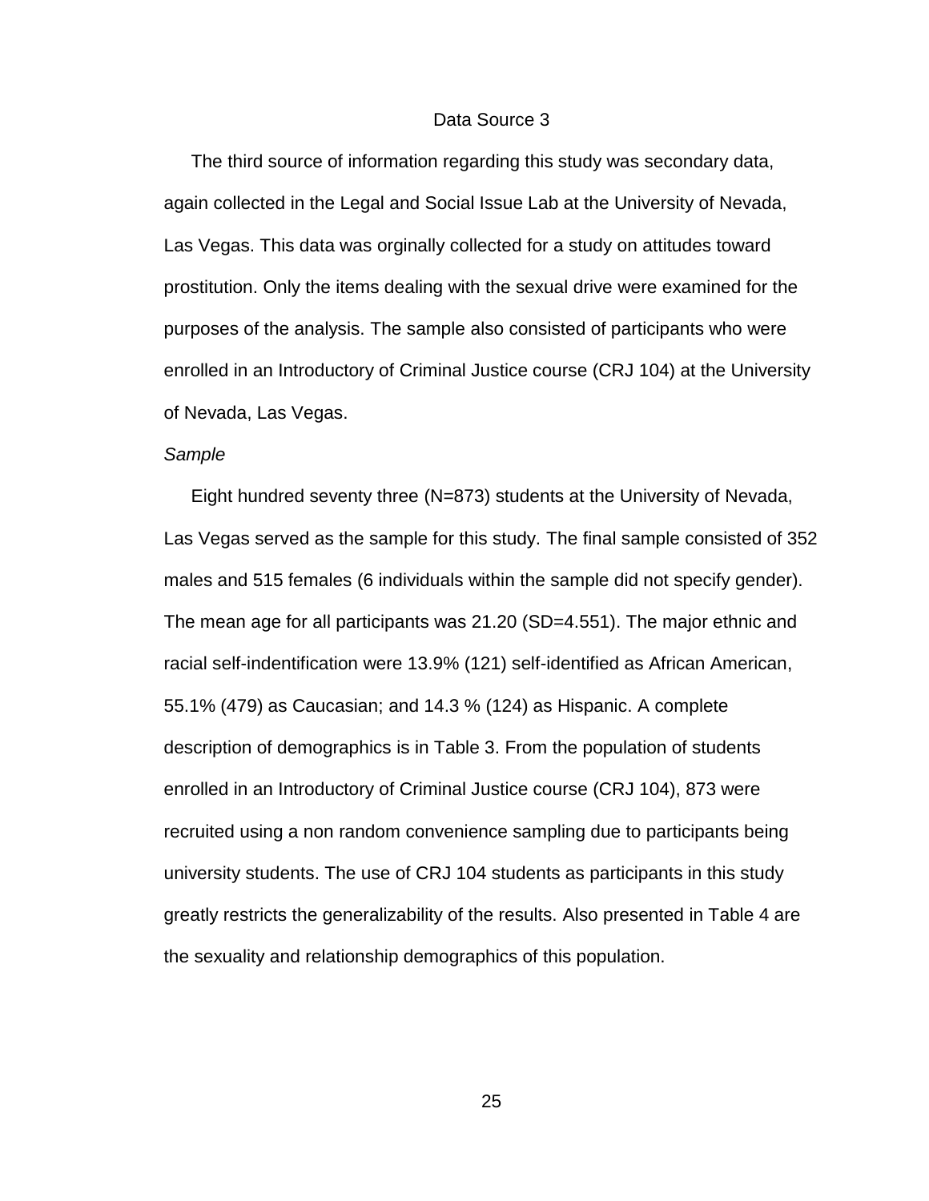## Data Source 3

The third source of information regarding this study was secondary data, again collected in the Legal and Social Issue Lab at the University of Nevada, Las Vegas. This data was orginally collected for a study on attitudes toward prostitution. Only the items dealing with the sexual drive were examined for the purposes of the analysis. The sample also consisted of participants who were enrolled in an Introductory of Criminal Justice course (CRJ 104) at the University of Nevada, Las Vegas.

*Sample*

Eight hundred seventy three (N=873) students at the University of Nevada, Las Vegas served as the sample for this study. The final sample consisted of 352 males and 515 females (6 individuals within the sample did not specify gender). The mean age for all participants was 21.20 (SD=4.551). The major ethnic and racial self-indentification were 13.9% (121) self-identified as African American, 55.1% (479) as Caucasian; and 14.3 % (124) as Hispanic. A complete description of demographics is in Table 3. From the population of students enrolled in an Introductory of Criminal Justice course (CRJ 104), 873 were recruited using a non random convenience sampling due to participants being university students. The use of CRJ 104 students as participants in this study greatly restricts the generalizability of the results. Also presented in Table 4 are the sexuality and relationship demographics of this population.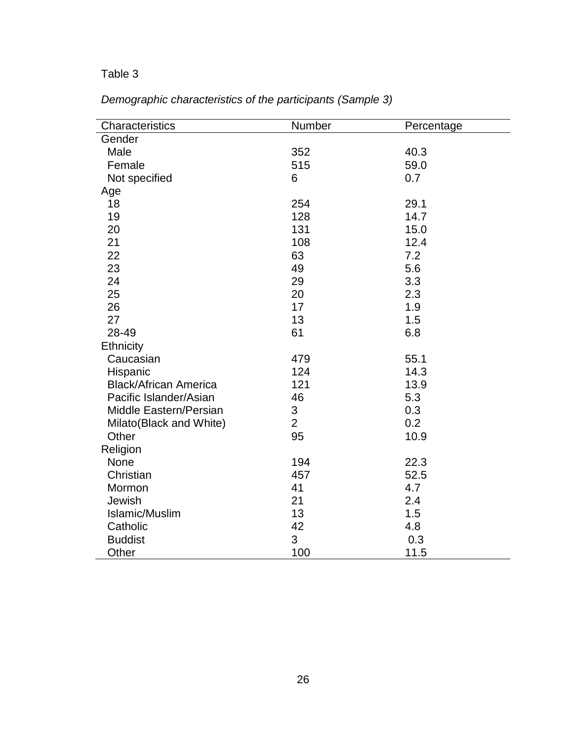Table 3

*Demographic characteristics of the participants (Sample 3)*

| Characteristics | Number | Percentage |
|---|---|---|
| Gender | | |
| Male | 352 | 40.3 |
| Female | 515 | 59.0 |
| Not specified | 6 | 0.7 |
| Age | | |
| 18 | 254 | 29.1 |
| 19 | 128 | 14.7 |
| 20 | 131 | 15.0 |
| 21 | 108 | 12.4 |
| 22 | 63 | 7.2 |
| 23 | 49 | 5.6 |
| 24 | 29 | 3.3 |
| 25 | 20 | 2.3 |
| 26 | 17 | 1.9 |
| 27 | 13 | 1.5 |
| 28-49 | 61 | 6.8 |
| Ethnicity | | |
| Caucasian | 479 | 55.1 |
| Hispanic | 124 | 14.3 |
| Black/African America | 121 | 13.9 |
| Pacific Islander/Asian | 46 | 5.3 |
| Middle Eastern/Persian | 3 | 0.3 |
| Milato(Black and White) | 2 | 0.2 |
| Other | 95 | 10.9 |
| Religion | | |
| None | 194 | 22.3 |
| Christian | 457 | 52.5 |
| Mormon | 41 | 4.7 |
| Jewish | 21 | 2.4 |
| Islamic/Muslim | 13 | 1.5 |
| Catholic | 42 | 4.8 |
| Buddist | 3 | 0.3 |
| Other | 100 | 11.5 |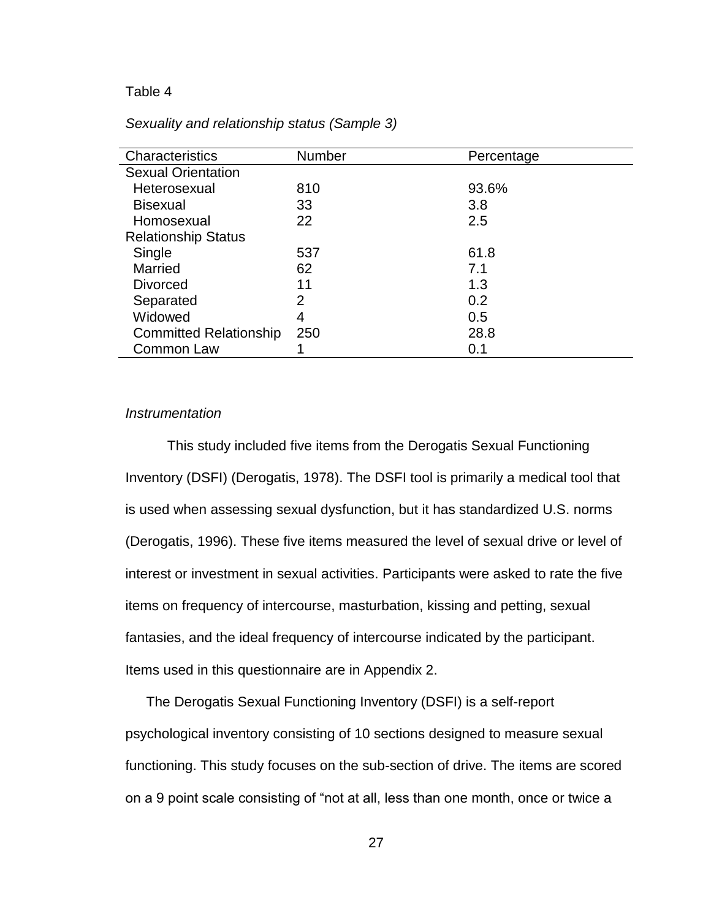Table 4

*Sexuality and relationship status (Sample 3)*

| Characteristics | Number | Percentage |
|---|---|---|
| Sexual Orientation | | |
| Heterosexual | 810 | 93.6% |
| Bisexual | 33 | 3.8 |
| Homosexual | 22 | 2.5 |
| Relationship Status | | |
| Single | 537 | 61.8 |
| Married | 62 | 7.1 |
| Divorced | 11 | 1.3 |
| Separated | 2 | 0.2 |
| Widowed | 4 | 0.5 |
| Committed Relationship | 250 | 28.8 |
| Common Law | 1 | 0.1 |

*Instrumentation*

This study included five items from the Derogatis Sexual Functioning Inventory (DSFI) (Derogatis, 1978). The DSFI tool is primarily a medical tool that is used when assessing sexual dysfunction, but it has standardized U.S. norms (Derogatis, 1996). These five items measured the level of sexual drive or level of interest or investment in sexual activities. Participants were asked to rate the five items on frequency of intercourse, masturbation, kissing and petting, sexual fantasies, and the ideal frequency of intercourse indicated by the participant. Items used in this questionnaire are in Appendix 2.

The Derogatis Sexual Functioning Inventory (DSFI) is a self-report psychological inventory consisting of 10 sections designed to measure sexual functioning. This study focuses on the sub-section of drive. The items are scored on a 9 point scale consisting of “not at all, less than one month, once or twice a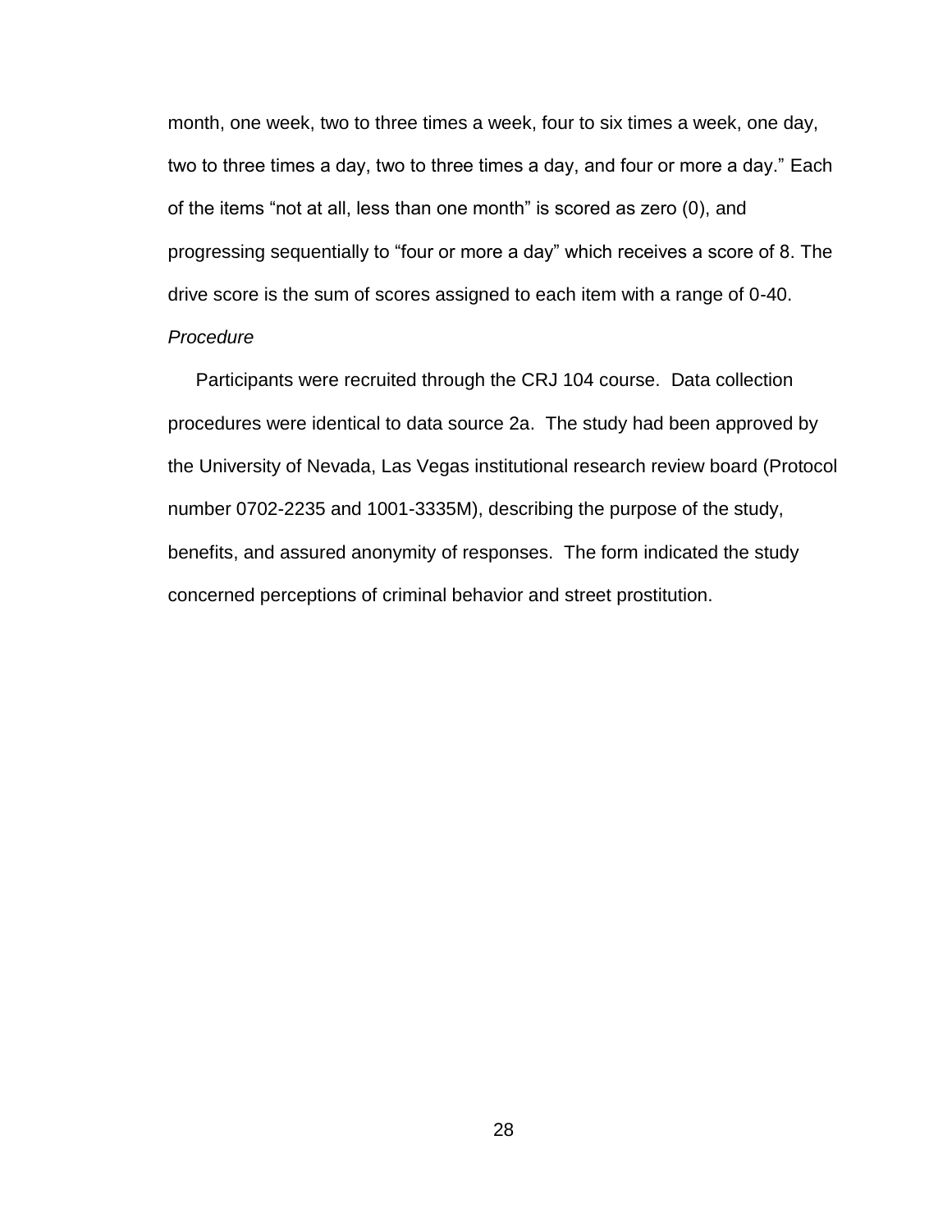month, one week, two to three times a week, four to six times a week, one day, two to three times a day, two to three times a day, and four or more a day." Each of the items "not at all, less than one month" is scored as zero (0), and progressing sequentially to "four or more a day" which receives a score of 8. The drive score is the sum of scores assigned to each item with a range of 0-40.

*Procedure*

Participants were recruited through the CRJ 104 course. Data collection procedures were identical to data source 2a. The study had been approved by the University of Nevada, Las Vegas institutional research review board (Protocol number 0702-2235 and 1001-3335M), describing the purpose of the study, benefits, and assured anonymity of responses. The form indicated the study concerned perceptions of criminal behavior and street prostitution.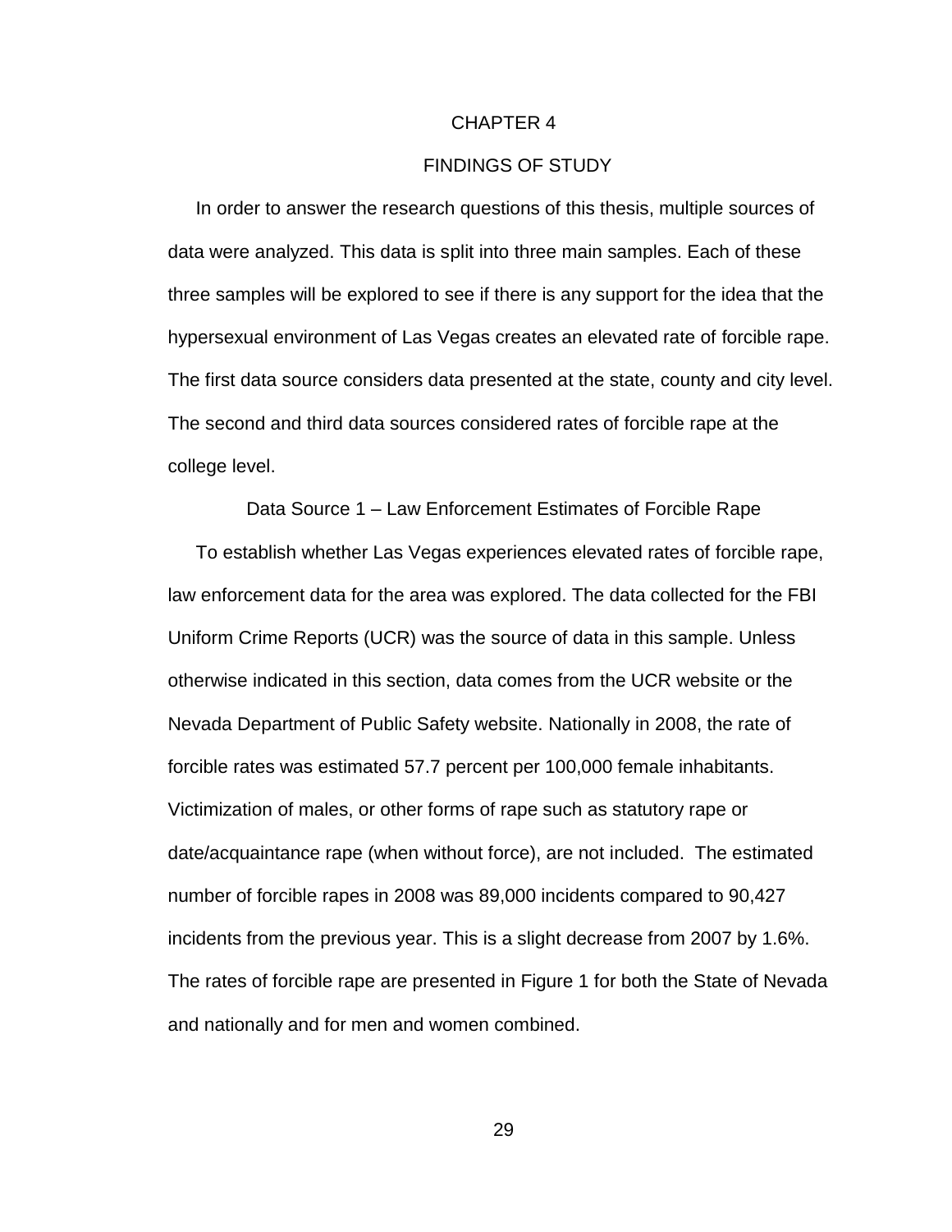# CHAPTER 4

# FINDINGS OF STUDY

In order to answer the research questions of this thesis, multiple sources of data were analyzed. This data is split into three main samples. Each of these three samples will be explored to see if there is any support for the idea that the hypersexual environment of Las Vegas creates an elevated rate of forcible rape. The first data source considers data presented at the state, county and city level. The second and third data sources considered rates of forcible rape at the college level.

## Data Source 1 – Law Enforcement Estimates of Forcible Rape

To establish whether Las Vegas experiences elevated rates of forcible rape, law enforcement data for the area was explored. The data collected for the FBI Uniform Crime Reports (UCR) was the source of data in this sample. Unless otherwise indicated in this section, data comes from the UCR website or the Nevada Department of Public Safety website. Nationally in 2008, the rate of forcible rates was estimated 57.7 percent per 100,000 female inhabitants. Victimization of males, or other forms of rape such as statutory rape or date/acquaintance rape (when without force), are not included. The estimated number of forcible rapes in 2008 was 89,000 incidents compared to 90,427 incidents from the previous year. This is a slight decrease from 2007 by 1.6%. The rates of forcible rape are presented in Figure 1 for both the State of Nevada and nationally and for men and women combined.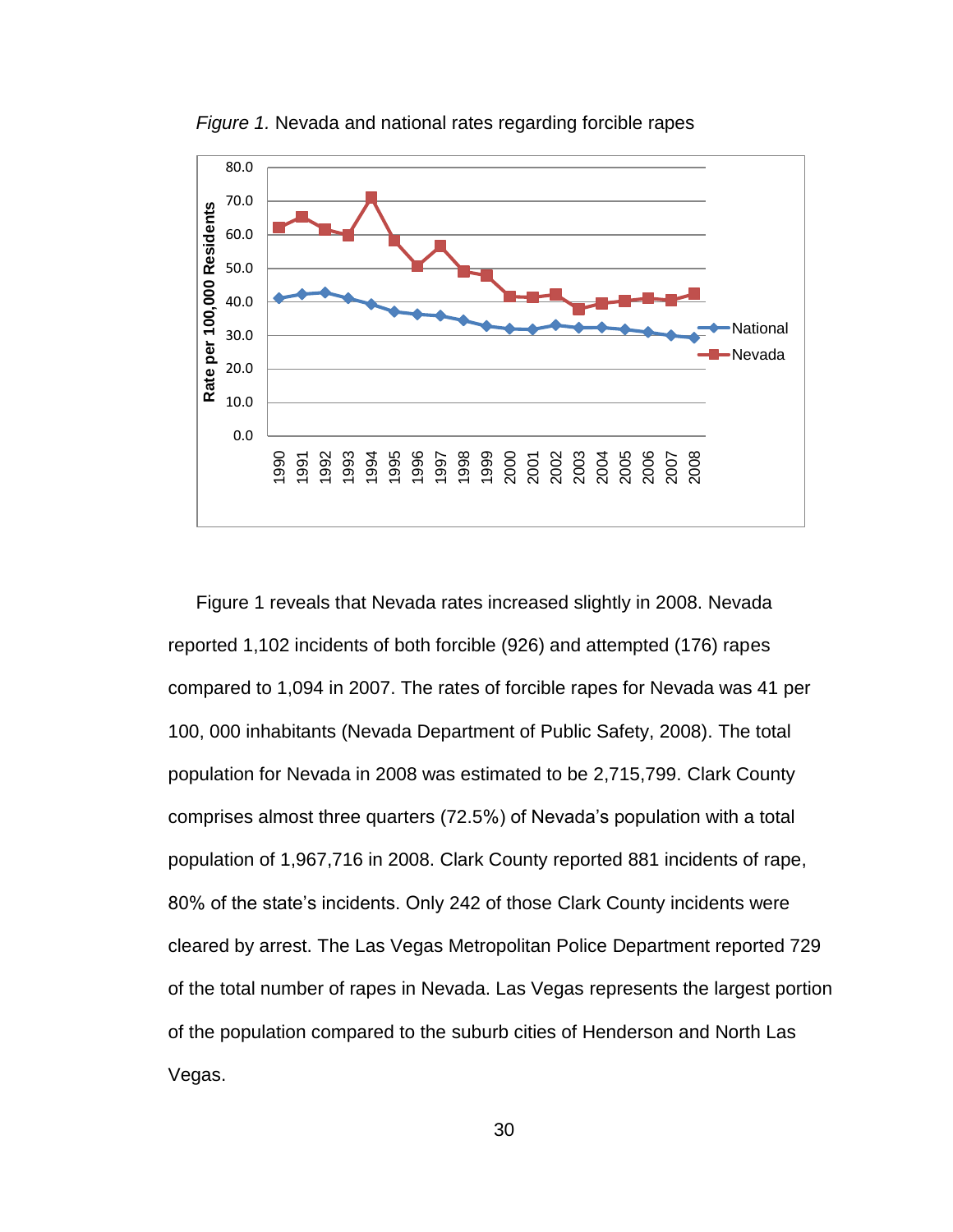*Figure 1.* Nevada and national rates regarding forcible rapes

Figure 1 reveals that Nevada rates increased slightly in 2008. Nevada reported 1,102 incidents of both forcible (926) and attempted (176) rapes compared to 1,094 in 2007. The rates of forcible rapes for Nevada was 41 per 100, 000 inhabitants (Nevada Department of Public Safety, 2008). The total population for Nevada in 2008 was estimated to be 2,715,799. Clark County comprises almost three quarters (72.5%) of Nevada's population with a total population of 1,967,716 in 2008. Clark County reported 881 incidents of rape, 80% of the state's incidents. Only 242 of those Clark County incidents were cleared by arrest. The Las Vegas Metropolitan Police Department reported 729 of the total number of rapes in Nevada. Las Vegas represents the largest portion of the population compared to the suburb cities of Henderson and North Las Vegas.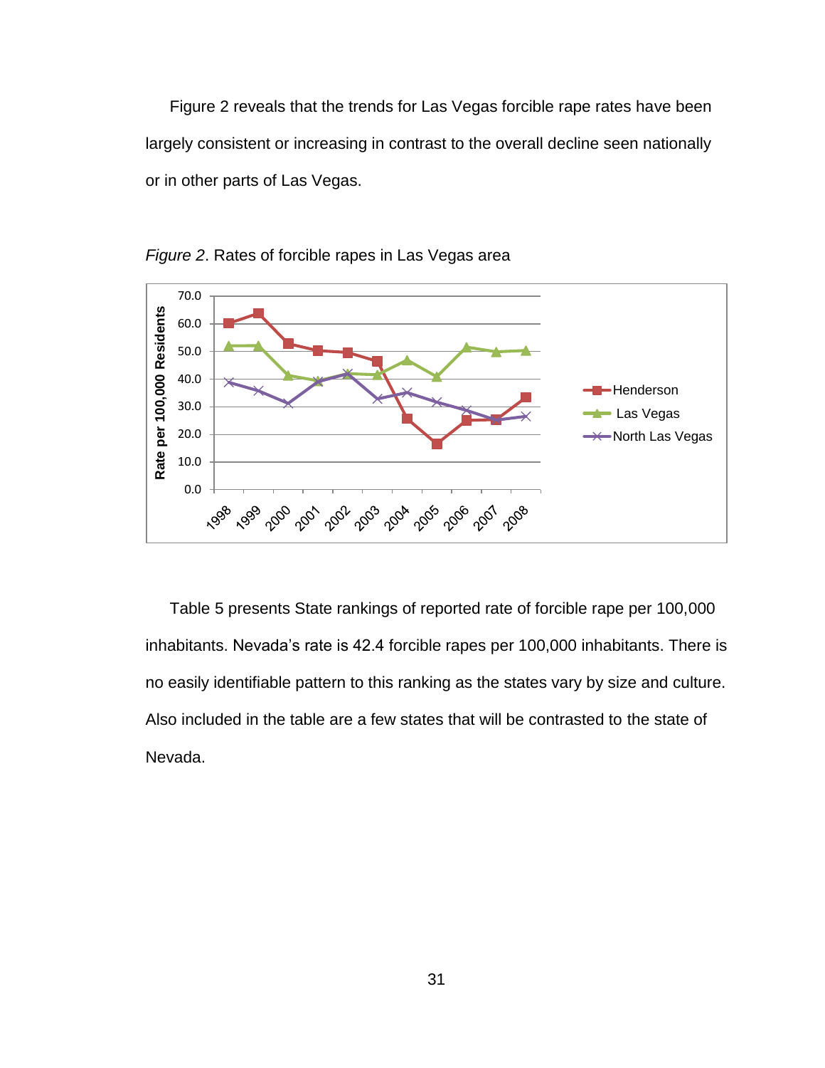Figure 2 reveals that the trends for Las Vegas forcible rape rates have been largely consistent or increasing in contrast to the overall decline seen nationally or in other parts of Las Vegas.

*Figure 2*. Rates of forcible rapes in Las Vegas area

Table 5 presents State rankings of reported rate of forcible rape per 100,000 inhabitants. Nevada's rate is 42.4 forcible rapes per 100,000 inhabitants. There is no easily identifiable pattern to this ranking as the states vary by size and culture. Also included in the table are a few states that will be contrasted to the state of Nevada.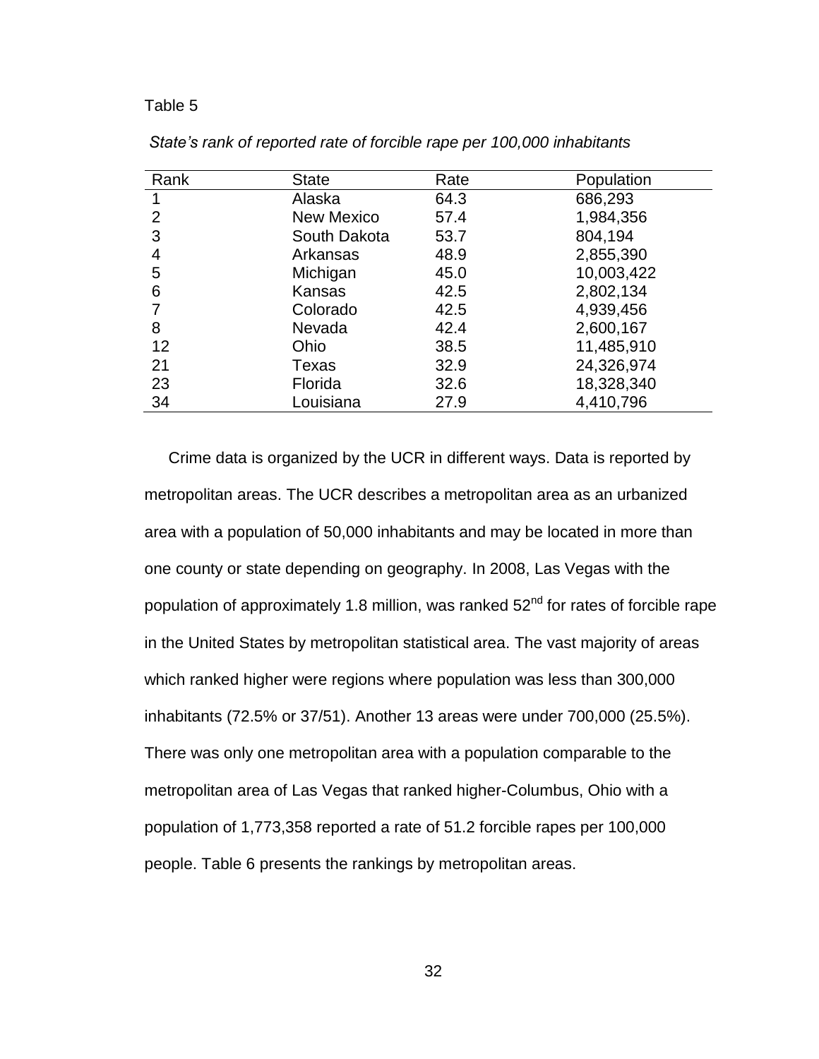Table 5

*State's rank of reported rate of forcible rape per 100,000 inhabitants*

| Rank | State | Rate | Population |
|---|---|---|---|
| 1 | Alaska | 64.3 | 686,293 |
| 2 | New Mexico | 57.4 | 1,984,356 |
| 3 | South Dakota | 53.7 | 804,194 |
| 4 | Arkansas | 48.9 | 2,855,390 |
| 5 | Michigan | 45.0 | 10,003,422 |
| 6 | Kansas | 42.5 | 2,802,134 |
| 7 | Colorado | 42.5 | 4,939,456 |
| 8 | Nevada | 42.4 | 2,600,167 |
| 12 | Ohio | 38.5 | 11,485,910 |
| 21 | Texas | 32.9 | 24,326,974 |
| 23 | Florida | 32.6 | 18,328,340 |
| 34 | Louisiana | 27.9 | 4,410,796 |

Crime data is organized by the UCR in different ways. Data is reported by metropolitan areas. The UCR describes a metropolitan area as an urbanized area with a population of 50,000 inhabitants and may be located in more than one county or state depending on geography. In 2008, Las Vegas with the population of approximately 1.8 million, was ranked 52nd for rates of forcible rape in the United States by metropolitan statistical area. The vast majority of areas which ranked higher were regions where population was less than 300,000 inhabitants (72.5% or 37/51). Another 13 areas were under 700,000 (25.5%). There was only one metropolitan area with a population comparable to the metropolitan area of Las Vegas that ranked higher-Columbus, Ohio with a population of 1,773,358 reported a rate of 51.2 forcible rapes per 100,000 people. Table 6 presents the rankings by metropolitan areas.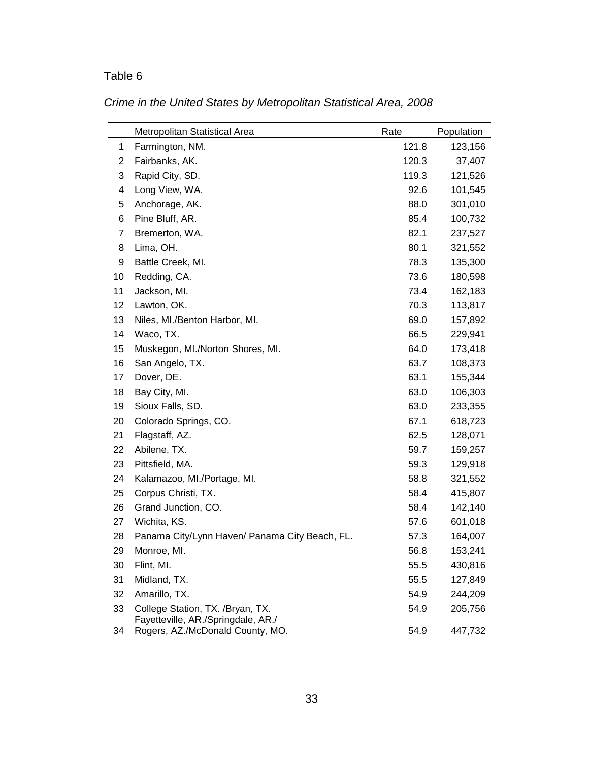Table 6

*Crime in the United States by Metropolitan Statistical Area, 2008*

| | Metropolitan Statistical Area | Rate | Population |
|---|---|---|---|
| 1 | Farmington, NM. | 121.8 | 123,156 |
| 2 | Fairbanks, AK. | 120.3 | 37,407 |
| 3 | Rapid City, SD. | 119.3 | 121,526 |
| 4 | Long View, WA. | 92.6 | 101,545 |
| 5 | Anchorage, AK. | 88.0 | 301,010 |
| 6 | Pine Bluff, AR. | 85.4 | 100,732 |
| 7 | Bremerton, WA. | 82.1 | 237,527 |
| 8 | Lima, OH. | 80.1 | 321,552 |
| 9 | Battle Creek, MI. | 78.3 | 135,300 |
| 10 | Redding, CA. | 73.6 | 180,598 |
| 11 | Jackson, MI. | 73.4 | 162,183 |
| 12 | Lawton, OK. | 70.3 | 113,817 |
| 13 | Niles, MI./Benton Harbor, MI. | 69.0 | 157,892 |
| 14 | Waco, TX. | 66.5 | 229,941 |
| 15 | Muskegon, MI./Norton Shores, MI. | 64.0 | 173,418 |
| 16 | San Angelo, TX. | 63.7 | 108,373 |
| 17 | Dover, DE. | 63.1 | 155,344 |
| 18 | Bay City, MI. | 63.0 | 106,303 |
| 19 | Sioux Falls, SD. | 63.0 | 233,355 |
| 20 | Colorado Springs, CO. | 67.1 | 618,723 |
| 21 | Flagstaff, AZ. | 62.5 | 128,071 |
| 22 | Abilene, TX. | 59.7 | 159,257 |
| 23 | Pittsfield, MA. | 59.3 | 129,918 |
| 24 | Kalamazoo, MI./Portage, MI. | 58.8 | 321,552 |
| 25 | Corpus Christi, TX. | 58.4 | 415,807 |
| 26 | Grand Junction, CO. | 58.4 | 142,140 |
| 27 | Wichita, KS. | 57.6 | 601,018 |
| 28 | Panama City/Lynn Haven/ Panama City Beach, FL. | 57.3 | 164,007 |
| 29 | Monroe, MI. | 56.8 | 153,241 |
| 30 | Flint, MI. | 55.5 | 430,816 |
| 31 | Midland, TX. | 55.5 | 127,849 |
| 32 | Amarillo, TX. | 54.9 | 244,209 |
| 33 | College Station, TX. /Bryan, TX. | 54.9 | 205,756 |
| 34 | Fayetteville, AR./Springdale, AR./ Rogers, AZ./McDonald County, MO. | 54.9 | 447,732 |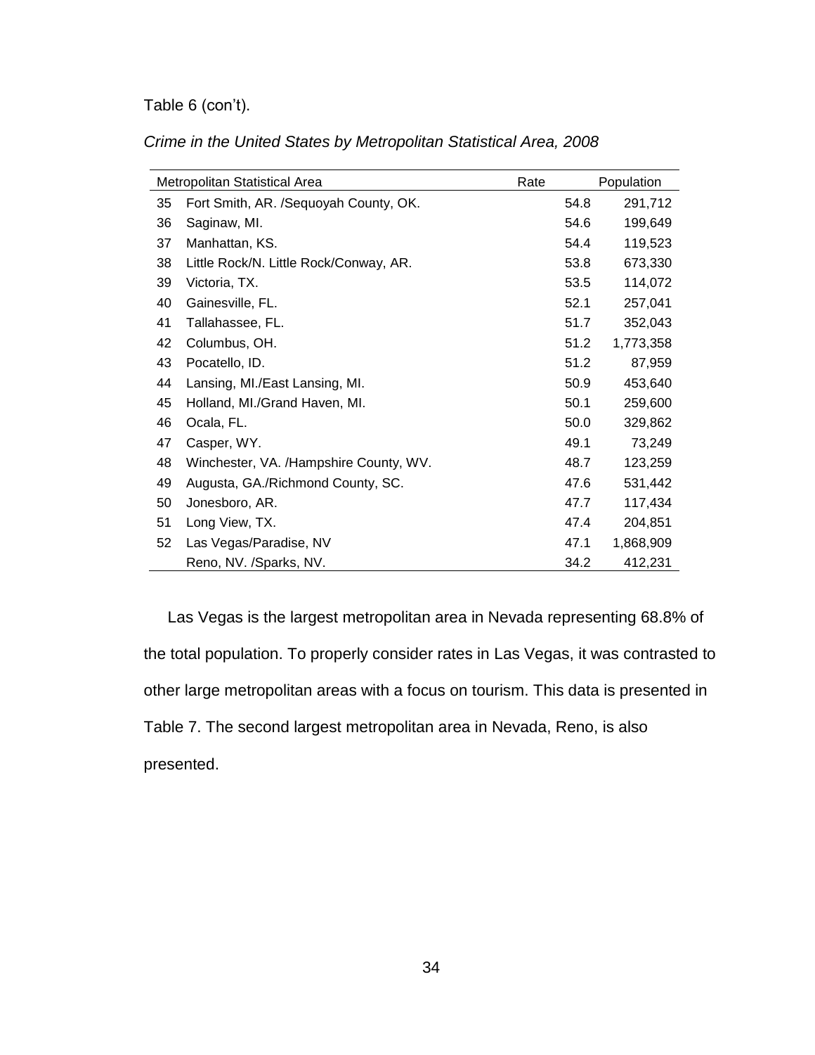Table 6 (con't).

*Crime in the United States by Metropolitan Statistical Area, 2008*

| | Metropolitan Statistical Area | Rate | Population |
|---|---|---|---|
| 35 | Fort Smith, AR. /Sequoyah County, OK. | 54.8 | 291,712 |
| 36 | Saginaw, MI. | 54.6 | 199,649 |
| 37 | Manhattan, KS. | 54.4 | 119,523 |
| 38 | Little Rock/N. Little Rock/Conway, AR. | 53.8 | 673,330 |
| 39 | Victoria, TX. | 53.5 | 114,072 |
| 40 | Gainesville, FL. | 52.1 | 257,041 |
| 41 | Tallahassee, FL. | 51.7 | 352,043 |
| 42 | Columbus, OH. | 51.2 | 1,773,358 |
| 43 | Pocatello, ID. | 51.2 | 87,959 |
| 44 | Lansing, MI./East Lansing, MI. | 50.9 | 453,640 |
| 45 | Holland, MI./Grand Haven, MI. | 50.1 | 259,600 |
| 46 | Ocala, FL. | 50.0 | 329,862 |
| 47 | Casper, WY. | 49.1 | 73,249 |
| 48 | Winchester, VA. /Hampshire County, WV. | 48.7 | 123,259 |
| 49 | Augusta, GA./Richmond County, SC. | 47.6 | 531,442 |
| 50 | Jonesboro, AR. | 47.7 | 117,434 |
| 51 | Long View, TX. | 47.4 | 204,851 |
| 52 | Las Vegas/Paradise, NV | 47.1 | 1,868,909 |
| | Reno, NV. /Sparks, NV. | 34.2 | 412,231 |

Las Vegas is the largest metropolitan area in Nevada representing 68.8% of the total population. To properly consider rates in Las Vegas, it was contrasted to other large metropolitan areas with a focus on tourism. This data is presented in Table 7. The second largest metropolitan area in Nevada, Reno, is also presented.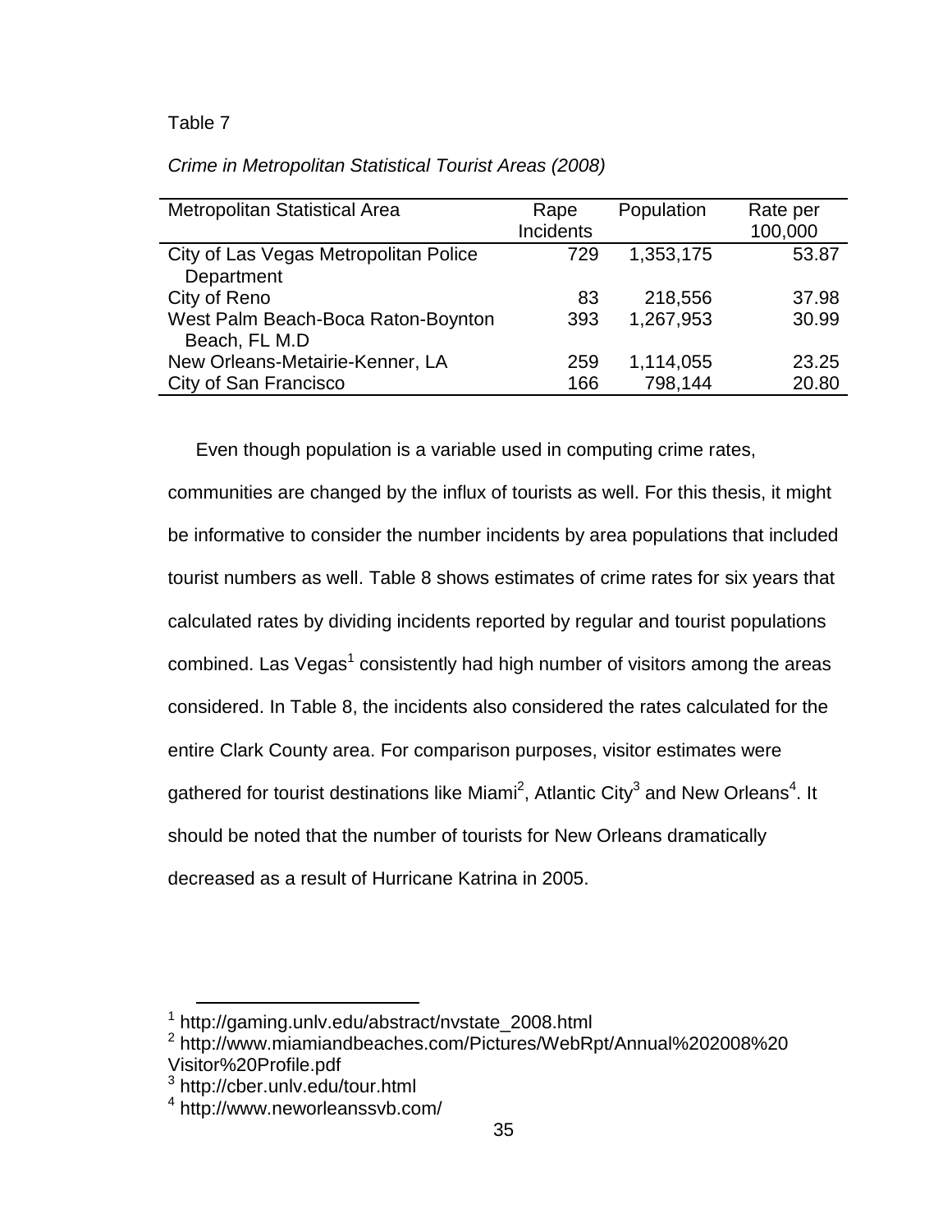Table 7

*Crime in Metropolitan Statistical Tourist Areas (2008)*

| Metropolitan Statistical Area | Rape Incidents | Population | Rate per 100,000 |
|---|---|---|---|
| City of Las Vegas Metropolitan Police Department | 729 | 1,353,175 | 53.87 |
| City of Reno | 83 | 218,556 | 37.98 |
| West Palm Beach-Boca Raton-Boynton Beach, FL M.D | 393 | 1,267,953 | 30.99 |
| New Orleans-Metairie-Kenner, LA | 259 | 1,114,055 | 23.25 |
| City of San Francisco | 166 | 798,144 | 20.80 |

Even though population is a variable used in computing crime rates, communities are changed by the influx of tourists as well. For this thesis, it might be informative to consider the number incidents by area populations that included tourist numbers as well. Table 8 shows estimates of crime rates for six years that calculated rates by dividing incidents reported by regular and tourist populations combined. Las Vegas[1] consistently had high number of visitors among the areas considered. In Table 8, the incidents also considered the rates calculated for the entire Clark County area. For comparison purposes, visitor estimates were gathered for tourist destinations like Miami[2], Atlantic City[3] and New Orleans[4]. It should be noted that the number of tourists for New Orleans dramatically decreased as a result of Hurricane Katrina in 2005.

[1] http://gaming.unlv.edu/abstract/nvstate_2008.html

[2] http://www.miamiandbeaches.com/Pictures/WebRpt/Annual%202008%20Visitor%20Profile.pdf

[3] http://cber.unlv.edu/tour.html

[4] http://www.neworleanssvb.com/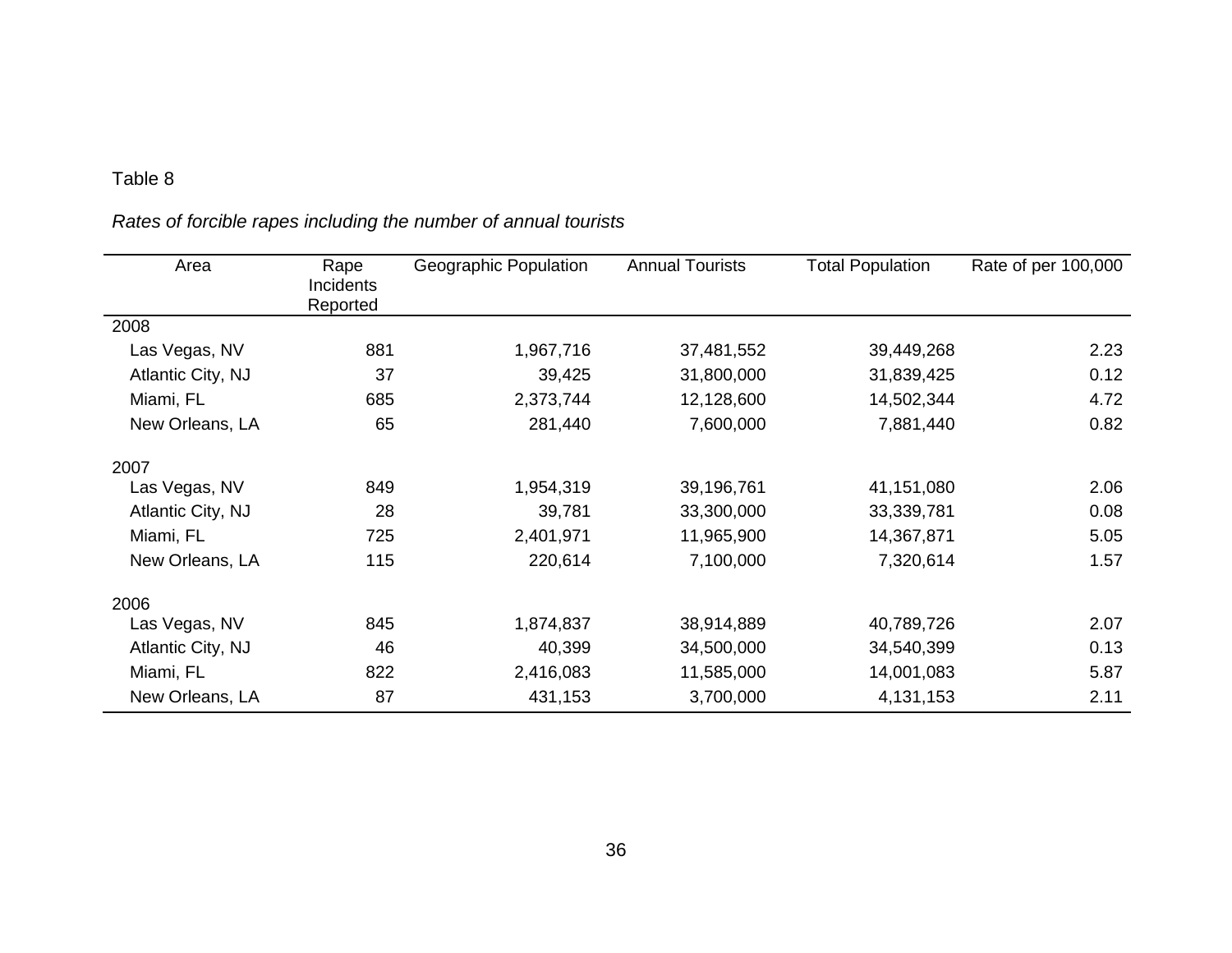Table 8

*Rates of forcible rapes including the number of annual tourists*

| Area | Rape Incidents Reported | Geographic Population | Annual Tourists | Total Population | Rate of per 100,000 |
|---|---|---|---|---|---|
| 2008 | | | | | |
| Las Vegas, NV | 881 | 1,967,716 | 37,481,552 | 39,449,268 | 2.23 |
| Atlantic City, NJ | 37 | 39,425 | 31,800,000 | 31,839,425 | 0.12 |
| Miami, FL | 685 | 2,373,744 | 12,128,600 | 14,502,344 | 4.72 |
| New Orleans, LA | 65 | 281,440 | 7,600,000 | 7,881,440 | 0.82 |
| 2007 | | | | | |
| Las Vegas, NV | 849 | 1,954,319 | 39,196,761 | 41,151,080 | 2.06 |
| Atlantic City, NJ | 28 | 39,781 | 33,300,000 | 33,339,781 | 0.08 |
| Miami, FL | 725 | 2,401,971 | 11,965,900 | 14,367,871 | 5.05 |
| New Orleans, LA | 115 | 220,614 | 7,100,000 | 7,320,614 | 1.57 |
| 2006 | | | | | |
| Las Vegas, NV | 845 | 1,874,837 | 38,914,889 | 40,789,726 | 2.07 |
| Atlantic City, NJ | 46 | 40,399 | 34,500,000 | 34,540,399 | 0.13 |
| Miami, FL | 822 | 2,416,083 | 11,585,000 | 14,001,083 | 5.87 |
| New Orleans, LA | 87 | 431,153 | 3,700,000 | 4,131,153 | 2.11 |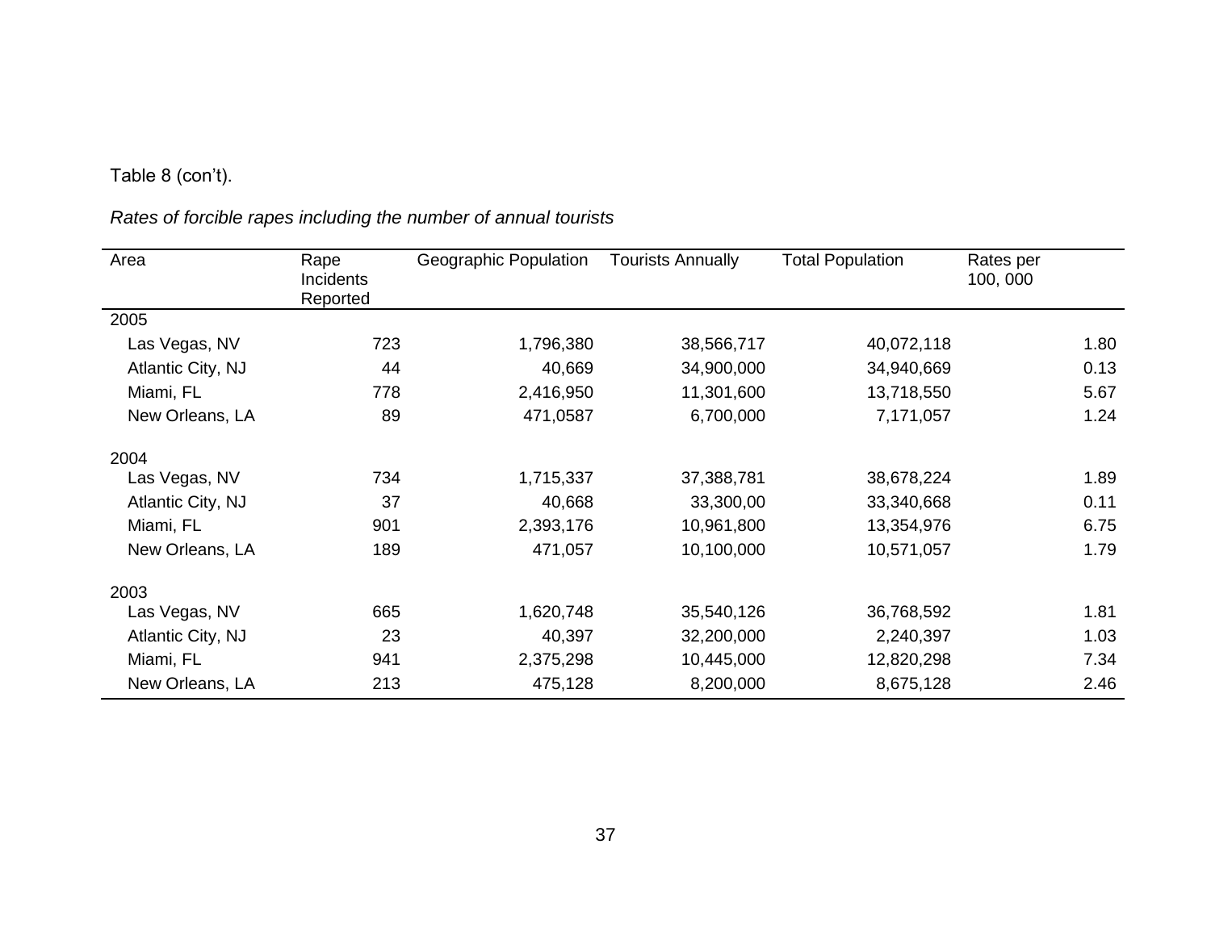Table 8 (con't).

*Rates of forcible rapes including the number of annual tourists*

| Area | Rape Incidents Reported | Geographic Population | Tourists Annually | Total Population | Rates per 100, 000 |
|---|---|---|---|---|---|
| 2005 | | | | | |
| Las Vegas, NV | 723 | 1,796,380 | 38,566,717 | 40,072,118 | 1.80 |
| Atlantic City, NJ | 44 | 40,669 | 34,900,000 | 34,940,669 | 0.13 |
| Miami, FL | 778 | 2,416,950 | 11,301,600 | 13,718,550 | 5.67 |
| New Orleans, LA | 89 | 471,0587 | 6,700,000 | 7,171,057 | 1.24 |
| 2004 | | | | | |
| Las Vegas, NV | 734 | 1,715,337 | 37,388,781 | 38,678,224 | 1.89 |
| Atlantic City, NJ | 37 | 40,668 | 33,300,00 | 33,340,668 | 0.11 |
| Miami, FL | 901 | 2,393,176 | 10,961,800 | 13,354,976 | 6.75 |
| New Orleans, LA | 189 | 471,057 | 10,100,000 | 10,571,057 | 1.79 |
| 2003 | | | | | |
| Las Vegas, NV | 665 | 1,620,748 | 35,540,126 | 36,768,592 | 1.81 |
| Atlantic City, NJ | 23 | 40,397 | 32,200,000 | 2,240,397 | 1.03 |
| Miami, FL | 941 | 2,375,298 | 10,445,000 | 12,820,298 | 7.34 |
| New Orleans, LA | 213 | 475,128 | 8,200,000 | 8,675,128 | 2.46 |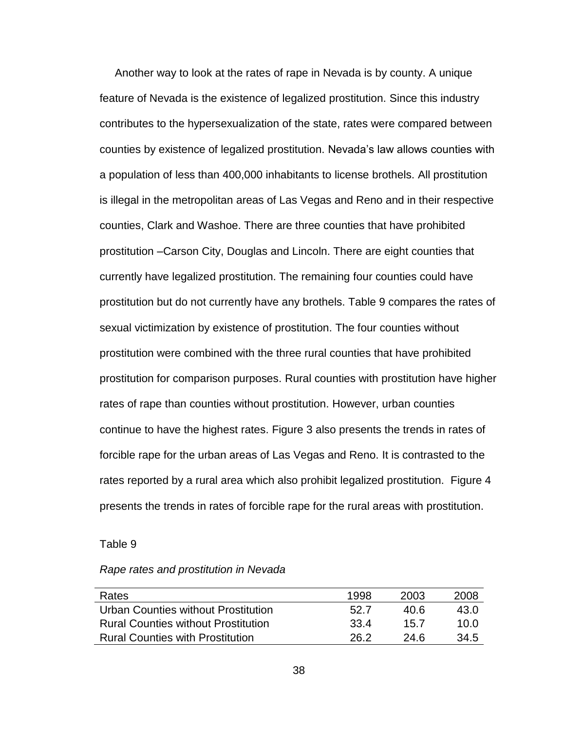Another way to look at the rates of rape in Nevada is by county. A unique feature of Nevada is the existence of legalized prostitution. Since this industry contributes to the hypersexualization of the state, rates were compared between counties by existence of legalized prostitution. Nevada's law allows counties with a population of less than 400,000 inhabitants to license brothels. All prostitution is illegal in the metropolitan areas of Las Vegas and Reno and in their respective counties, Clark and Washoe. There are three counties that have prohibited prostitution –Carson City, Douglas and Lincoln. There are eight counties that currently have legalized prostitution. The remaining four counties could have prostitution but do not currently have any brothels. Table 9 compares the rates of sexual victimization by existence of prostitution. The four counties without prostitution were combined with the three rural counties that have prohibited prostitution for comparison purposes. Rural counties with prostitution have higher rates of rape than counties without prostitution. However, urban counties continue to have the highest rates. Figure 3 also presents the trends in rates of forcible rape for the urban areas of Las Vegas and Reno. It is contrasted to the rates reported by a rural area which also prohibit legalized prostitution. Figure 4 presents the trends in rates of forcible rape for the rural areas with prostitution.

Table 9

*Rape rates and prostitution in Nevada*

| Rates | 1998 | 2003 | 2008 |
|---|---|---|---|
| Urban Counties without Prostitution | 52.7 | 40.6 | 43.0 |
| Rural Counties without Prostitution | 33.4 | 15.7 | 10.0 |
| Rural Counties with Prostitution | 26.2 | 24.6 | 34.5 |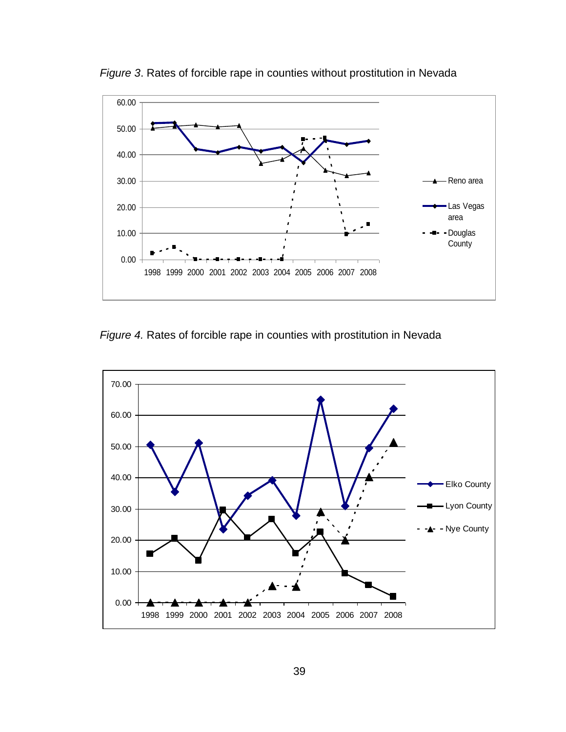*Figure 3*. Rates of forcible rape in counties without prostitution in Nevada

*Figure 4.* Rates of forcible rape in counties with prostitution in Nevada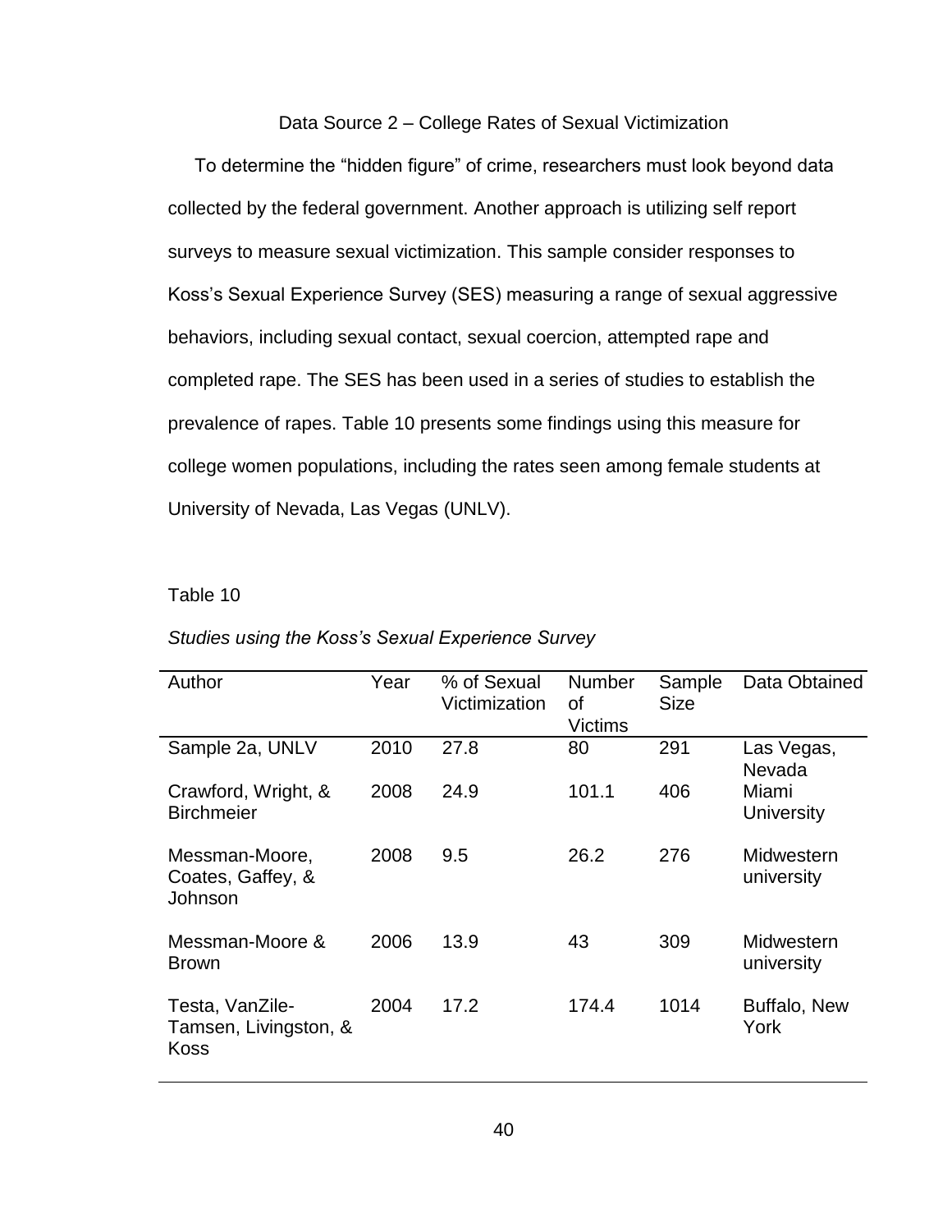Data Source 2 – College Rates of Sexual Victimization

To determine the "hidden figure" of crime, researchers must look beyond data collected by the federal government. Another approach is utilizing self report surveys to measure sexual victimization. This sample consider responses to Koss's Sexual Experience Survey (SES) measuring a range of sexual aggressive behaviors, including sexual contact, sexual coercion, attempted rape and completed rape. The SES has been used in a series of studies to establish the prevalence of rapes. Table 10 presents some findings using this measure for college women populations, including the rates seen among female students at University of Nevada, Las Vegas (UNLV).

Table 10

*Studies using the Koss's Sexual Experience Survey*

| Author | Year | % of Sexual Victimization | Number of Victims | Sample Size | Data Obtained |
|---|---|---|---|---|---|
| Sample 2a, UNLV | 2010 | 27.8 | 80 | 291 | Las Vegas, Nevada |
| Crawford, Wright, & Birchmeier | 2008 | 24.9 | 101.1 | 406 | Miami University |
| Messman-Moore, Coates, Gaffey, & Johnson | 2008 | 9.5 | 26.2 | 276 | Midwestern university |
| Messman-Moore & Brown | 2006 | 13.9 | 43 | 309 | Midwestern university |
| Testa, VanZile-Tamsen, Livingston, & Koss | 2004 | 17.2 | 174.4 | 1014 | Buffalo, New York |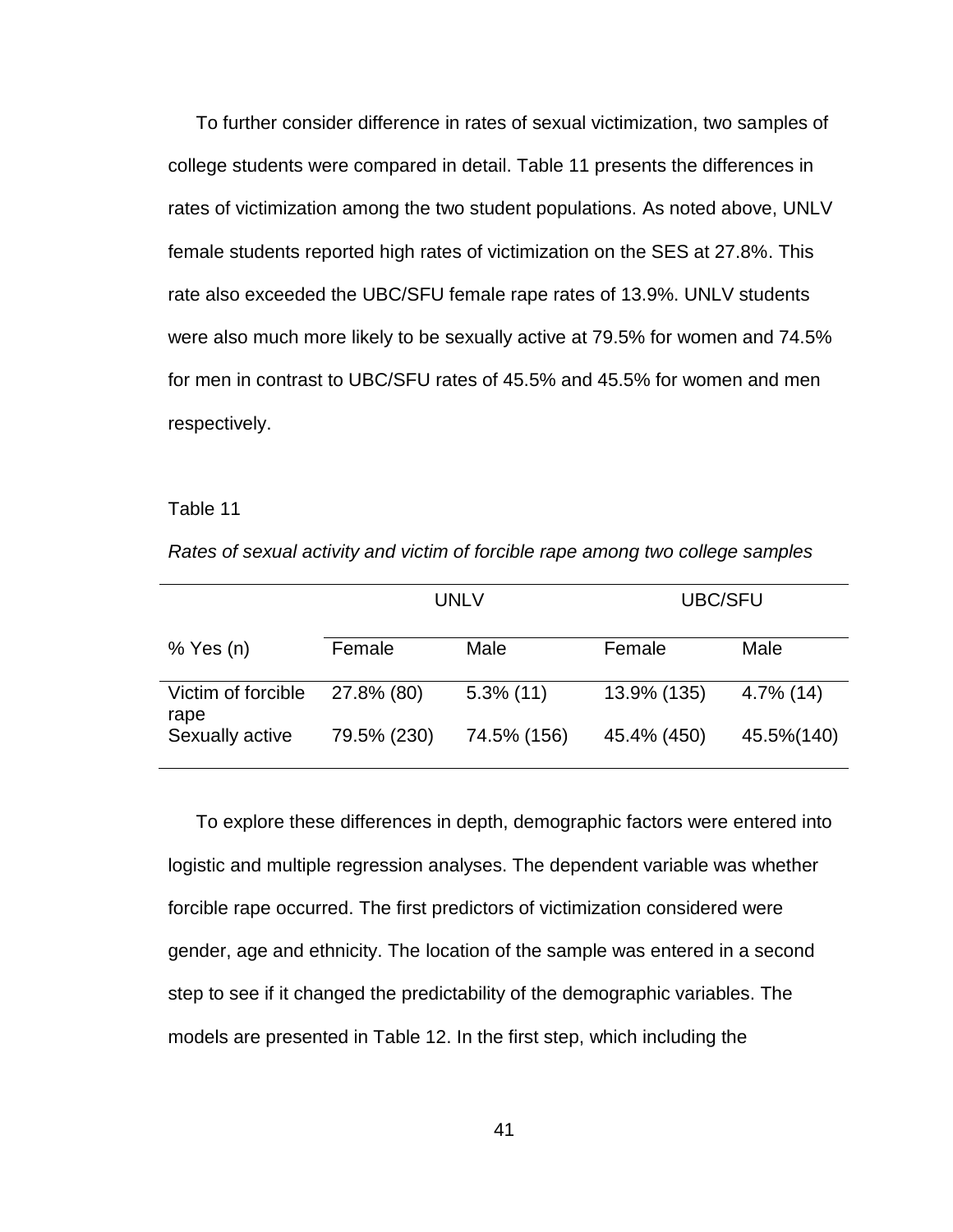To further consider difference in rates of sexual victimization, two samples of college students were compared in detail. Table 11 presents the differences in rates of victimization among the two student populations. As noted above, UNLV female students reported high rates of victimization on the SES at 27.8%. This rate also exceeded the UBC/SFU female rape rates of 13.9%. UNLV students were also much more likely to be sexually active at 79.5% for women and 74.5% for men in contrast to UBC/SFU rates of 45.5% and 45.5% for women and men respectively.

Table 11

*Rates of sexual activity and victim of forcible rape among two college samples*

| | UNLV | | UBC/SFU | |
|---|---|---|---|---|
| % Yes (n) | Female | Male | Female | Male |
| Victim of forcible rape | 27.8% (80) | 5.3% (11) | 13.9% (135) | 4.7% (14) |
| Sexually active | 79.5% (230) | 74.5% (156) | 45.4% (450) | 45.5%(140) |

To explore these differences in depth, demographic factors were entered into logistic and multiple regression analyses. The dependent variable was whether forcible rape occurred. The first predictors of victimization considered were gender, age and ethnicity. The location of the sample was entered in a second step to see if it changed the predictability of the demographic variables. The models are presented in Table 12. In the first step, which including the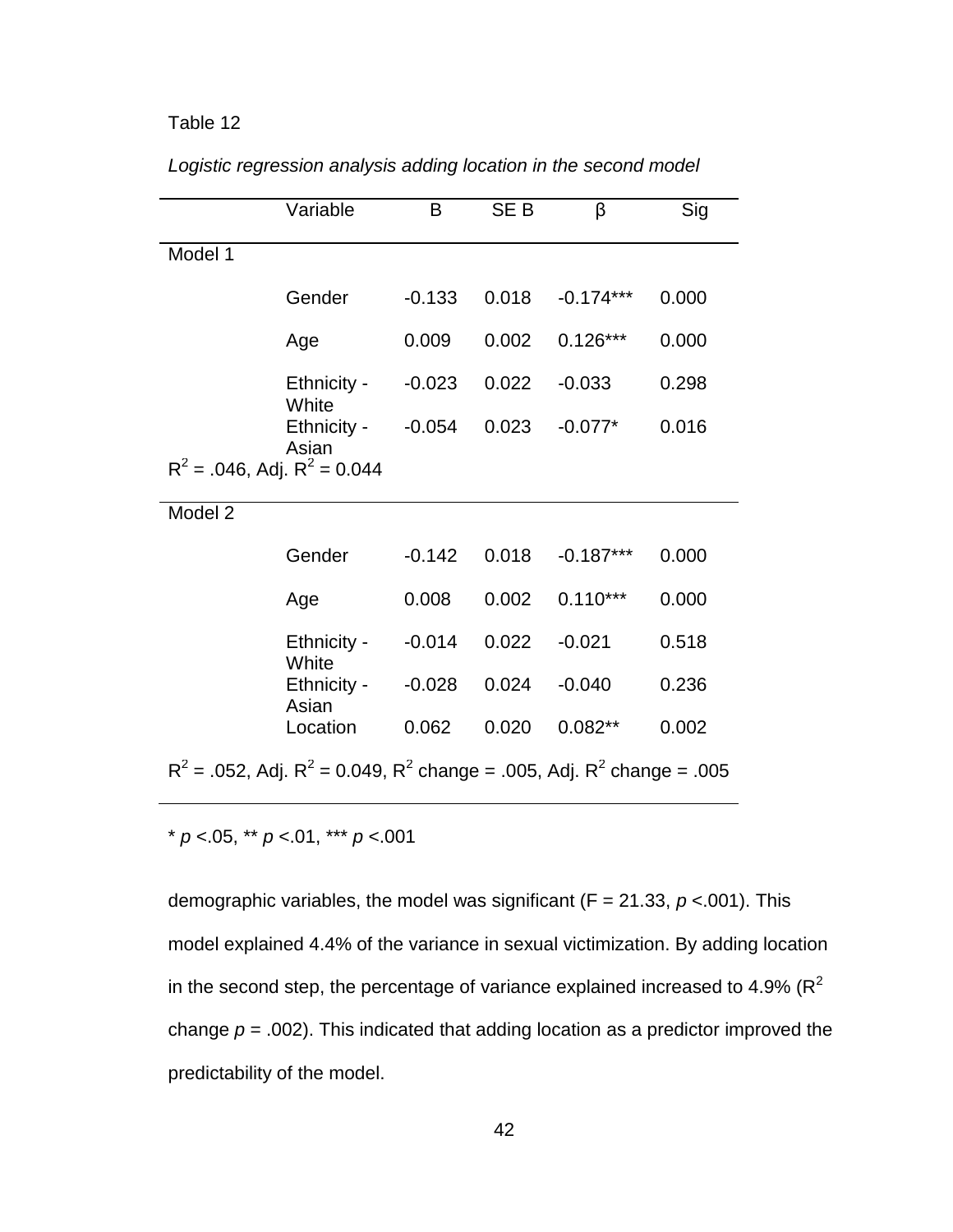Table 12

*Logistic regression analysis adding location in the second model*

| | Variable | B | SE B | β | Sig |
|---|---|---|---|---|---|
| Model 1 | | | | | |
| | Gender | -0.133 | 0.018 | -0.174*** | 0.000 |
| | Age | 0.009 | 0.002 | 0.126*** | 0.000 |
| | Ethnicity - White | -0.023 | 0.022 | -0.033 | 0.298 |
| | Ethnicity - Asian | -0.054 | 0.023 | -0.077* | 0.016 |
| $R^2$ = .046, Adj. $R^2$ = 0.044 | | | | | |
| Model 2 | | | | | |
| | Gender | -0.142 | 0.018 | -0.187*** | 0.000 |
| | Age | 0.008 | 0.002 | 0.110*** | 0.000 |
| | Ethnicity - White | -0.014 | 0.022 | -0.021 | 0.518 |
| | Ethnicity - Asian | -0.028 | 0.024 | -0.040 | 0.236 |
| | Location | 0.062 | 0.020 | 0.082** | 0.002 |
| $R^2$ = .052, Adj. $R^2$ = 0.049, $R^2$ change = .005, Adj. $R^2$ change = .005 | | | | | |

* $p$ <.05, ** $p$ <.01, *** $p$ <.001

demographic variables, the model was significant (F = 21.33, $p$ <.001). This model explained 4.4% of the variance in sexual victimization. By adding location in the second step, the percentage of variance explained increased to 4.9% ($R^2$ change $p$ = .002). This indicated that adding location as a predictor improved the predictability of the model.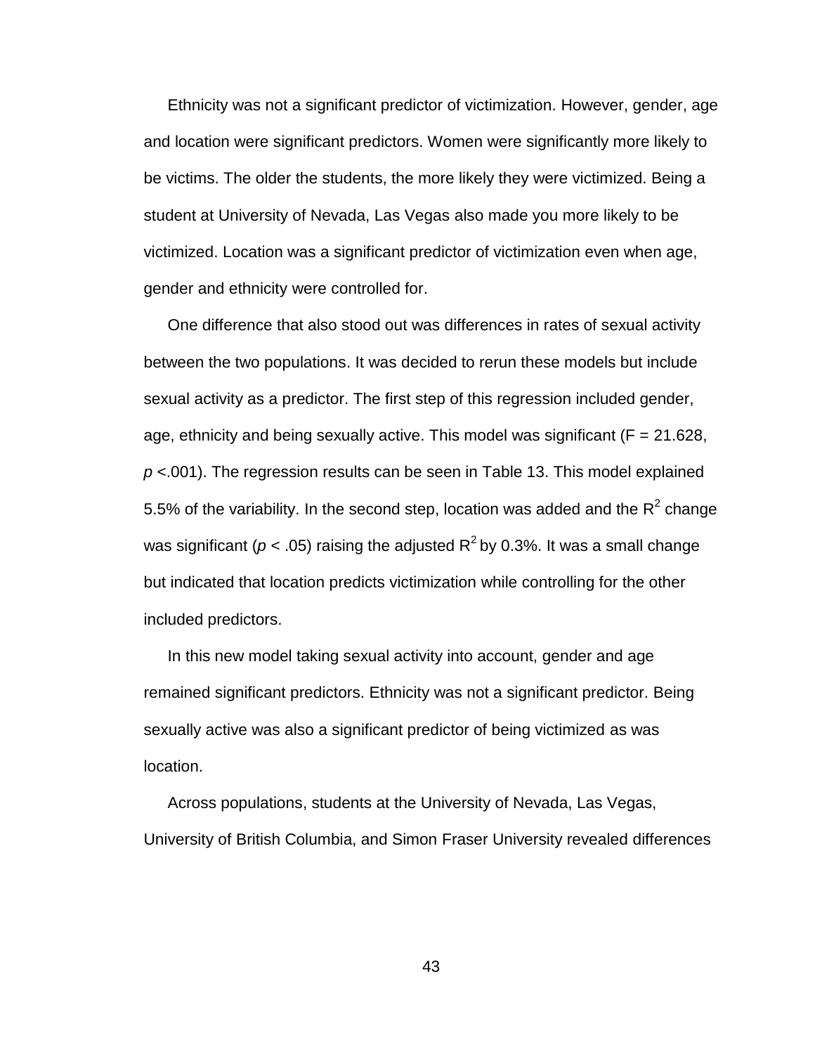Ethnicity was not a significant predictor of victimization. However, gender, age and location were significant predictors. Women were significantly more likely to be victims. The older the students, the more likely they were victimized. Being a student at University of Nevada, Las Vegas also made you more likely to be victimized. Location was a significant predictor of victimization even when age, gender and ethnicity were controlled for.

One difference that also stood out was differences in rates of sexual activity between the two populations. It was decided to rerun these models but include sexual activity as a predictor. The first step of this regression included gender, age, ethnicity and being sexually active. This model was significant ($F = 21.628$, $p < .001$). The regression results can be seen in Table 13. This model explained 5.5% of the variability. In the second step, location was added and the $R^2$ change was significant ($p < .05$) raising the adjusted $R^2$ by 0.3%. It was a small change but indicated that location predicts victimization while controlling for the other included predictors.

In this new model taking sexual activity into account, gender and age remained significant predictors. Ethnicity was not a significant predictor. Being sexually active was also a significant predictor of being victimized as was location.

Across populations, students at the University of Nevada, Las Vegas, University of British Columbia, and Simon Fraser University revealed differences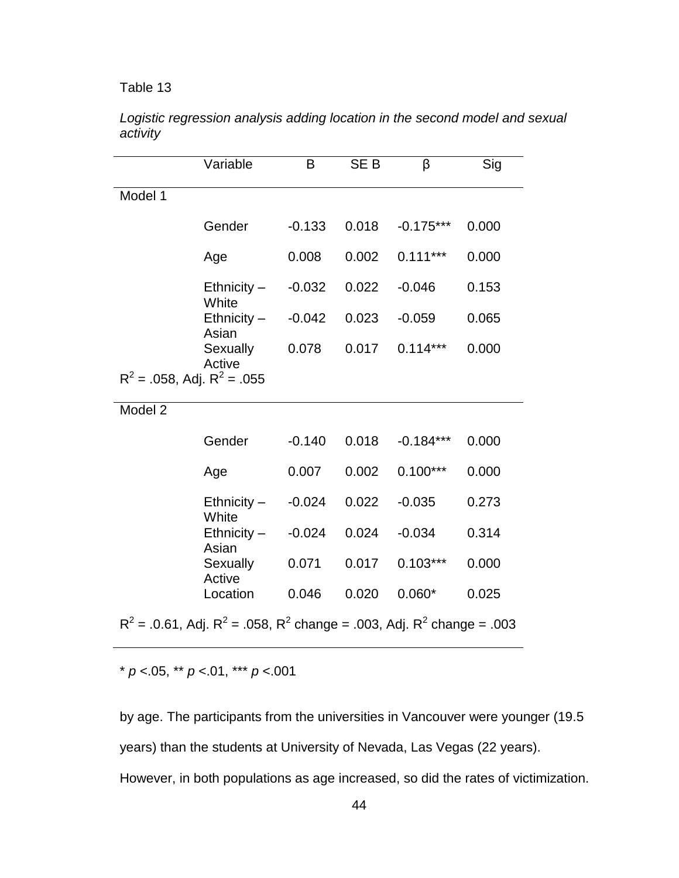Table 13

*Logistic regression analysis adding location in the second model and sexual activity*

| | Variable | B | SE B | β | Sig |
|---|---|---|---|---|---|
| Model 1 | | | | | |
| | Gender | -0.133 | 0.018 | -0.175*** | 0.000 |
| | Age | 0.008 | 0.002 | 0.111*** | 0.000 |
| | Ethnicity – White | -0.032 | 0.022 | -0.046 | 0.153 |
| | Ethnicity – Asian | -0.042 | 0.023 | -0.059 | 0.065 |
| | Sexually Active | 0.078 | 0.017 | 0.114*** | 0.000 |
| $R^2$ = .058, Adj. $R^2$ = .055 | | | | | |
| Model 2 | | | | | |
| | Gender | -0.140 | 0.018 | -0.184*** | 0.000 |
| | Age | 0.007 | 0.002 | 0.100*** | 0.000 |
| | Ethnicity – White | -0.024 | 0.022 | -0.035 | 0.273 |
| | Ethnicity – Asian | -0.024 | 0.024 | -0.034 | 0.314 |
| | Sexually Active | 0.071 | 0.017 | 0.103*** | 0.000 |
| | Location | 0.046 | 0.020 | 0.060* | 0.025 |
| $R^2$ = .0.61, Adj. $R^2$ = .058, $R^2$ change = .003, Adj. $R^2$ change = .003 | | | | | |

\* $p$ <.05, \*\* $p$ <.01, \*\*\* $p$ <.001

by age. The participants from the universities in Vancouver were younger (19.5 years) than the students at University of Nevada, Las Vegas (22 years). However, in both populations as age increased, so did the rates of victimization.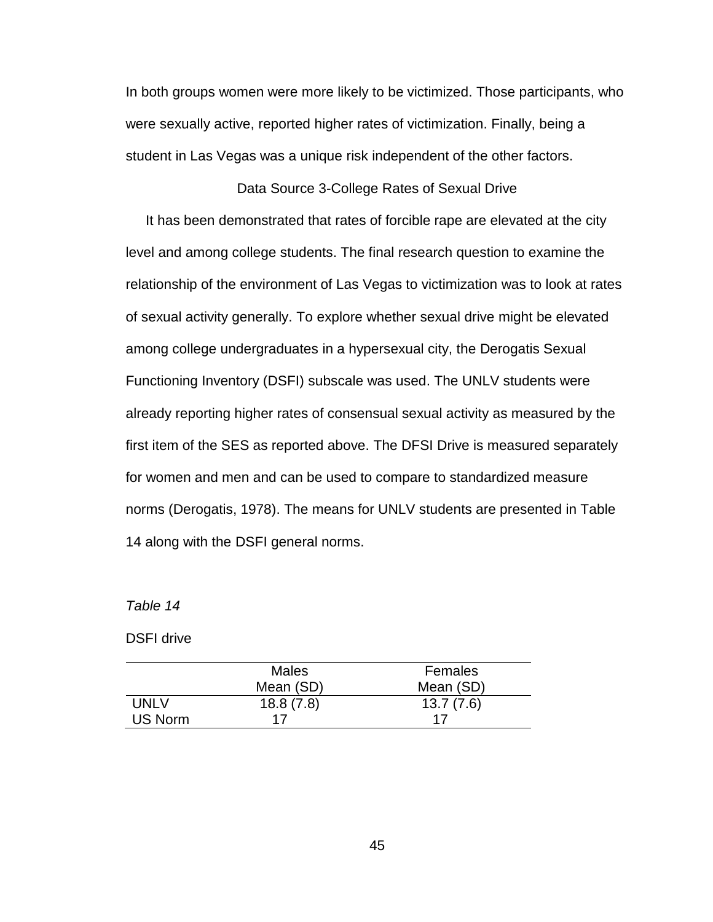In both groups women were more likely to be victimized. Those participants, who were sexually active, reported higher rates of victimization. Finally, being a student in Las Vegas was a unique risk independent of the other factors.

## Data Source 3-College Rates of Sexual Drive

It has been demonstrated that rates of forcible rape are elevated at the city level and among college students. The final research question to examine the relationship of the environment of Las Vegas to victimization was to look at rates of sexual activity generally. To explore whether sexual drive might be elevated among college undergraduates in a hypersexual city, the Derogatis Sexual Functioning Inventory (DSFI) subscale was used. The UNLV students were already reporting higher rates of consensual sexual activity as measured by the first item of the SES as reported above. The DFSI Drive is measured separately for women and men and can be used to compare to standardized measure norms (Derogatis, 1978). The means for UNLV students are presented in Table 14 along with the DSFI general norms.

*Table 14*

DSFI drive

| | Males<br>Mean (SD) | Females<br>Mean (SD) |
|---|---|---|
| UNLV | 18.8 (7.8) | 13.7 (7.6) |
| US Norm | 17 | 17 |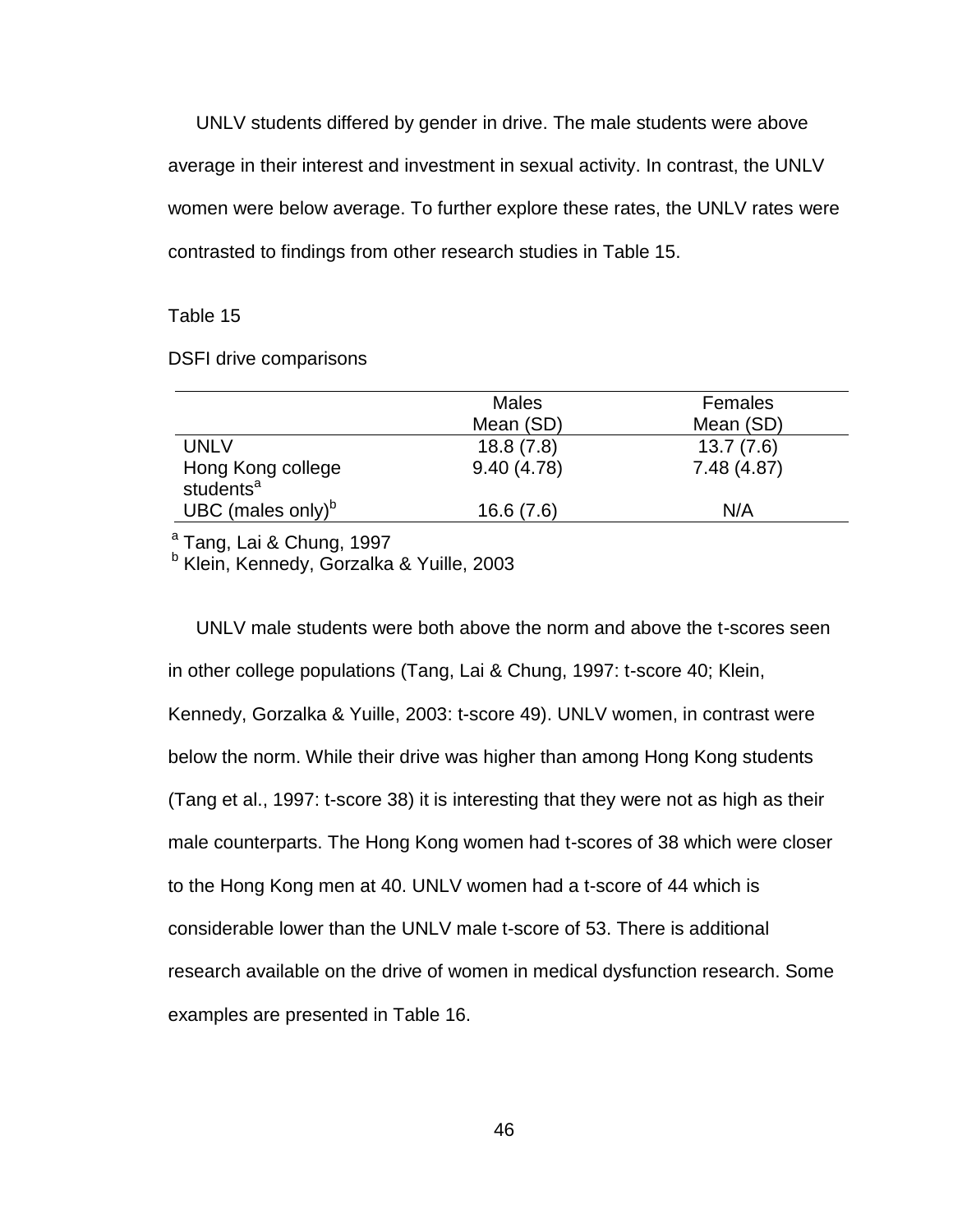UNLV students differed by gender in drive. The male students were above average in their interest and investment in sexual activity. In contrast, the UNLV women were below average. To further explore these rates, the UNLV rates were contrasted to findings from other research studies in Table 15.

Table 15

DSFI drive comparisons

| | Males Mean (SD) | Females Mean (SD) |
|---|---|---|
| UNLV | 18.8 (7.8) | 13.7 (7.6) |
| Hong Kong college students[a] | 9.40 (4.78) | 7.48 (4.87) |
| UBC (males only)[b] | 16.6 (7.6) | N/A |

[a] Tang, Lai & Chung, 1997
[b] Klein, Kennedy, Gorzalka & Yuille, 2003

UNLV male students were both above the norm and above the t-scores seen in other college populations (Tang, Lai & Chung, 1997: t-score 40; Klein, Kennedy, Gorzalka & Yuille, 2003: t-score 49). UNLV women, in contrast were below the norm. While their drive was higher than among Hong Kong students (Tang et al., 1997: t-score 38) it is interesting that they were not as high as their male counterparts. The Hong Kong women had t-scores of 38 which were closer to the Hong Kong men at 40. UNLV women had a t-score of 44 which is considerable lower than the UNLV male t-score of 53. There is additional research available on the drive of women in medical dysfunction research. Some examples are presented in Table 16.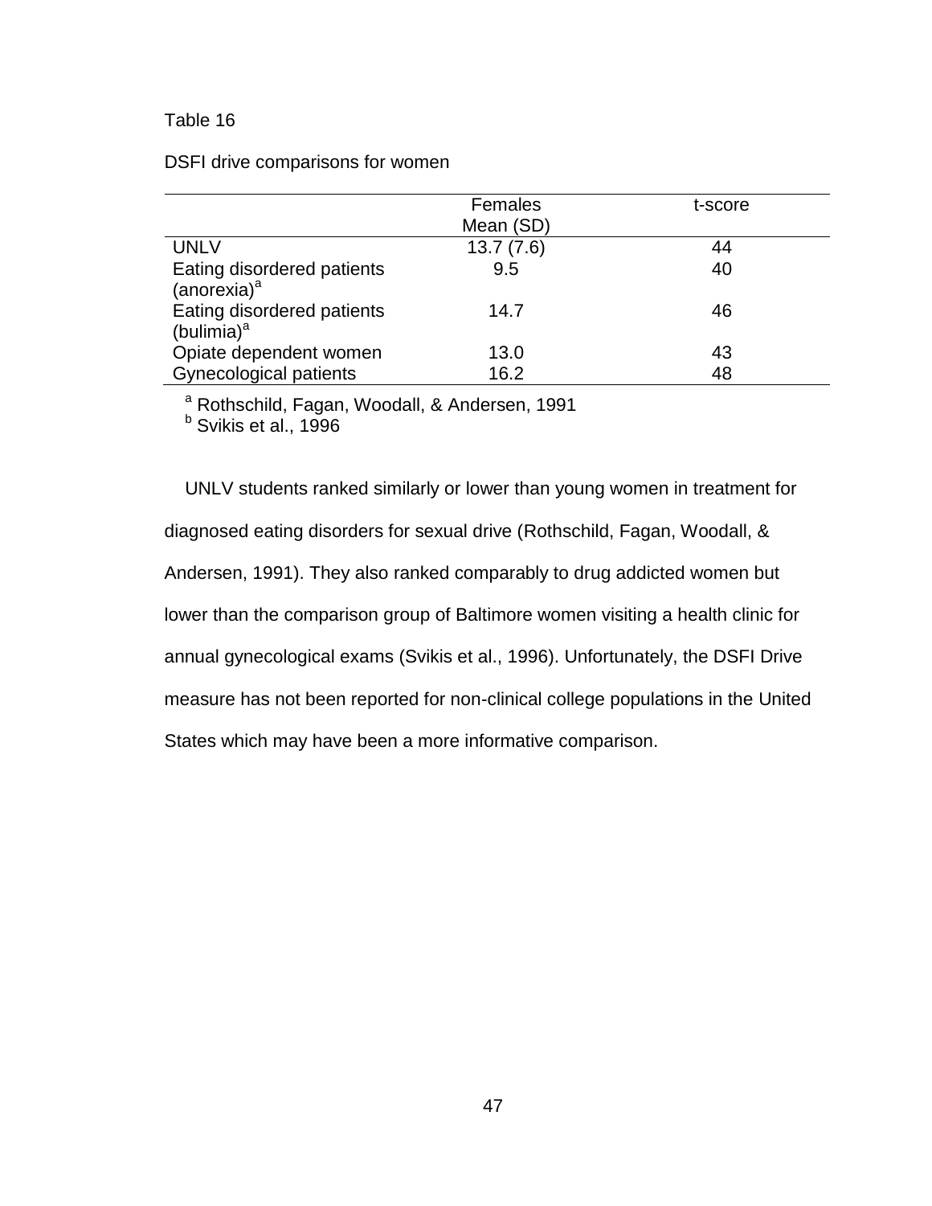Table 16

DSFI drive comparisons for women

| | Females Mean (SD) | t-score |
|---|---|---|
| UNLV | 13.7 (7.6) | 44 |
| Eating disordered patients (anorexia)[a] | 9.5 | 40 |
| Eating disordered patients (bulimia)[a] | 14.7 | 46 |
| Opiate dependent women | 13.0 | 43 |
| Gynecological patients | 16.2 | 48 |

[a] Rothschild, Fagan, Woodall, & Andersen, 1991
[b] Svikis et al., 1996

UNLV students ranked similarly or lower than young women in treatment for diagnosed eating disorders for sexual drive (Rothschild, Fagan, Woodall, & Andersen, 1991). They also ranked comparably to drug addicted women but lower than the comparison group of Baltimore women visiting a health clinic for annual gynecological exams (Svikis et al., 1996). Unfortunately, the DSFI Drive measure has not been reported for non-clinical college populations in the United States which may have been a more informative comparison.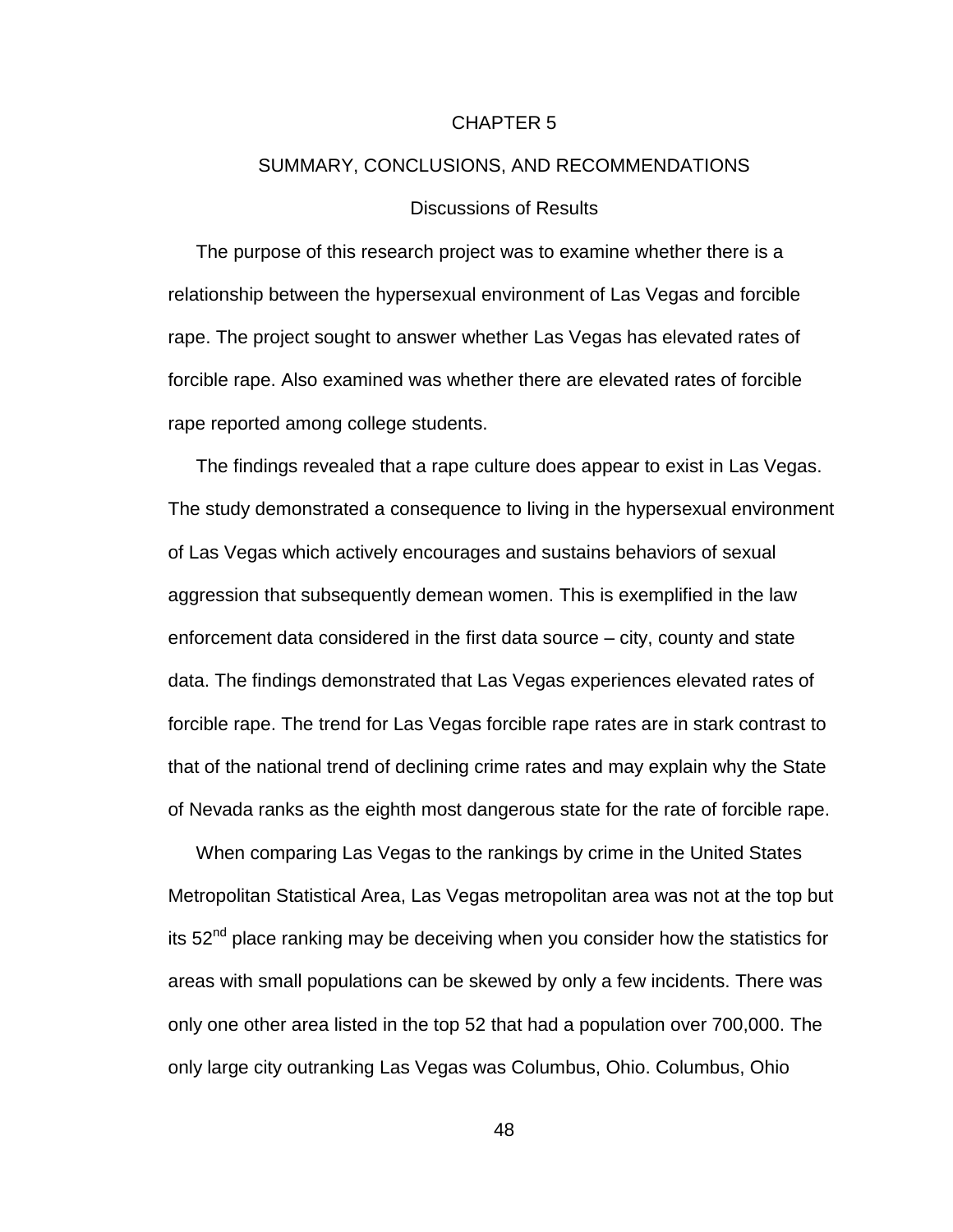# CHAPTER 5

# SUMMARY, CONCLUSIONS, AND RECOMMENDATIONS

## Discussions of Results

The purpose of this research project was to examine whether there is a relationship between the hypersexual environment of Las Vegas and forcible rape. The project sought to answer whether Las Vegas has elevated rates of forcible rape. Also examined was whether there are elevated rates of forcible rape reported among college students.

The findings revealed that a rape culture does appear to exist in Las Vegas. The study demonstrated a consequence to living in the hypersexual environment of Las Vegas which actively encourages and sustains behaviors of sexual aggression that subsequently demean women. This is exemplified in the law enforcement data considered in the first data source – city, county and state data. The findings demonstrated that Las Vegas experiences elevated rates of forcible rape. The trend for Las Vegas forcible rape rates are in stark contrast to that of the national trend of declining crime rates and may explain why the State of Nevada ranks as the eighth most dangerous state for the rate of forcible rape.

When comparing Las Vegas to the rankings by crime in the United States Metropolitan Statistical Area, Las Vegas metropolitan area was not at the top but its 52nd place ranking may be deceiving when you consider how the statistics for areas with small populations can be skewed by only a few incidents. There was only one other area listed in the top 52 that had a population over 700,000. The only large city outranking Las Vegas was Columbus, Ohio. Columbus, Ohio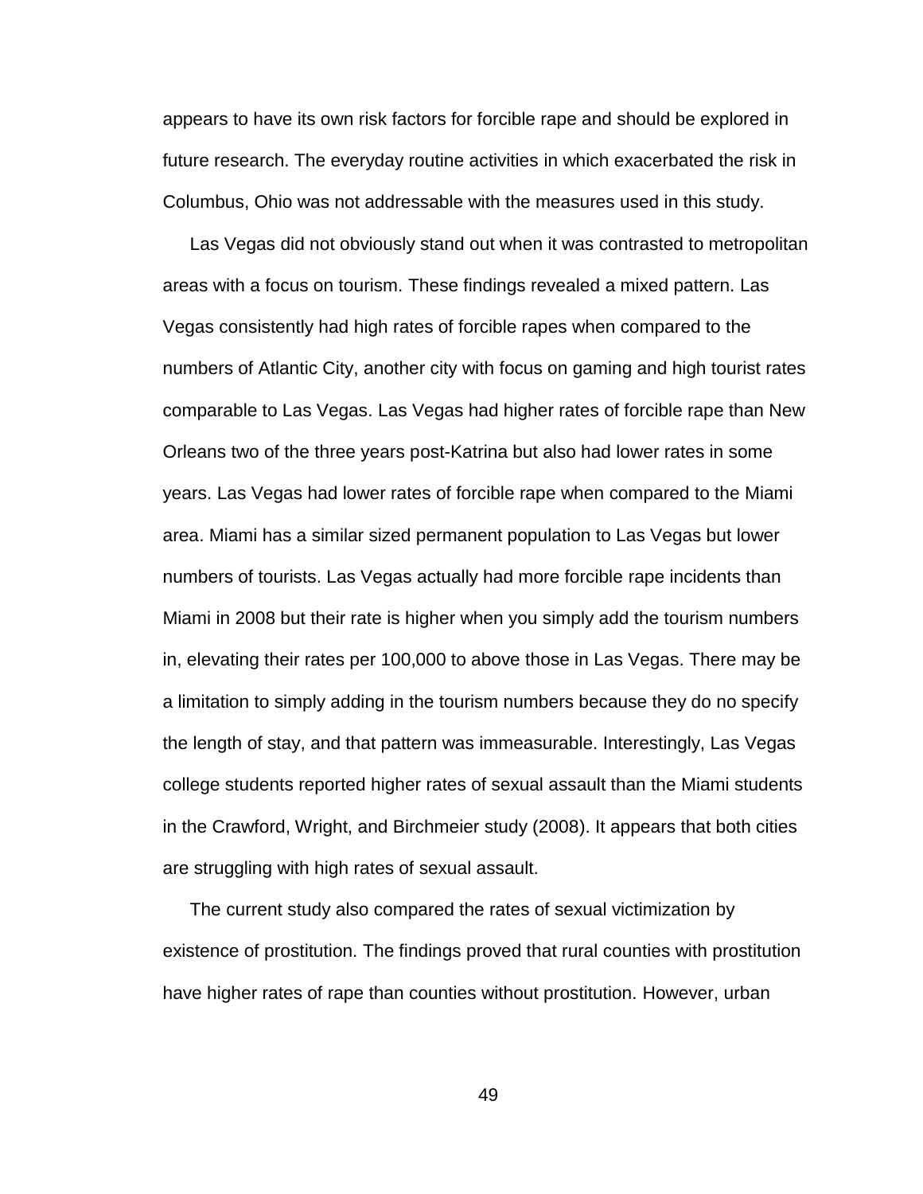appears to have its own risk factors for forcible rape and should be explored in future research. The everyday routine activities in which exacerbated the risk in Columbus, Ohio was not addressable with the measures used in this study.

Las Vegas did not obviously stand out when it was contrasted to metropolitan areas with a focus on tourism. These findings revealed a mixed pattern. Las Vegas consistently had high rates of forcible rapes when compared to the numbers of Atlantic City, another city with focus on gaming and high tourist rates comparable to Las Vegas. Las Vegas had higher rates of forcible rape than New Orleans two of the three years post-Katrina but also had lower rates in some years. Las Vegas had lower rates of forcible rape when compared to the Miami area. Miami has a similar sized permanent population to Las Vegas but lower numbers of tourists. Las Vegas actually had more forcible rape incidents than Miami in 2008 but their rate is higher when you simply add the tourism numbers in, elevating their rates per 100,000 to above those in Las Vegas. There may be a limitation to simply adding in the tourism numbers because they do no specify the length of stay, and that pattern was immeasurable. Interestingly, Las Vegas college students reported higher rates of sexual assault than the Miami students in the Crawford, Wright, and Birchmeier study (2008). It appears that both cities are struggling with high rates of sexual assault.

The current study also compared the rates of sexual victimization by existence of prostitution. The findings proved that rural counties with prostitution have higher rates of rape than counties without prostitution. However, urban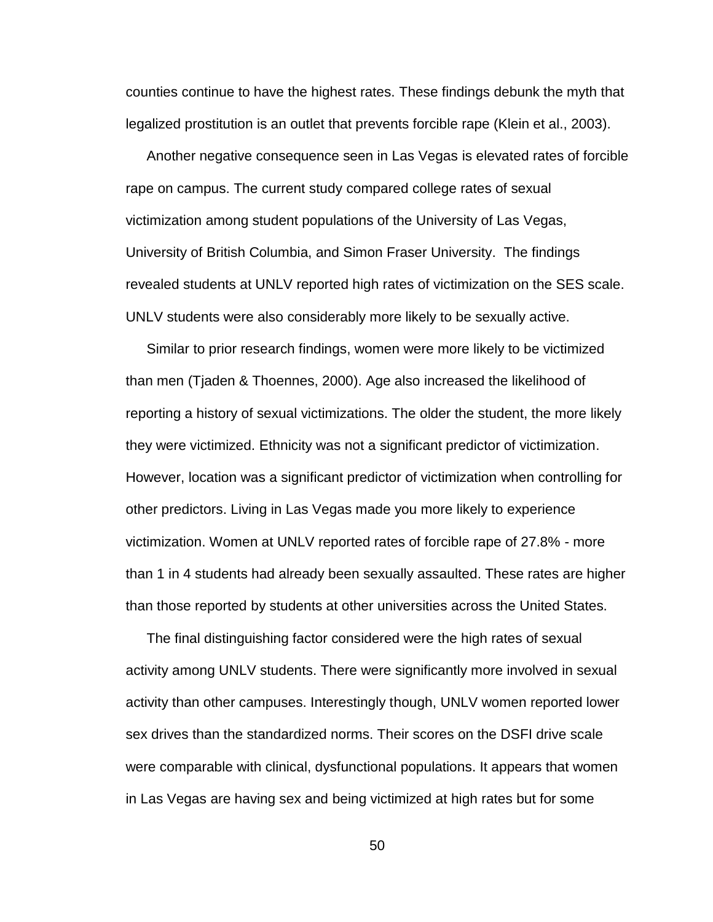counties continue to have the highest rates. These findings debunk the myth that legalized prostitution is an outlet that prevents forcible rape (Klein et al., 2003).

Another negative consequence seen in Las Vegas is elevated rates of forcible rape on campus. The current study compared college rates of sexual victimization among student populations of the University of Las Vegas, University of British Columbia, and Simon Fraser University. The findings revealed students at UNLV reported high rates of victimization on the SES scale. UNLV students were also considerably more likely to be sexually active.

Similar to prior research findings, women were more likely to be victimized than men (Tjaden & Thoennes, 2000). Age also increased the likelihood of reporting a history of sexual victimizations. The older the student, the more likely they were victimized. Ethnicity was not a significant predictor of victimization. However, location was a significant predictor of victimization when controlling for other predictors. Living in Las Vegas made you more likely to experience victimization. Women at UNLV reported rates of forcible rape of 27.8% - more than 1 in 4 students had already been sexually assaulted. These rates are higher than those reported by students at other universities across the United States.

The final distinguishing factor considered were the high rates of sexual activity among UNLV students. There were significantly more involved in sexual activity than other campuses. Interestingly though, UNLV women reported lower sex drives than the standardized norms. Their scores on the DSFI drive scale were comparable with clinical, dysfunctional populations. It appears that women in Las Vegas are having sex and being victimized at high rates but for some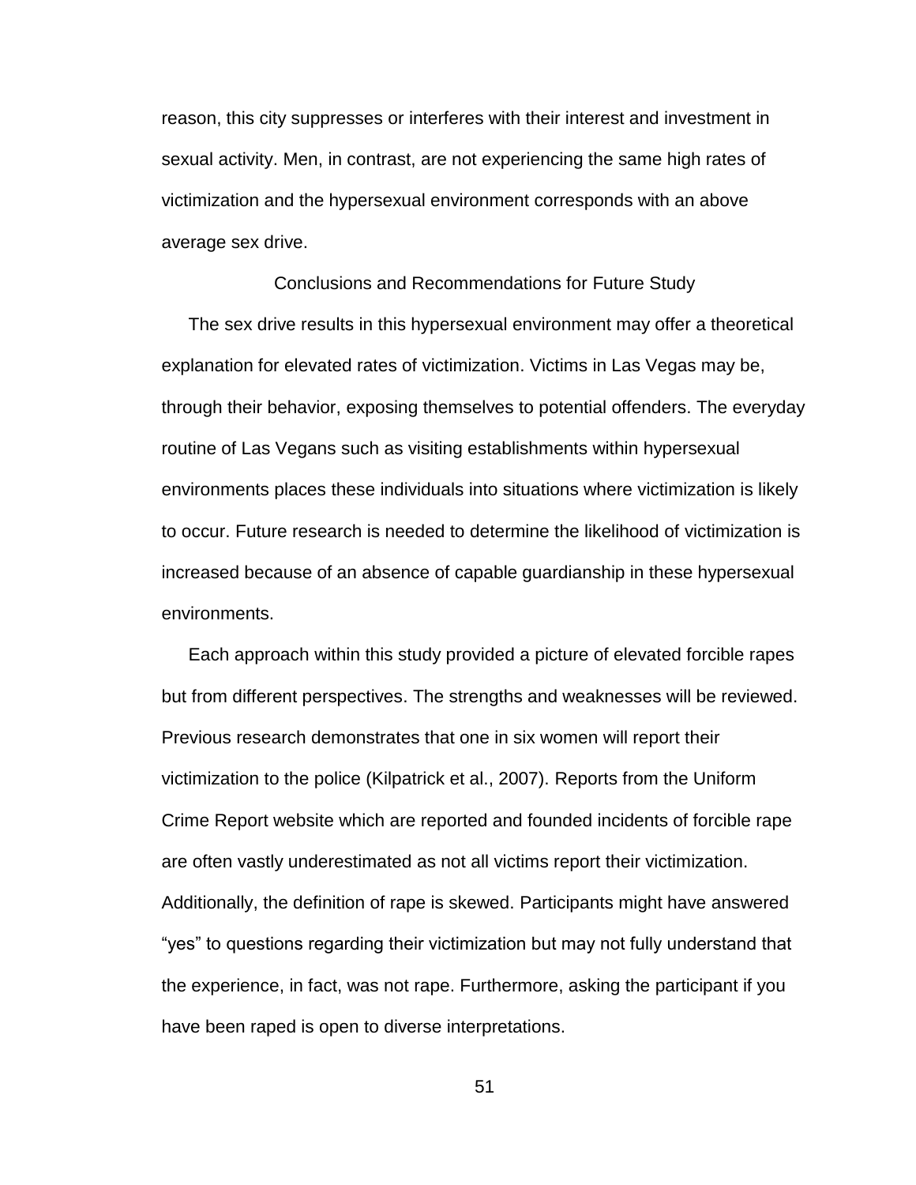reason, this city suppresses or interferes with their interest and investment in sexual activity. Men, in contrast, are not experiencing the same high rates of victimization and the hypersexual environment corresponds with an above average sex drive.

## Conclusions and Recommendations for Future Study

The sex drive results in this hypersexual environment may offer a theoretical explanation for elevated rates of victimization. Victims in Las Vegas may be, through their behavior, exposing themselves to potential offenders. The everyday routine of Las Vegans such as visiting establishments within hypersexual environments places these individuals into situations where victimization is likely to occur. Future research is needed to determine the likelihood of victimization is increased because of an absence of capable guardianship in these hypersexual environments.

Each approach within this study provided a picture of elevated forcible rapes but from different perspectives. The strengths and weaknesses will be reviewed. Previous research demonstrates that one in six women will report their victimization to the police (Kilpatrick et al., 2007). Reports from the Uniform Crime Report website which are reported and founded incidents of forcible rape are often vastly underestimated as not all victims report their victimization. Additionally, the definition of rape is skewed. Participants might have answered “yes” to questions regarding their victimization but may not fully understand that the experience, in fact, was not rape. Furthermore, asking the participant if you have been raped is open to diverse interpretations.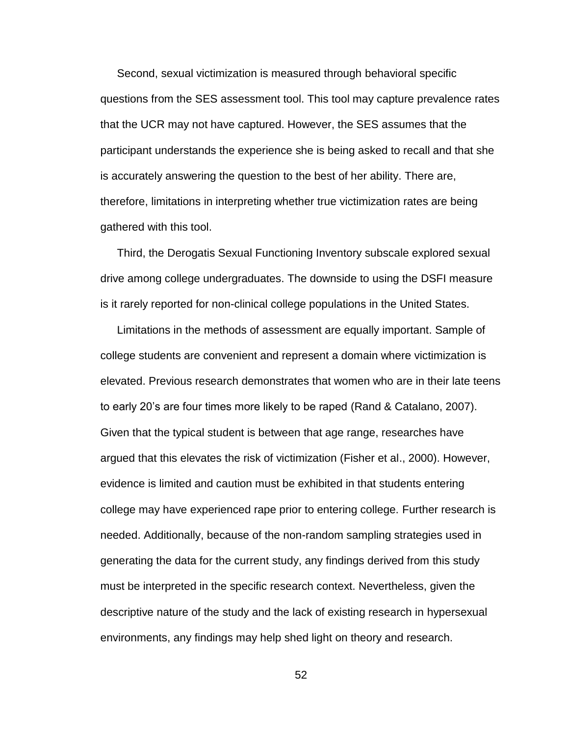Second, sexual victimization is measured through behavioral specific questions from the SES assessment tool. This tool may capture prevalence rates that the UCR may not have captured. However, the SES assumes that the participant understands the experience she is being asked to recall and that she is accurately answering the question to the best of her ability. There are, therefore, limitations in interpreting whether true victimization rates are being gathered with this tool.

Third, the Derogatis Sexual Functioning Inventory subscale explored sexual drive among college undergraduates. The downside to using the DSFI measure is it rarely reported for non-clinical college populations in the United States.

Limitations in the methods of assessment are equally important. Sample of college students are convenient and represent a domain where victimization is elevated. Previous research demonstrates that women who are in their late teens to early 20's are four times more likely to be raped (Rand & Catalano, 2007). Given that the typical student is between that age range, researches have argued that this elevates the risk of victimization (Fisher et al., 2000). However, evidence is limited and caution must be exhibited in that students entering college may have experienced rape prior to entering college. Further research is needed. Additionally, because of the non-random sampling strategies used in generating the data for the current study, any findings derived from this study must be interpreted in the specific research context. Nevertheless, given the descriptive nature of the study and the lack of existing research in hypersexual environments, any findings may help shed light on theory and research.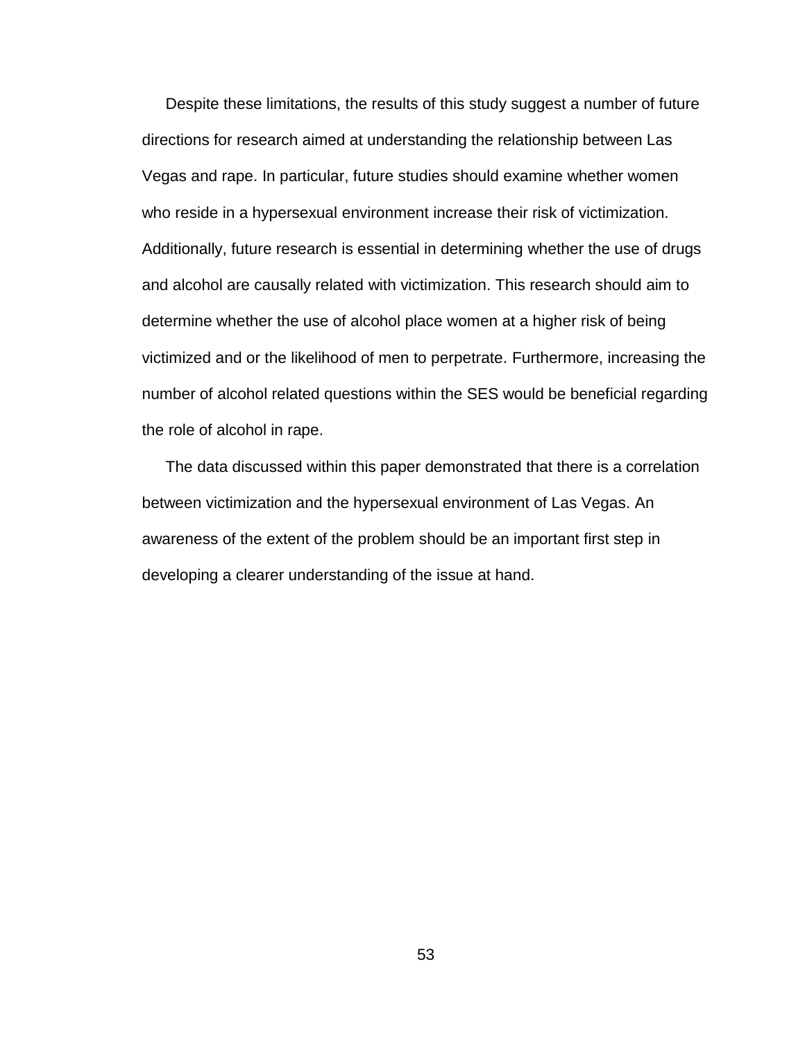Despite these limitations, the results of this study suggest a number of future directions for research aimed at understanding the relationship between Las Vegas and rape. In particular, future studies should examine whether women who reside in a hypersexual environment increase their risk of victimization. Additionally, future research is essential in determining whether the use of drugs and alcohol are causally related with victimization. This research should aim to determine whether the use of alcohol place women at a higher risk of being victimized and or the likelihood of men to perpetrate. Furthermore, increasing the number of alcohol related questions within the SES would be beneficial regarding the role of alcohol in rape.

The data discussed within this paper demonstrated that there is a correlation between victimization and the hypersexual environment of Las Vegas. An awareness of the extent of the problem should be an important first step in developing a clearer understanding of the issue at hand.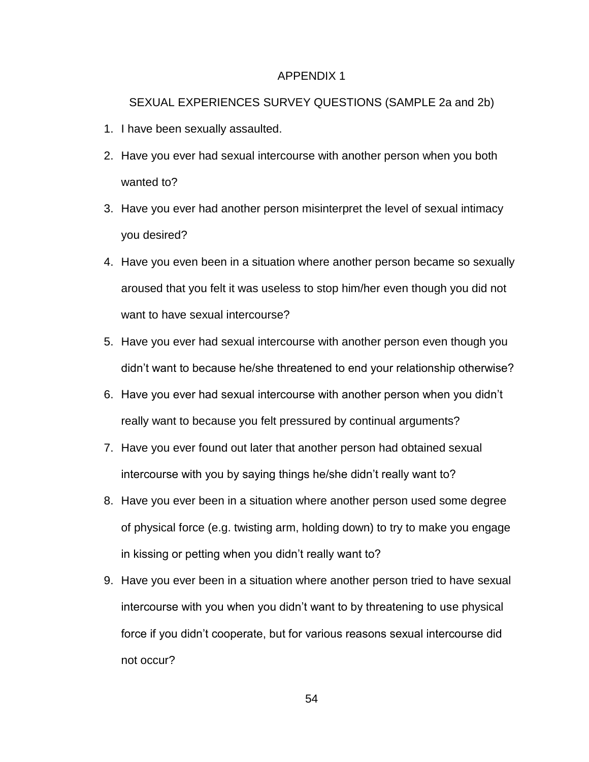# APPENDIX 1

## SEXUAL EXPERIENCES SURVEY QUESTIONS (SAMPLE 2a and 2b)

1. I have been sexually assaulted.
2. Have you ever had sexual intercourse with another person when you both wanted to?
3. Have you ever had another person misinterpret the level of sexual intimacy you desired?
4. Have you even been in a situation where another person became so sexually aroused that you felt it was useless to stop him/her even though you did not want to have sexual intercourse?
5. Have you ever had sexual intercourse with another person even though you didn't want to because he/she threatened to end your relationship otherwise?
6. Have you ever had sexual intercourse with another person when you didn't really want to because you felt pressured by continual arguments?
7. Have you ever found out later that another person had obtained sexual intercourse with you by saying things he/she didn't really want to?
8. Have you ever been in a situation where another person used some degree of physical force (e.g. twisting arm, holding down) to try to make you engage in kissing or petting when you didn't really want to?
9. Have you ever been in a situation where another person tried to have sexual intercourse with you when you didn't want to by threatening to use physical force if you didn't cooperate, but for various reasons sexual intercourse did not occur?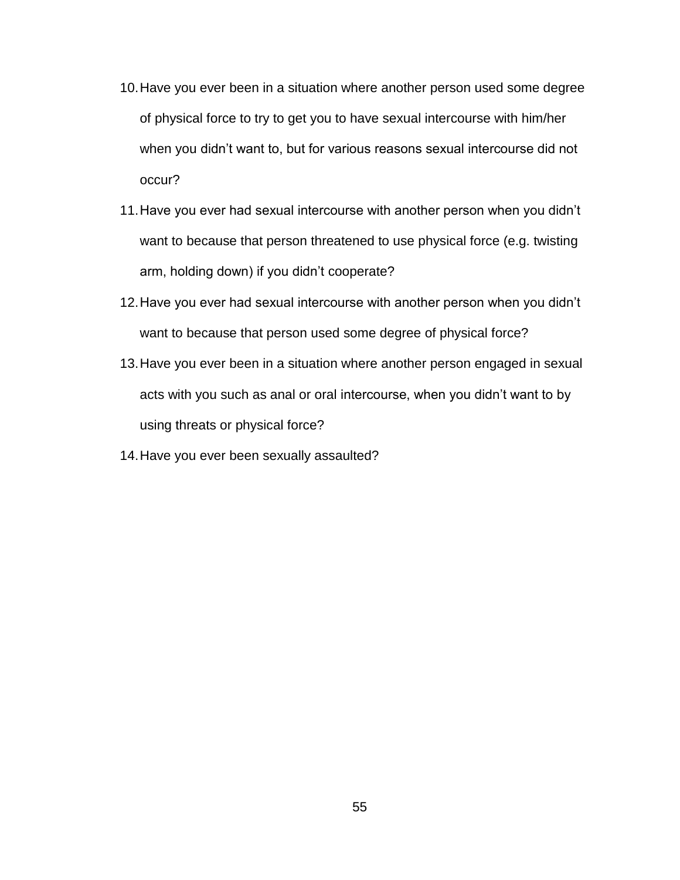10. Have you ever been in a situation where another person used some degree of physical force to try to get you to have sexual intercourse with him/her when you didn't want to, but for various reasons sexual intercourse did not occur?
11. Have you ever had sexual intercourse with another person when you didn't want to because that person threatened to use physical force (e.g. twisting arm, holding down) if you didn't cooperate?
12. Have you ever had sexual intercourse with another person when you didn't want to because that person used some degree of physical force?
13. Have you ever been in a situation where another person engaged in sexual acts with you such as anal or oral intercourse, when you didn't want to by using threats or physical force?
14. Have you ever been sexually assaulted?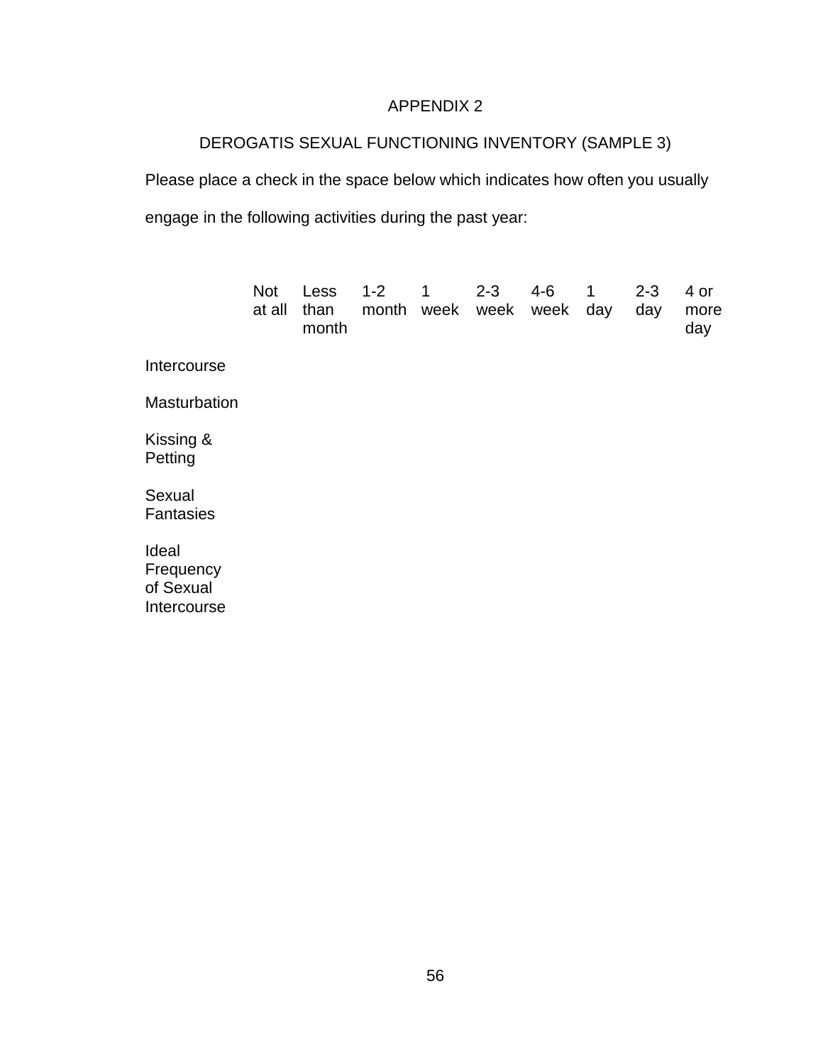# APPENDIX 2

## DEROGATIS SEXUAL FUNCTIONING INVENTORY (SAMPLE 3)

Please place a check in the space below which indicates how often you usually engage in the following activities during the past year:

| | Not at all | Less than month | 1-2 month | 1 week | 2-3 week | 4-6 week | 1 day | 2-3 day | 4 or more day |
|---|---|---|---|---|---|---|---|---|---|
| Intercourse | | | | | | | | | |
| Masturbation | | | | | | | | | |
| Kissing & Petting | | | | | | | | | |
| Sexual Fantasies | | | | | | | | | |
| Ideal Frequency of Sexual Intercourse | | | | | | | | | |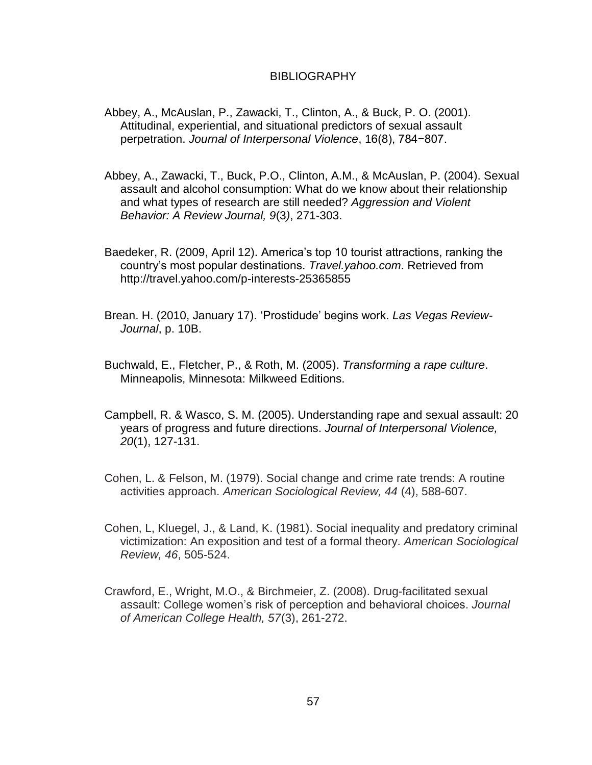# BIBLIOGRAPHY

Abbey, A., McAuslan, P., Zawacki, T., Clinton, A., & Buck, P. O. (2001). Attitudinal, experiential, and situational predictors of sexual assault perpetration. *Journal of Interpersonal Violence*, 16(8), 784−807.

Abbey, A., Zawacki, T., Buck, P.O., Clinton, A.M., & McAuslan, P. (2004). Sexual assault and alcohol consumption: What do we know about their relationship and what types of research are still needed? *Aggression and Violent Behavior: A Review Journal, 9*(3), 271-303.

Baedeker, R. (2009, April 12). America's top 10 tourist attractions, ranking the country's most popular destinations. *Travel.yahoo.com*. Retrieved from http://travel.yahoo.com/p-interests-25365855

Brean. H. (2010, January 17). 'Prostidude' begins work. *Las Vegas Review-Journal*, p. 10B.

Buchwald, E., Fletcher, P., & Roth, M. (2005). *Transforming a rape culture*. Minneapolis, Minnesota: Milkweed Editions.

Campbell, R. & Wasco, S. M. (2005). Understanding rape and sexual assault: 20 years of progress and future directions. *Journal of Interpersonal Violence, 20*(1), 127-131.

Cohen, L. & Felson, M. (1979). Social change and crime rate trends: A routine activities approach. *American Sociological Review, 44* (4), 588-607.

Cohen, L, Kluegel, J., & Land, K. (1981). Social inequality and predatory criminal victimization: An exposition and test of a formal theory. *American Sociological Review, 46*, 505-524.

Crawford, E., Wright, M.O., & Birchmeier, Z. (2008). Drug-facilitated sexual assault: College women's risk of perception and behavioral choices. *Journal of American College Health, 57*(3), 261-272.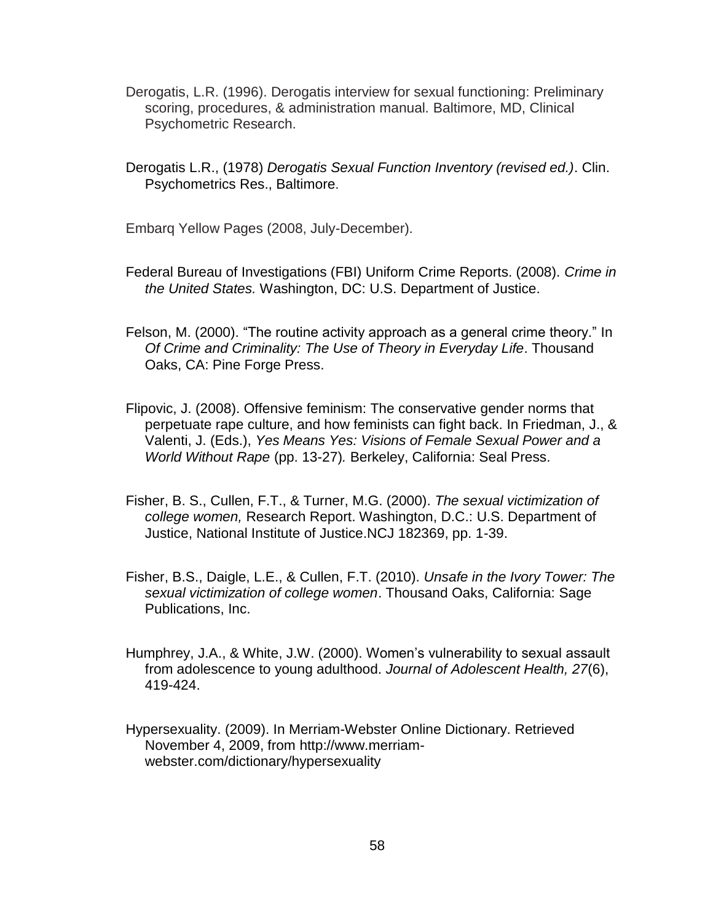Derogatis, L.R. (1996). Derogatis interview for sexual functioning: Preliminary scoring, procedures, & administration manual. Baltimore, MD, Clinical Psychometric Research.

Derogatis L.R., (1978) *Derogatis Sexual Function Inventory (revised ed.)*. Clin. Psychometrics Res., Baltimore.

Embarq Yellow Pages (2008, July-December).

Federal Bureau of Investigations (FBI) Uniform Crime Reports. (2008). *Crime in the United States.* Washington, DC: U.S. Department of Justice.

Felson, M. (2000). "The routine activity approach as a general crime theory." In *Of Crime and Criminality: The Use of Theory in Everyday Life*. Thousand Oaks, CA: Pine Forge Press.

Flipovic, J. (2008). Offensive feminism: The conservative gender norms that perpetuate rape culture, and how feminists can fight back. In Friedman, J., & Valenti, J. (Eds.), *Yes Means Yes: Visions of Female Sexual Power and a World Without Rape* (pp. 13-27)*.* Berkeley, California: Seal Press.

Fisher, B. S., Cullen, F.T., & Turner, M.G. (2000). *The sexual victimization of college women,* Research Report. Washington, D.C.: U.S. Department of Justice, National Institute of Justice.NCJ 182369, pp. 1-39.

Fisher, B.S., Daigle, L.E., & Cullen, F.T. (2010). *Unsafe in the Ivory Tower: The sexual victimization of college women*. Thousand Oaks, California: Sage Publications, Inc.

Humphrey, J.A., & White, J.W. (2000). Women's vulnerability to sexual assault from adolescence to young adulthood. *Journal of Adolescent Health, 27*(6), 419-424.

Hypersexuality. (2009). In Merriam-Webster Online Dictionary. Retrieved November 4, 2009, from http://www.merriam-webster.com/dictionary/hypersexuality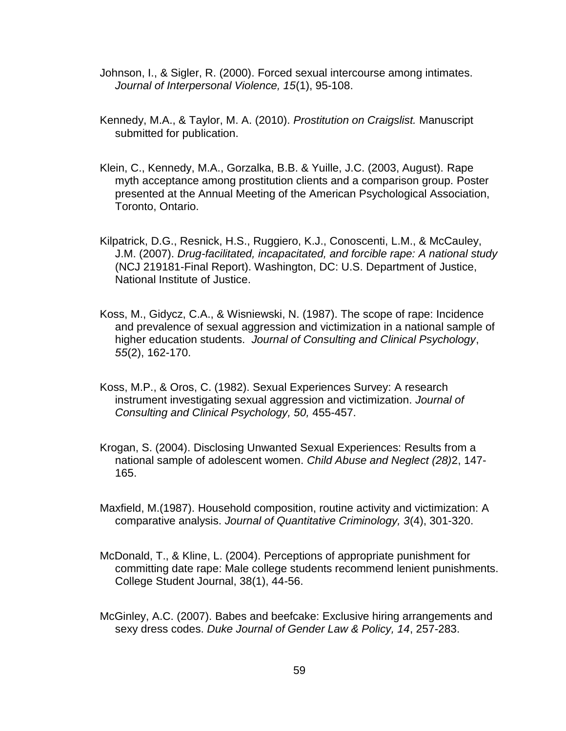Johnson, I., & Sigler, R. (2000). Forced sexual intercourse among intimates. *Journal of Interpersonal Violence, 15*(1), 95-108.

Kennedy, M.A., & Taylor, M. A. (2010). *Prostitution on Craigslist.* Manuscript submitted for publication.

Klein, C., Kennedy, M.A., Gorzalka, B.B. & Yuille, J.C. (2003, August). Rape myth acceptance among prostitution clients and a comparison group. Poster presented at the Annual Meeting of the American Psychological Association, Toronto, Ontario.

Kilpatrick, D.G., Resnick, H.S., Ruggiero, K.J., Conoscenti, L.M., & McCauley, J.M. (2007). *Drug-facilitated, incapacitated, and forcible rape: A national study* (NCJ 219181-Final Report). Washington, DC: U.S. Department of Justice, National Institute of Justice.

Koss, M., Gidycz, C.A., & Wisniewski, N. (1987). The scope of rape: Incidence and prevalence of sexual aggression and victimization in a national sample of higher education students. *Journal of Consulting and Clinical Psychology*, *55*(2), 162-170.

Koss, M.P., & Oros, C. (1982). Sexual Experiences Survey: A research instrument investigating sexual aggression and victimization. *Journal of Consulting and Clinical Psychology, 50,* 455-457.

Krogan, S. (2004). Disclosing Unwanted Sexual Experiences: Results from a national sample of adolescent women. *Child Abuse and Neglect (28)*2, 147-165.

Maxfield, M.(1987). Household composition, routine activity and victimization: A comparative analysis. *Journal of Quantitative Criminology, 3*(4), 301-320.

McDonald, T., & Kline, L. (2004). Perceptions of appropriate punishment for committing date rape: Male college students recommend lenient punishments. College Student Journal, 38(1), 44-56.

McGinley, A.C. (2007). Babes and beefcake: Exclusive hiring arrangements and sexy dress codes. *Duke Journal of Gender Law & Policy, 14*, 257-283.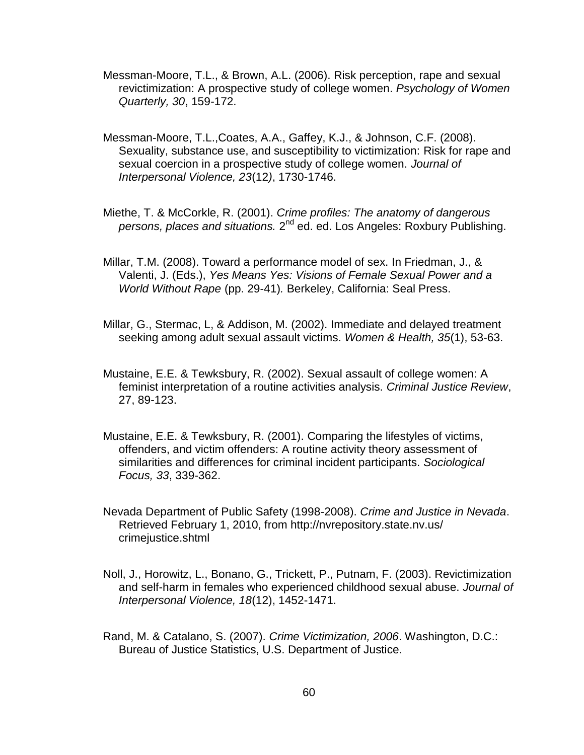Messman-Moore, T.L., & Brown, A.L. (2006). Risk perception, rape and sexual revictimization: A prospective study of college women. *Psychology of Women Quarterly, 30*, 159-172.

Messman-Moore, T.L.,Coates, A.A., Gaffey, K.J., & Johnson, C.F. (2008). Sexuality, substance use, and susceptibility to victimization: Risk for rape and sexual coercion in a prospective study of college women. *Journal of Interpersonal Violence, 23*(12*)*, 1730-1746.

Miethe, T. & McCorkle, R. (2001). *Crime profiles: The anatomy of dangerous persons, places and situations.* 2nd ed. ed. Los Angeles: Roxbury Publishing.

Millar, T.M. (2008). Toward a performance model of sex. In Friedman, J., & Valenti, J. (Eds.), *Yes Means Yes: Visions of Female Sexual Power and a World Without Rape* (pp. 29-41)*.* Berkeley, California: Seal Press.

Millar, G., Stermac, L, & Addison, M. (2002). Immediate and delayed treatment seeking among adult sexual assault victims. *Women & Health, 35*(1), 53-63.

Mustaine, E.E. & Tewksbury, R. (2002). Sexual assault of college women: A feminist interpretation of a routine activities analysis. *Criminal Justice Review*, 27, 89-123.

Mustaine, E.E. & Tewksbury, R. (2001). Comparing the lifestyles of victims, offenders, and victim offenders: A routine activity theory assessment of similarities and differences for criminal incident participants. *Sociological Focus, 33*, 339-362.

Nevada Department of Public Safety (1998-2008). *Crime and Justice in Nevada*. Retrieved February 1, 2010, from http://nvrepository.state.nv.us/crimejustice.shtml

Noll, J., Horowitz, L., Bonano, G., Trickett, P., Putnam, F. (2003). Revictimization and self-harm in females who experienced childhood sexual abuse. *Journal of Interpersonal Violence, 18*(12), 1452-1471.

Rand, M. & Catalano, S. (2007). *Crime Victimization, 2006*. Washington, D.C.: Bureau of Justice Statistics, U.S. Department of Justice.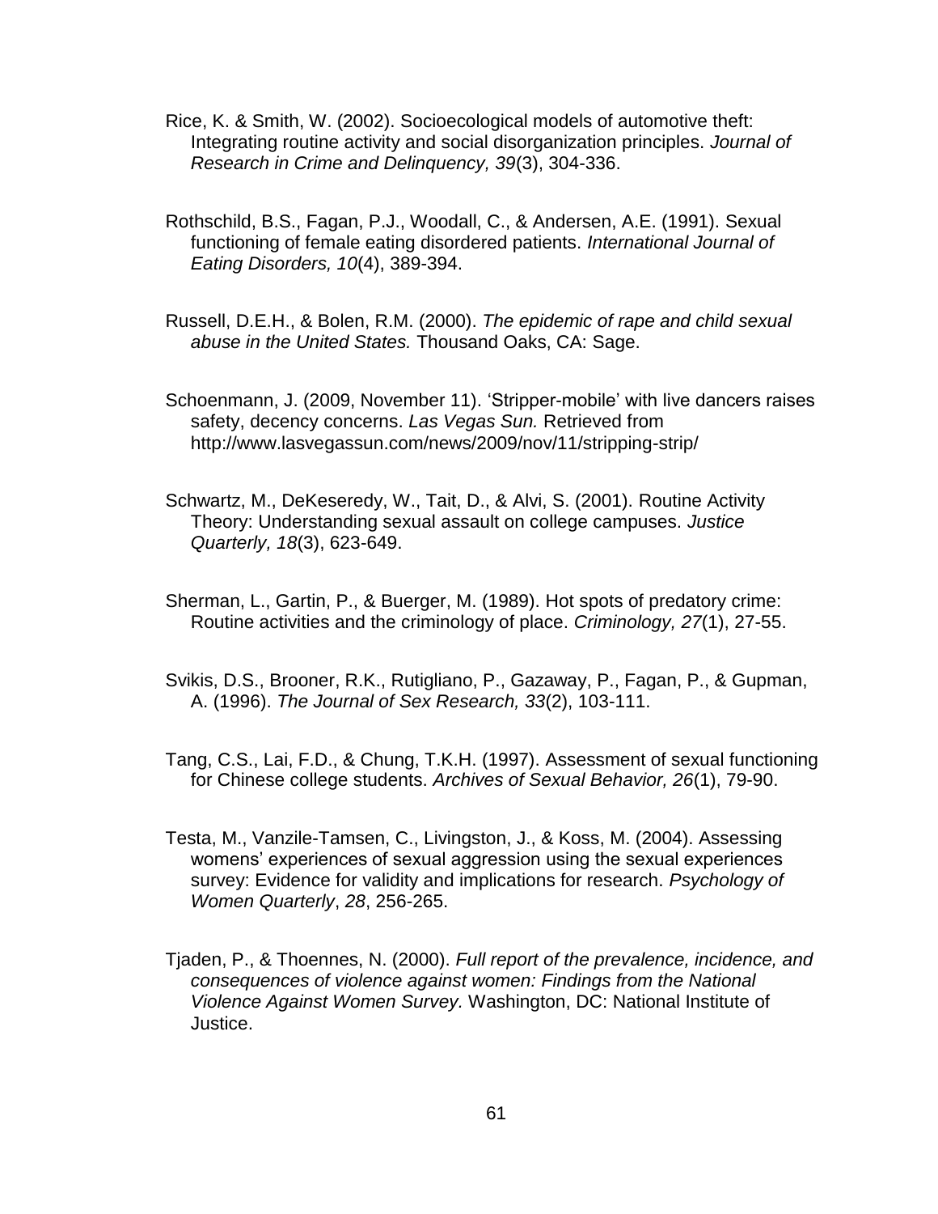Rice, K. & Smith, W. (2002). Socioecological models of automotive theft: Integrating routine activity and social disorganization principles. *Journal of Research in Crime and Delinquency, 39*(3), 304-336.

Rothschild, B.S., Fagan, P.J., Woodall, C., & Andersen, A.E. (1991). Sexual functioning of female eating disordered patients. *International Journal of Eating Disorders, 10*(4), 389-394.

Russell, D.E.H., & Bolen, R.M. (2000). *The epidemic of rape and child sexual abuse in the United States.* Thousand Oaks, CA: Sage.

Schoenmann, J. (2009, November 11). 'Stripper-mobile' with live dancers raises safety, decency concerns. *Las Vegas Sun.* Retrieved from http://www.lasvegassun.com/news/2009/nov/11/stripping-strip/

Schwartz, M., DeKeseredy, W., Tait, D., & Alvi, S. (2001). Routine Activity Theory: Understanding sexual assault on college campuses. *Justice Quarterly, 18*(3), 623-649.

Sherman, L., Gartin, P., & Buerger, M. (1989). Hot spots of predatory crime: Routine activities and the criminology of place. *Criminology, 27*(1), 27-55.

Svikis, D.S., Brooner, R.K., Rutigliano, P., Gazaway, P., Fagan, P., & Gupman, A. (1996). *The Journal of Sex Research, 33*(2), 103-111.

Tang, C.S., Lai, F.D., & Chung, T.K.H. (1997). Assessment of sexual functioning for Chinese college students. *Archives of Sexual Behavior, 26*(1), 79-90.

Testa, M., Vanzile-Tamsen, C., Livingston, J., & Koss, M. (2004). Assessing womens' experiences of sexual aggression using the sexual experiences survey: Evidence for validity and implications for research. *Psychology of Women Quarterly*, *28*, 256-265.

Tjaden, P., & Thoennes, N. (2000). *Full report of the prevalence, incidence, and consequences of violence against women: Findings from the National Violence Against Women Survey.* Washington, DC: National Institute of Justice.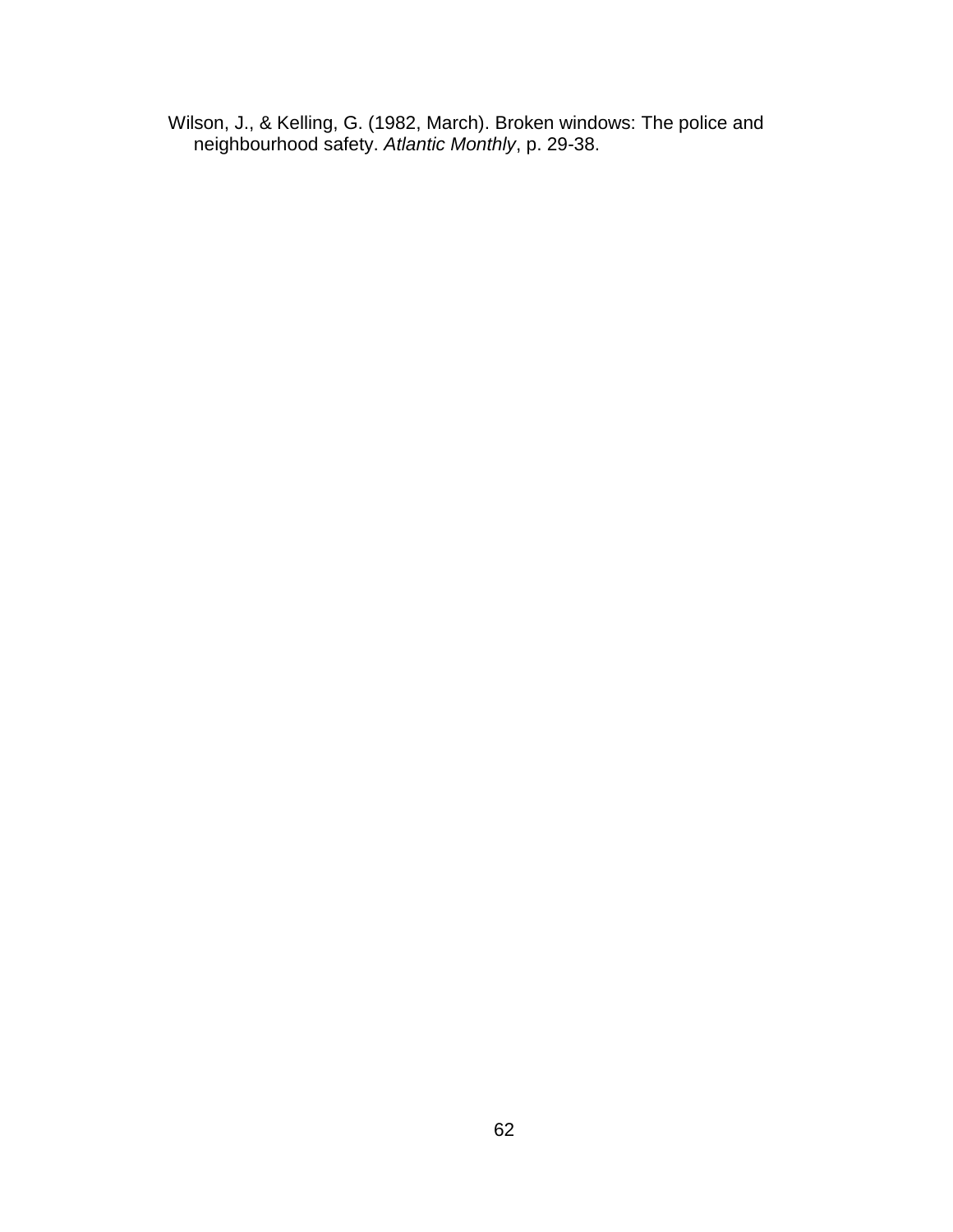Wilson, J., & Kelling, G. (1982, March). Broken windows: The police and neighbourhood safety. *Atlantic Monthly*, p. 29-38.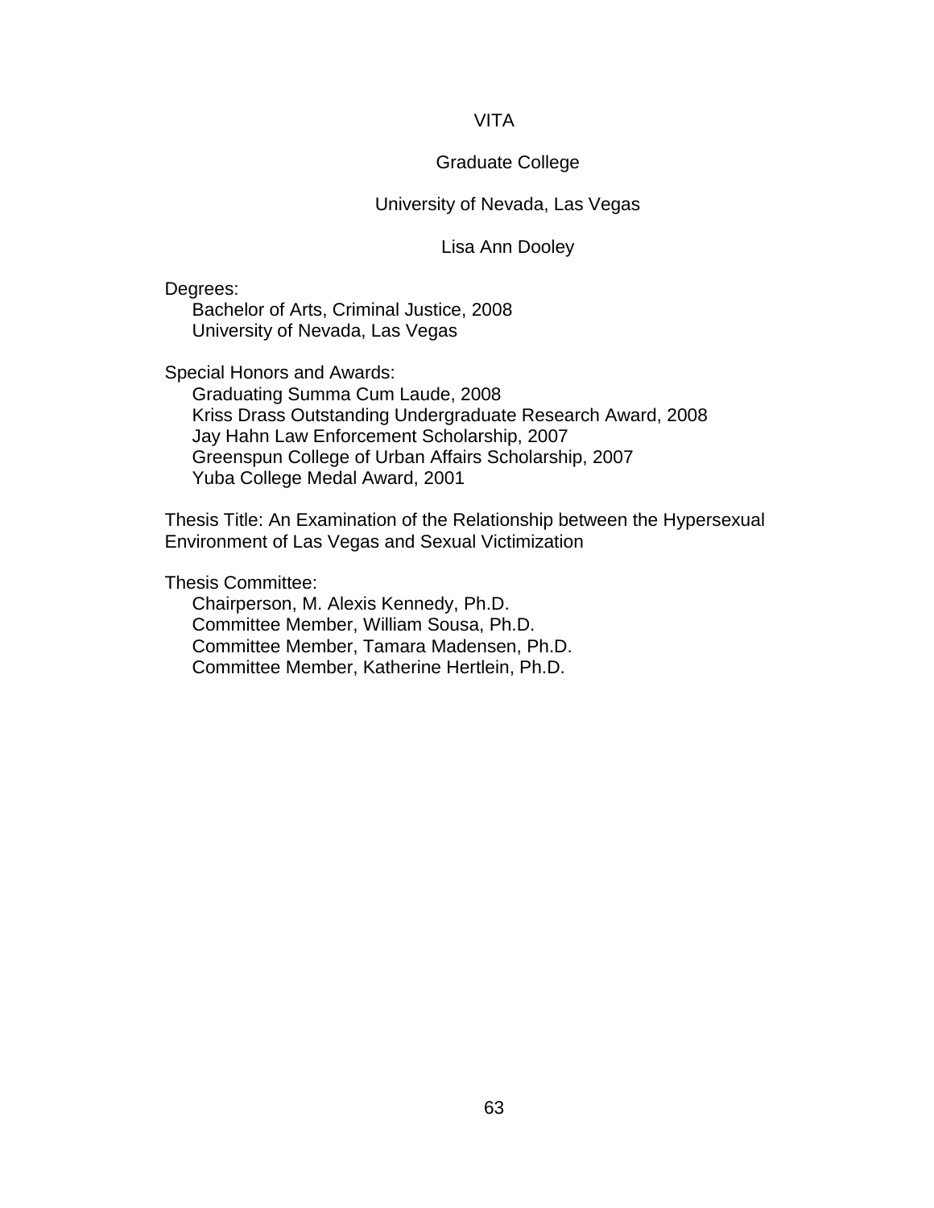# VITA

Graduate College

University of Nevada, Las Vegas

Lisa Ann Dooley

Degrees:
Bachelor of Arts, Criminal Justice, 2008
University of Nevada, Las Vegas

Special Honors and Awards:
Graduating Summa Cum Laude, 2008
Kriss Drass Outstanding Undergraduate Research Award, 2008
Jay Hahn Law Enforcement Scholarship, 2007
Greenspun College of Urban Affairs Scholarship, 2007
Yuba College Medal Award, 2001

Thesis Title: An Examination of the Relationship between the Hypersexual Environment of Las Vegas and Sexual Victimization

Thesis Committee:
Chairperson, M. Alexis Kennedy, Ph.D.
Committee Member, William Sousa, Ph.D.
Committee Member, Tamara Madensen, Ph.D.
Committee Member, Katherine Hertlein, Ph.D.